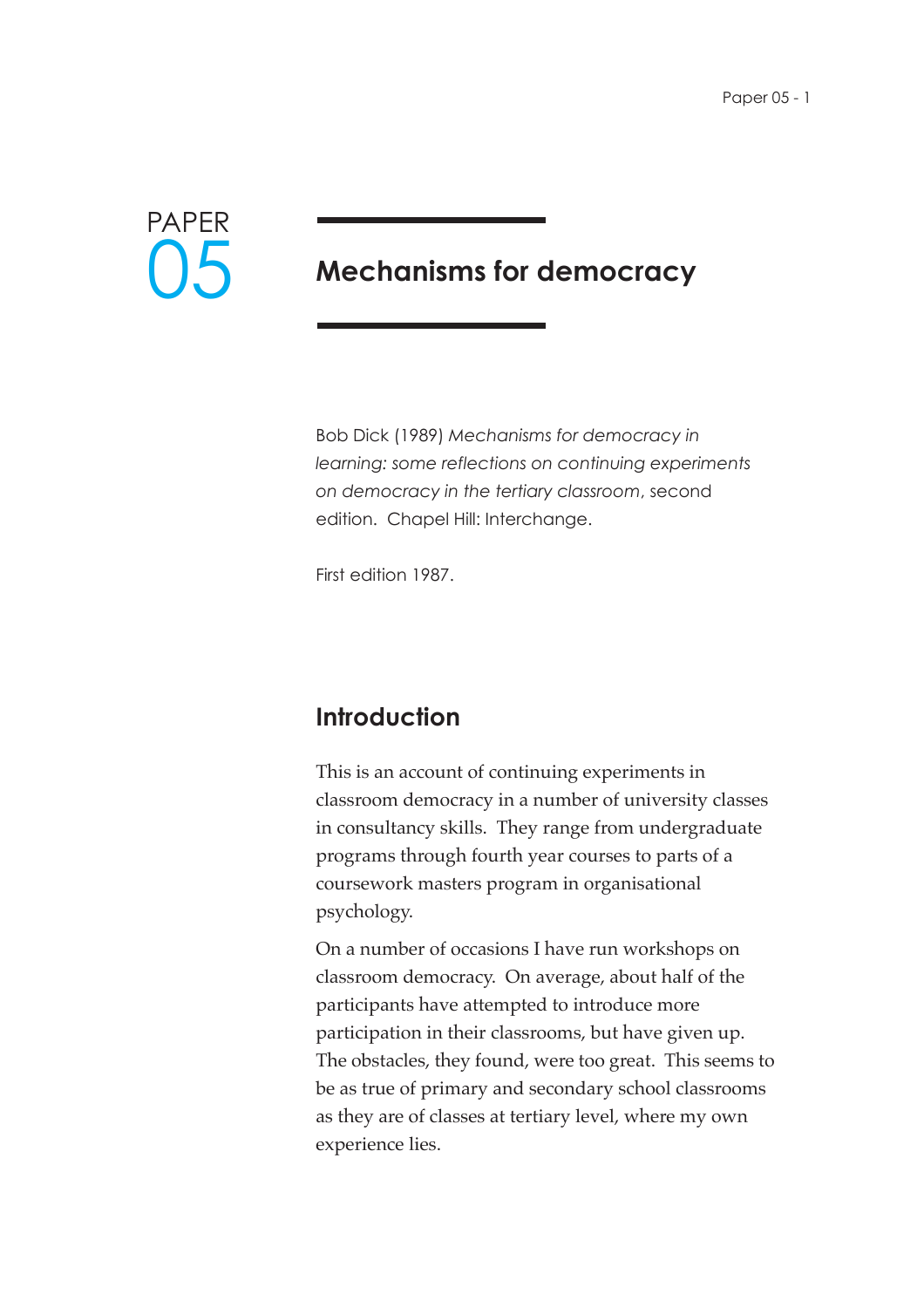PAPER 05

# Mechanisms for democracy

Bob Dick (1989) *Mechanisms for democracy in learning: some reflections on continuing experiments on democracy in the tertiary classroom*, second edition. Chapel Hill: Interchange.

First edition 1987.

## Introduction

This is an account of continuing experiments in classroom democracy in a number of university classes in consultancy skills. They range from undergraduate programs through fourth year courses to parts of a coursework masters program in organisational psychology.

On a number of occasions I have run workshops on classroom democracy. On average, about half of the participants have attempted to introduce more participation in their classrooms, but have given up. The obstacles, they found, were too great. This seems to be as true of primary and secondary school classrooms as they are of classes at tertiary level, where my own experience lies.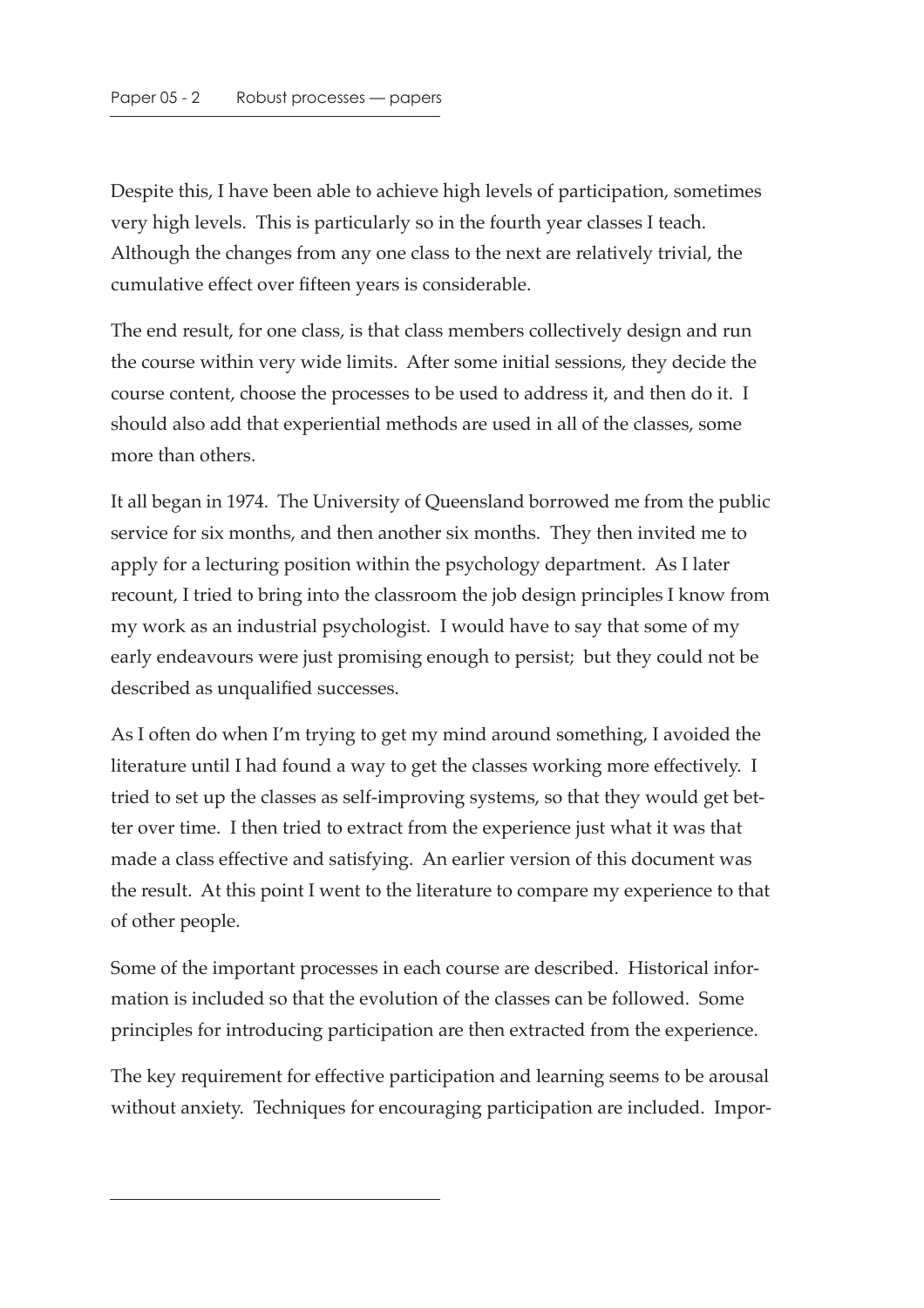Despite this, I have been able to achieve high levels of participation, sometimes very high levels. This is particularly so in the fourth year classes I teach. Although the changes from any one class to the next are relatively trivial, the cumulative effect over fifteen years is considerable.

The end result, for one class, is that class members collectively design and run the course within very wide limits. After some initial sessions, they decide the course content, choose the processes to be used to address it, and then do it. I should also add that experiential methods are used in all of the classes, some more than others.

It all began in 1974. The University of Queensland borrowed me from the public service for six months, and then another six months. They then invited me to apply for a lecturing position within the psychology department. As I later recount, I tried to bring into the classroom the job design principles I know from my work as an industrial psychologist. I would have to say that some of my early endeavours were just promising enough to persist; but they could not be described as unqualified successes.

As I often do when I'm trying to get my mind around something, I avoided the literature until I had found a way to get the classes working more effectively. I tried to set up the classes as self-improving systems, so that they would get better over time. I then tried to extract from the experience just what it was that made a class effective and satisfying. An earlier version of this document was the result. At this point I went to the literature to compare my experience to that of other people.

Some of the important processes in each course are described. Historical information is included so that the evolution of the classes can be followed. Some principles for introducing participation are then extracted from the experience.

The key requirement for effective participation and learning seems to be arousal without anxiety. Techniques for encouraging participation are included. Impor-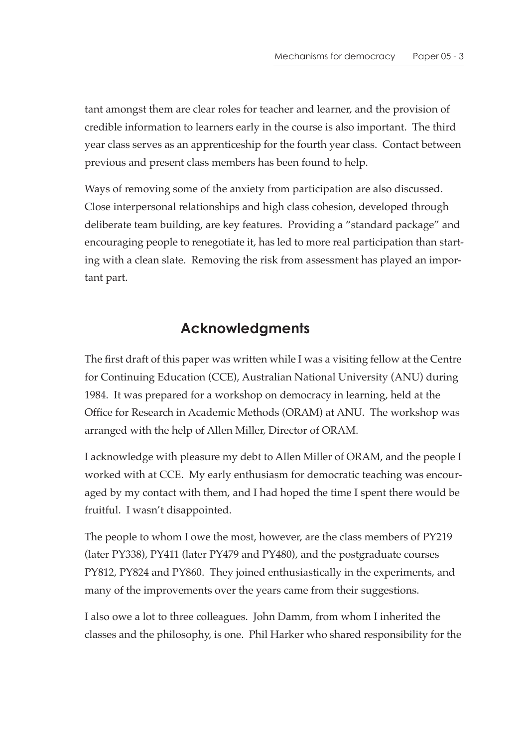tant amongst them are clear roles for teacher and learner, and the provision of credible information to learners early in the course is also important. The third year class serves as an apprenticeship for the fourth year class. Contact between previous and present class members has been found to help.

Ways of removing some of the anxiety from participation are also discussed. Close interpersonal relationships and high class cohesion, developed through deliberate team building, are key features. Providing a "standard package" and encouraging people to renegotiate it, has led to more real participation than starting with a clean slate. Removing the risk from assessment has played an important part.

## Acknowledgments

The first draft of this paper was written while I was a visiting fellow at the Centre for Continuing Education (CCE), Australian National University (ANU) during 1984. It was prepared for a workshop on democracy in learning, held at the Office for Research in Academic Methods (ORAM) at ANU. The workshop was arranged with the help of Allen Miller, Director of ORAM.

I acknowledge with pleasure my debt to Allen Miller of ORAM, and the people I worked with at CCE. My early enthusiasm for democratic teaching was encouraged by my contact with them, and I had hoped the time I spent there would be fruitful. I wasn't disappointed.

The people to whom I owe the most, however, are the class members of PY219 (later PY338), PY411 (later PY479 and PY480), and the postgraduate courses PY812, PY824 and PY860. They joined enthusiastically in the experiments, and many of the improvements over the years came from their suggestions.

I also owe a lot to three colleagues. John Damm, from whom I inherited the classes and the philosophy, is one. Phil Harker who shared responsibility for the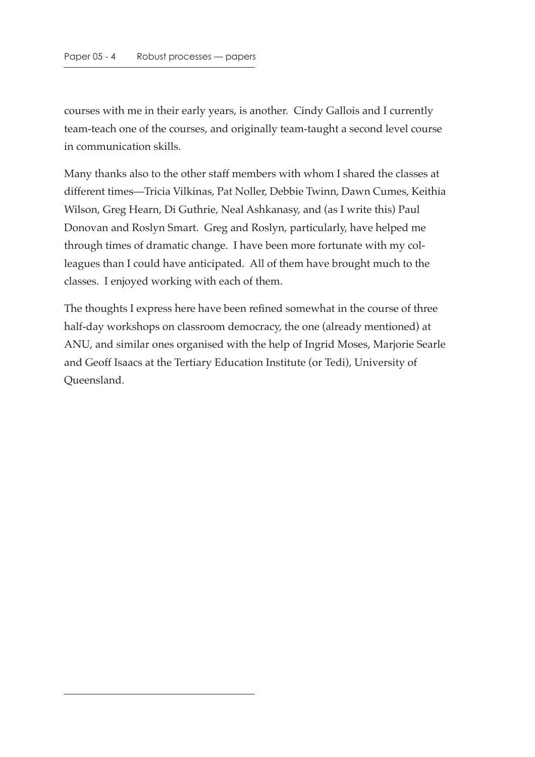courses with me in their early years, is another. Cindy Gallois and I currently team-teach one of the courses, and originally team-taught a second level course in communication skills.

Many thanks also to the other staff members with whom I shared the classes at different times—Tricia Vilkinas, Pat Noller, Debbie Twinn, Dawn Cumes, Keithia Wilson, Greg Hearn, Di Guthrie, Neal Ashkanasy, and (as I write this) Paul Donovan and Roslyn Smart. Greg and Roslyn, particularly, have helped me through times of dramatic change. I have been more fortunate with my colleagues than I could have anticipated. All of them have brought much to the classes. I enjoyed working with each of them.

The thoughts I express here have been refined somewhat in the course of three half-day workshops on classroom democracy, the one (already mentioned) at ANU, and similar ones organised with the help of Ingrid Moses, Marjorie Searle and Geoff Isaacs at the Tertiary Education Institute (or Tedi), University of Queensland.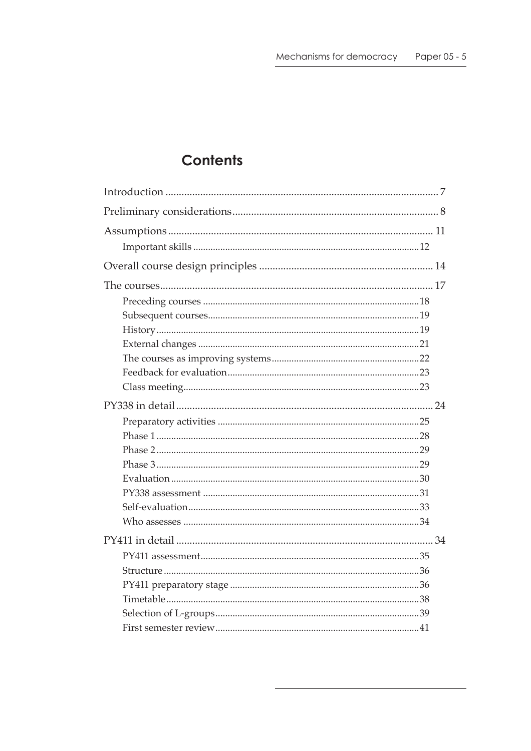# Contents

Introduction .................................................. 7

Preliminary considerations .................................................. 8

Assumptions .................................................. 11

- Important skills .................................................. 12

Overall course design principles .................................................. 14

The courses .................................................. 17

- Preceding courses .................................................. 18
- Subsequent courses .................................................. 19
- History .................................................. 19
- External changes .................................................. 21
- The courses as improving systems .................................................. 22
- Feedback for evaluation .................................................. 23
- Class meeting .................................................. 23

PY338 in detail .................................................. 24

- Preparatory activities .................................................. 25
- Phase 1 .................................................. 28
- Phase 2 .................................................. 29
- Phase 3 .................................................. 29
- Evaluation .................................................. 30
- PY338 assessment .................................................. 31
- Self-evaluation .................................................. 33
- Who assesses .................................................. 34

PY411 in detail .................................................. 34

- PY411 assessment .................................................. 35
- Structure .................................................. 36
- PY411 preparatory stage .................................................. 36
- Timetable .................................................. 38
- Selection of L-groups .................................................. 39
- First semester review .................................................. 41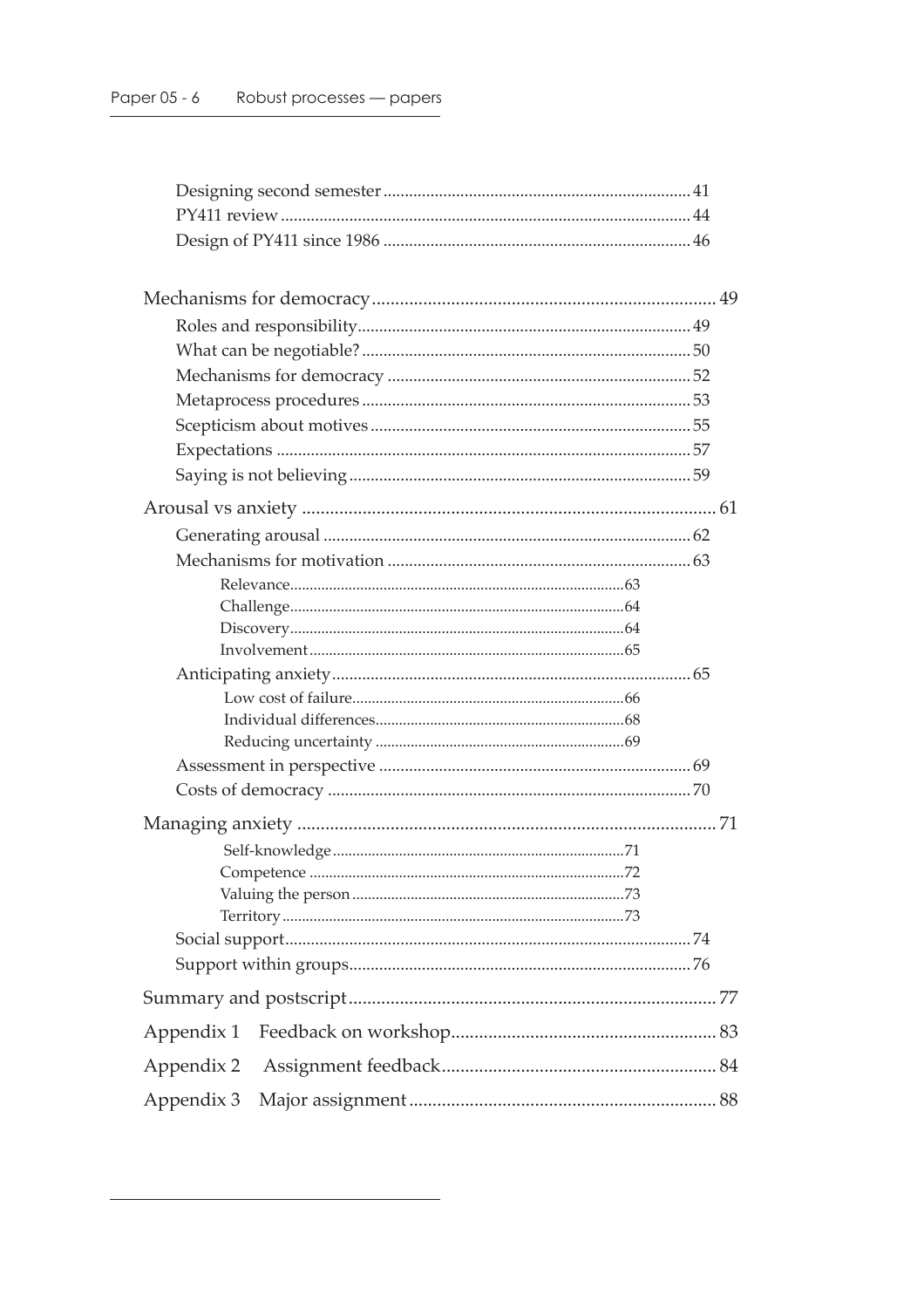- Designing second semester ........ 41
- PY411 review ........ 44
- Design of PY411 since 1986 ........ 46

Mechanisms for democracy ........ 49

- Roles and responsibility ........ 49
- What can be negotiable? ........ 50
- Mechanisms for democracy ........ 52
- Metaprocess procedures ........ 53
- Scepticism about motives ........ 55
- Expectations ........ 57
- Saying is not believing ........ 59

Arousal vs anxiety ........ 61

- Generating arousal ........ 62
- Mechanisms for motivation ........ 63
  - Relevance ........ 63
  - Challenge ........ 64
  - Discovery ........ 64
  - Involvement ........ 65
- Anticipating anxiety ........ 65
  - Low cost of failure ........ 66
  - Individual differences ........ 68
  - Reducing uncertainty ........ 69
- Assessment in perspective ........ 69
- Costs of democracy ........ 70

Managing anxiety ........ 71

- Self-knowledge ........ 71
- Competence ........ 72
- Valuing the person ........ 73
- Territory ........ 73
- Social support ........ 74
- Support within groups ........ 76

Summary and postscript ........ 77

Appendix 1 Feedback on workshop ........ 83

Appendix 2 Assignment feedback ........ 84

Appendix 3 Major assignment ........ 88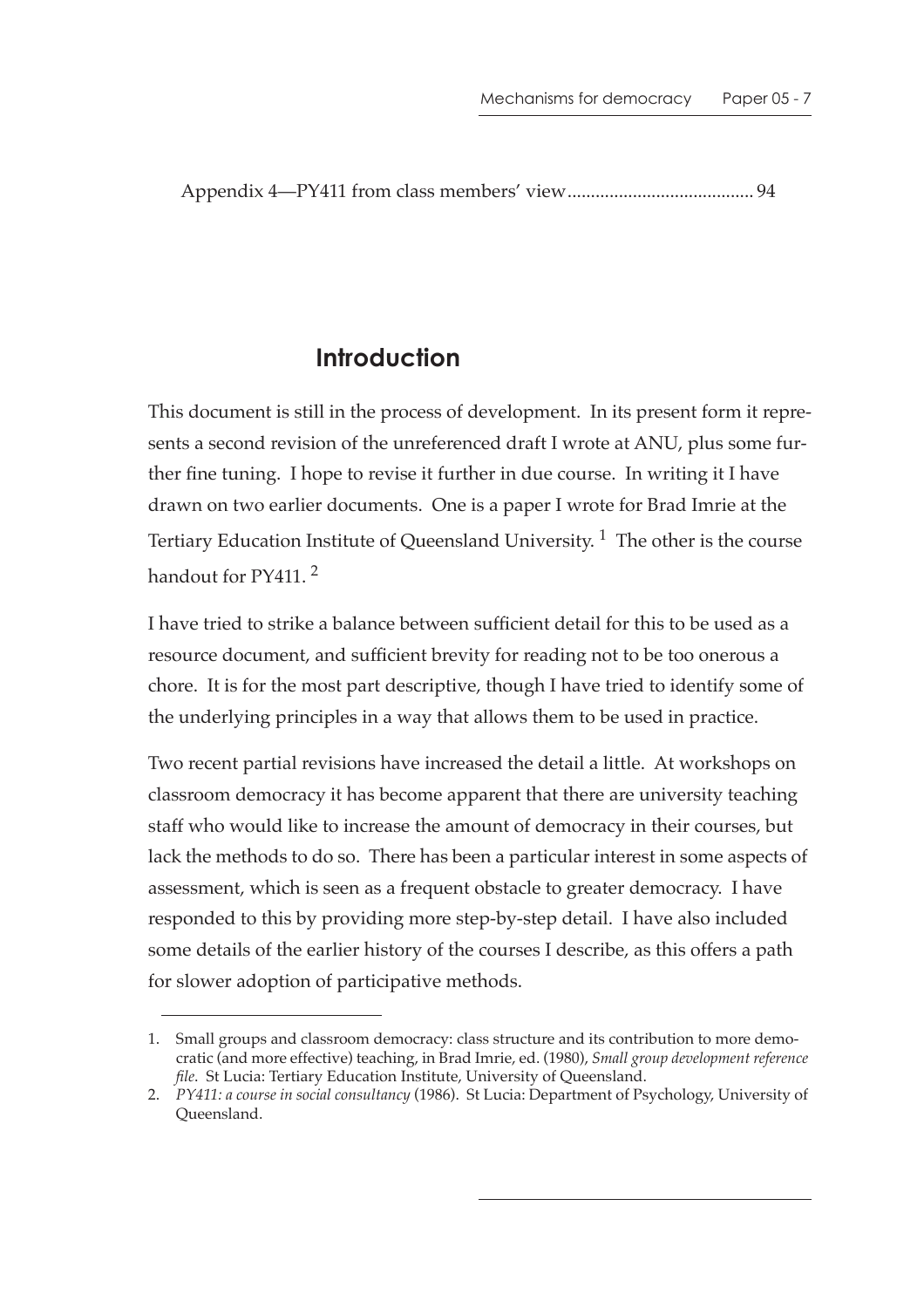Appendix 4—PY411 from class members' view........................................ 94

## Introduction

This document is still in the process of development. In its present form it represents a second revision of the unreferenced draft I wrote at ANU, plus some further fine tuning. I hope to revise it further in due course. In writing it I have drawn on two earlier documents. One is a paper I wrote for Brad Imrie at the Tertiary Education Institute of Queensland University. [1] The other is the course handout for PY411. [2]

I have tried to strike a balance between sufficient detail for this to be used as a resource document, and sufficient brevity for reading not to be too onerous a chore. It is for the most part descriptive, though I have tried to identify some of the underlying principles in a way that allows them to be used in practice.

Two recent partial revisions have increased the detail a little. At workshops on classroom democracy it has become apparent that there are university teaching staff who would like to increase the amount of democracy in their courses, but lack the methods to do so. There has been a particular interest in some aspects of assessment, which is seen as a frequent obstacle to greater democracy. I have responded to this by providing more step-by-step detail. I have also included some details of the earlier history of the courses I describe, as this offers a path for slower adoption of participative methods.

---

1. Small groups and classroom democracy: class structure and its contribution to more democratic (and more effective) teaching, in Brad Imrie, ed. (1980), *Small group development reference file*. St Lucia: Tertiary Education Institute, University of Queensland.
2. *PY411: a course in social consultancy* (1986). St Lucia: Department of Psychology, University of Queensland.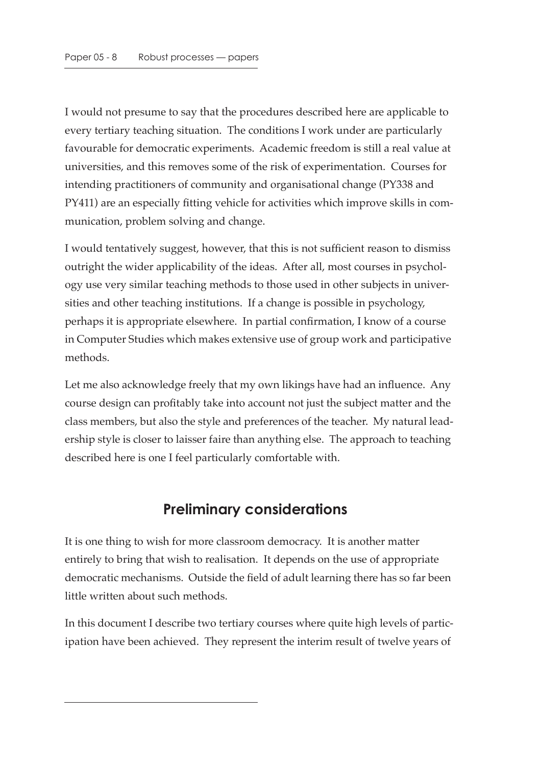I would not presume to say that the procedures described here are applicable to every tertiary teaching situation. The conditions I work under are particularly favourable for democratic experiments. Academic freedom is still a real value at universities, and this removes some of the risk of experimentation. Courses for intending practitioners of community and organisational change (PY338 and PY411) are an especially fitting vehicle for activities which improve skills in communication, problem solving and change.

I would tentatively suggest, however, that this is not sufficient reason to dismiss outright the wider applicability of the ideas. After all, most courses in psychology use very similar teaching methods to those used in other subjects in universities and other teaching institutions. If a change is possible in psychology, perhaps it is appropriate elsewhere. In partial confirmation, I know of a course in Computer Studies which makes extensive use of group work and participative methods.

Let me also acknowledge freely that my own likings have had an influence. Any course design can profitably take into account not just the subject matter and the class members, but also the style and preferences of the teacher. My natural leadership style is closer to laisser faire than anything else. The approach to teaching described here is one I feel particularly comfortable with.

## Preliminary considerations

It is one thing to wish for more classroom democracy. It is another matter entirely to bring that wish to realisation. It depends on the use of appropriate democratic mechanisms. Outside the field of adult learning there has so far been little written about such methods.

In this document I describe two tertiary courses where quite high levels of participation have been achieved. They represent the interim result of twelve years of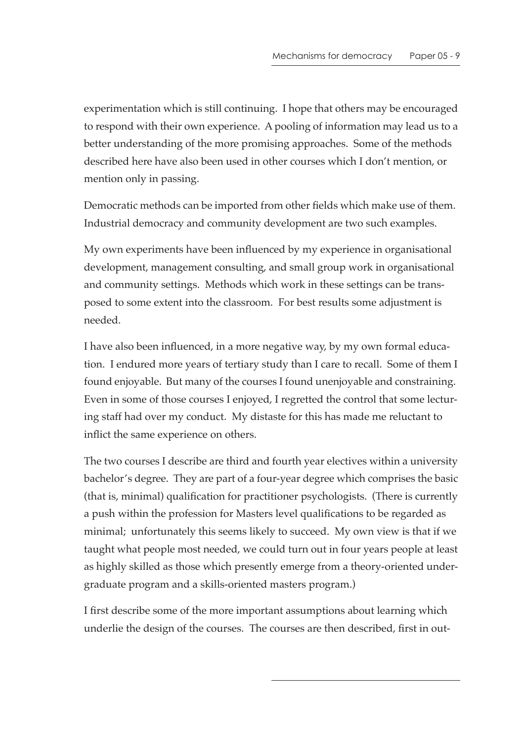experimentation which is still continuing. I hope that others may be encouraged to respond with their own experience. A pooling of information may lead us to a better understanding of the more promising approaches. Some of the methods described here have also been used in other courses which I don't mention, or mention only in passing.

Democratic methods can be imported from other fields which make use of them. Industrial democracy and community development are two such examples.

My own experiments have been influenced by my experience in organisational development, management consulting, and small group work in organisational and community settings. Methods which work in these settings can be transposed to some extent into the classroom. For best results some adjustment is needed.

I have also been influenced, in a more negative way, by my own formal education. I endured more years of tertiary study than I care to recall. Some of them I found enjoyable. But many of the courses I found unenjoyable and constraining. Even in some of those courses I enjoyed, I regretted the control that some lecturing staff had over my conduct. My distaste for this has made me reluctant to inflict the same experience on others.

The two courses I describe are third and fourth year electives within a university bachelor's degree. They are part of a four-year degree which comprises the basic (that is, minimal) qualification for practitioner psychologists. (There is currently a push within the profession for Masters level qualifications to be regarded as minimal; unfortunately this seems likely to succeed. My own view is that if we taught what people most needed, we could turn out in four years people at least as highly skilled as those which presently emerge from a theory-oriented undergraduate program and a skills-oriented masters program.)

I first describe some of the more important assumptions about learning which underlie the design of the courses. The courses are then described, first in out-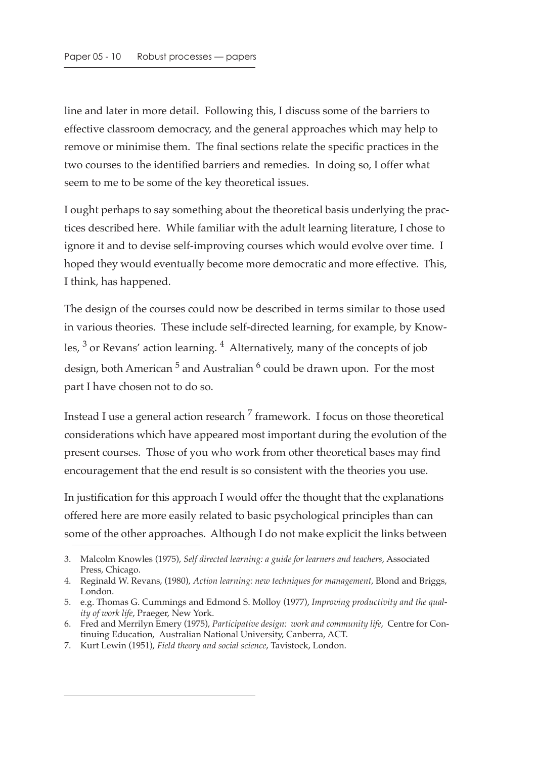line and later in more detail. Following this, I discuss some of the barriers to effective classroom democracy, and the general approaches which may help to remove or minimise them. The final sections relate the specific practices in the two courses to the identified barriers and remedies. In doing so, I offer what seem to me to be some of the key theoretical issues.

I ought perhaps to say something about the theoretical basis underlying the practices described here. While familiar with the adult learning literature, I chose to ignore it and to devise self-improving courses which would evolve over time. I hoped they would eventually become more democratic and more effective. This, I think, has happened.

The design of the courses could now be described in terms similar to those used in various theories. These include self-directed learning, for example, by Knowles, [3] or Revans' action learning. [4] Alternatively, many of the concepts of job design, both American [5] and Australian [6] could be drawn upon. For the most part I have chosen not to do so.

Instead I use a general action research [7] framework. I focus on those theoretical considerations which have appeared most important during the evolution of the present courses. Those of you who work from other theoretical bases may find encouragement that the end result is so consistent with the theories you use.

In justification for this approach I would offer the thought that the explanations offered here are more easily related to basic psychological principles than can some of the other approaches. Although I do not make explicit the links between

3. Malcolm Knowles (1975), *Self directed learning: a guide for learners and teachers*, Associated Press, Chicago.
4. Reginald W. Revans, (1980), *Action learning: new techniques for management*, Blond and Briggs, London.
5. e.g. Thomas G. Cummings and Edmond S. Molloy (1977), *Improving productivity and the quality of work life*, Praeger, New York.
6. Fred and Merrilyn Emery (1975), *Participative design: work and community life*, Centre for Continuing Education, Australian National University, Canberra, ACT.
7. Kurt Lewin (1951), *Field theory and social science*, Tavistock, London.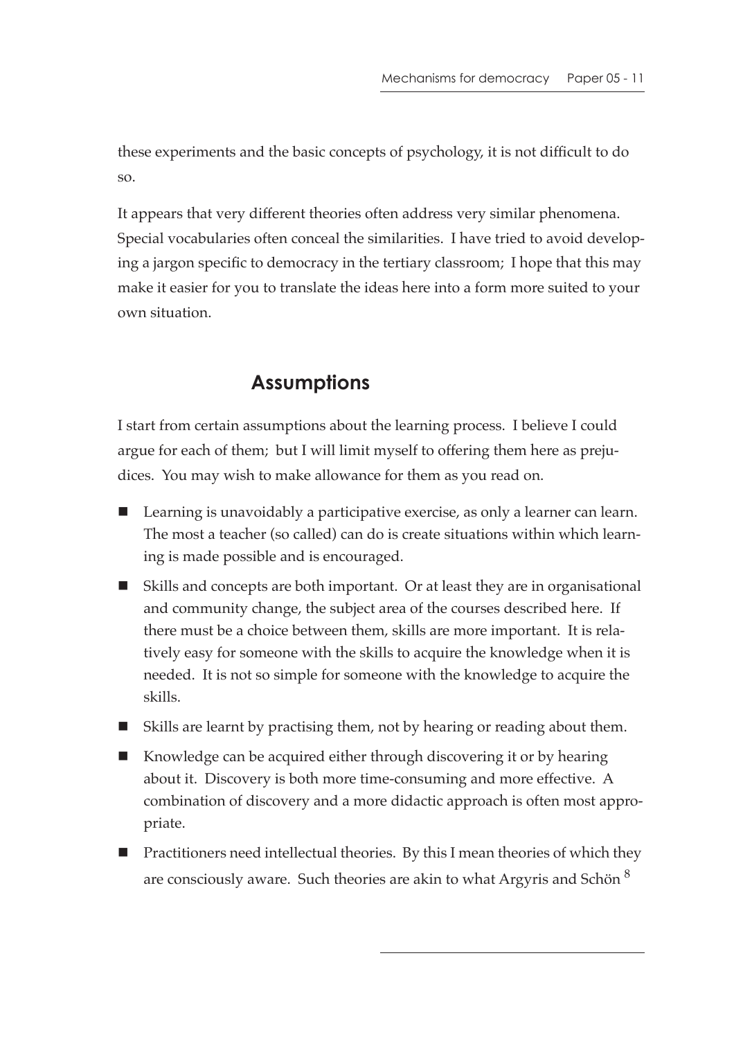these experiments and the basic concepts of psychology, it is not difficult to do so.

It appears that very different theories often address very similar phenomena. Special vocabularies often conceal the similarities. I have tried to avoid developing a jargon specific to democracy in the tertiary classroom; I hope that this may make it easier for you to translate the ideas here into a form more suited to your own situation.

## Assumptions

I start from certain assumptions about the learning process. I believe I could argue for each of them; but I will limit myself to offering them here as prejudices. You may wish to make allowance for them as you read on.

- Learning is unavoidably a participative exercise, as only a learner can learn. The most a teacher (so called) can do is create situations within which learning is made possible and is encouraged.
- Skills and concepts are both important. Or at least they are in organisational and community change, the subject area of the courses described here. If there must be a choice between them, skills are more important. It is relatively easy for someone with the skills to acquire the knowledge when it is needed. It is not so simple for someone with the knowledge to acquire the skills.
- Skills are learnt by practising them, not by hearing or reading about them.
- Knowledge can be acquired either through discovering it or by hearing about it. Discovery is both more time-consuming and more effective. A combination of discovery and a more didactic approach is often most appropriate.
- Practitioners need intellectual theories. By this I mean theories of which they are consciously aware. Such theories are akin to what Argyris and Schön [8]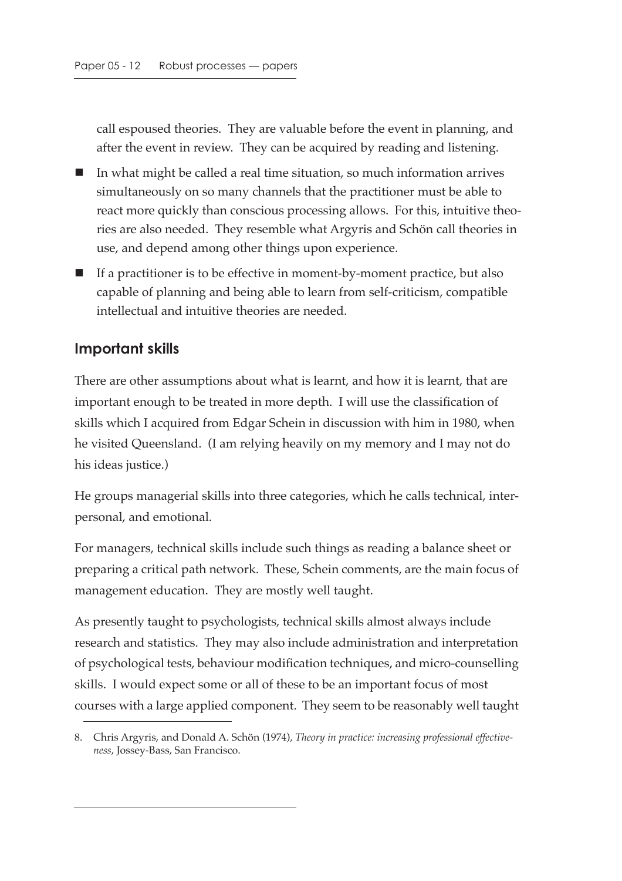call espoused theories. They are valuable before the event in planning, and after the event in review. They can be acquired by reading and listening.

- In what might be called a real time situation, so much information arrives simultaneously on so many channels that the practitioner must be able to react more quickly than conscious processing allows. For this, intuitive theories are also needed. They resemble what Argyris and Schön call theories in use, and depend among other things upon experience.
- If a practitioner is to be effective in moment-by-moment practice, but also capable of planning and being able to learn from self-criticism, compatible intellectual and intuitive theories are needed.

## Important skills

There are other assumptions about what is learnt, and how it is learnt, that are important enough to be treated in more depth. I will use the classification of skills which I acquired from Edgar Schein in discussion with him in 1980, when he visited Queensland. (I am relying heavily on my memory and I may not do his ideas justice.)

He groups managerial skills into three categories, which he calls technical, interpersonal, and emotional.

For managers, technical skills include such things as reading a balance sheet or preparing a critical path network. These, Schein comments, are the main focus of management education. They are mostly well taught.

As presently taught to psychologists, technical skills almost always include research and statistics. They may also include administration and interpretation of psychological tests, behaviour modification techniques, and micro-counselling skills. I would expect some or all of these to be an important focus of most courses with a large applied component. They seem to be reasonably well taught

8. Chris Argyris, and Donald A. Schön (1974), *Theory in practice: increasing professional effectiveness*, Jossey-Bass, San Francisco.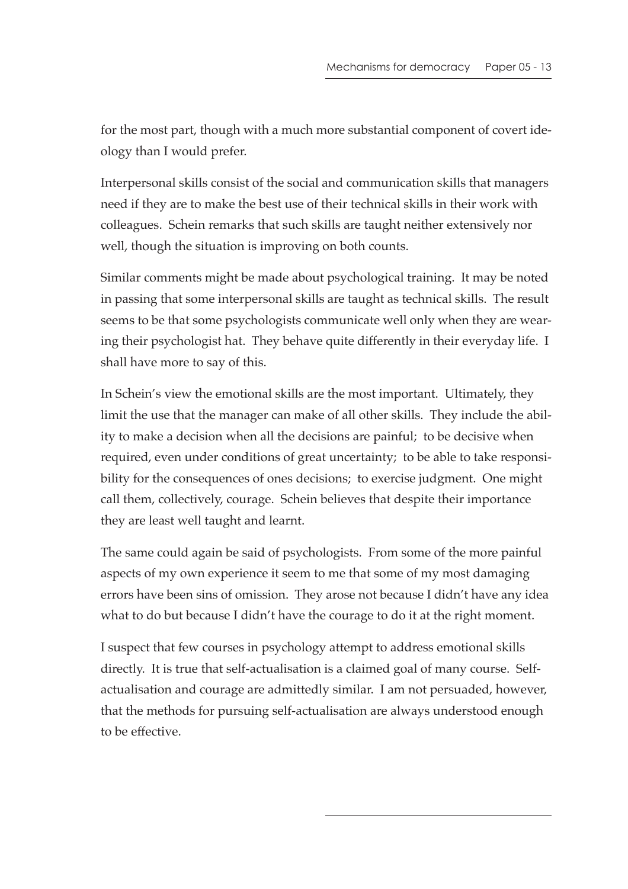for the most part, though with a much more substantial component of covert ideology than I would prefer.

Interpersonal skills consist of the social and communication skills that managers need if they are to make the best use of their technical skills in their work with colleagues. Schein remarks that such skills are taught neither extensively nor well, though the situation is improving on both counts.

Similar comments might be made about psychological training. It may be noted in passing that some interpersonal skills are taught as technical skills. The result seems to be that some psychologists communicate well only when they are wearing their psychologist hat. They behave quite differently in their everyday life. I shall have more to say of this.

In Schein's view the emotional skills are the most important. Ultimately, they limit the use that the manager can make of all other skills. They include the ability to make a decision when all the decisions are painful; to be decisive when required, even under conditions of great uncertainty; to be able to take responsibility for the consequences of ones decisions; to exercise judgment. One might call them, collectively, courage. Schein believes that despite their importance they are least well taught and learnt.

The same could again be said of psychologists. From some of the more painful aspects of my own experience it seem to me that some of my most damaging errors have been sins of omission. They arose not because I didn't have any idea what to do but because I didn't have the courage to do it at the right moment.

I suspect that few courses in psychology attempt to address emotional skills directly. It is true that self-actualisation is a claimed goal of many course. Self-actualisation and courage are admittedly similar. I am not persuaded, however, that the methods for pursuing self-actualisation are always understood enough to be effective.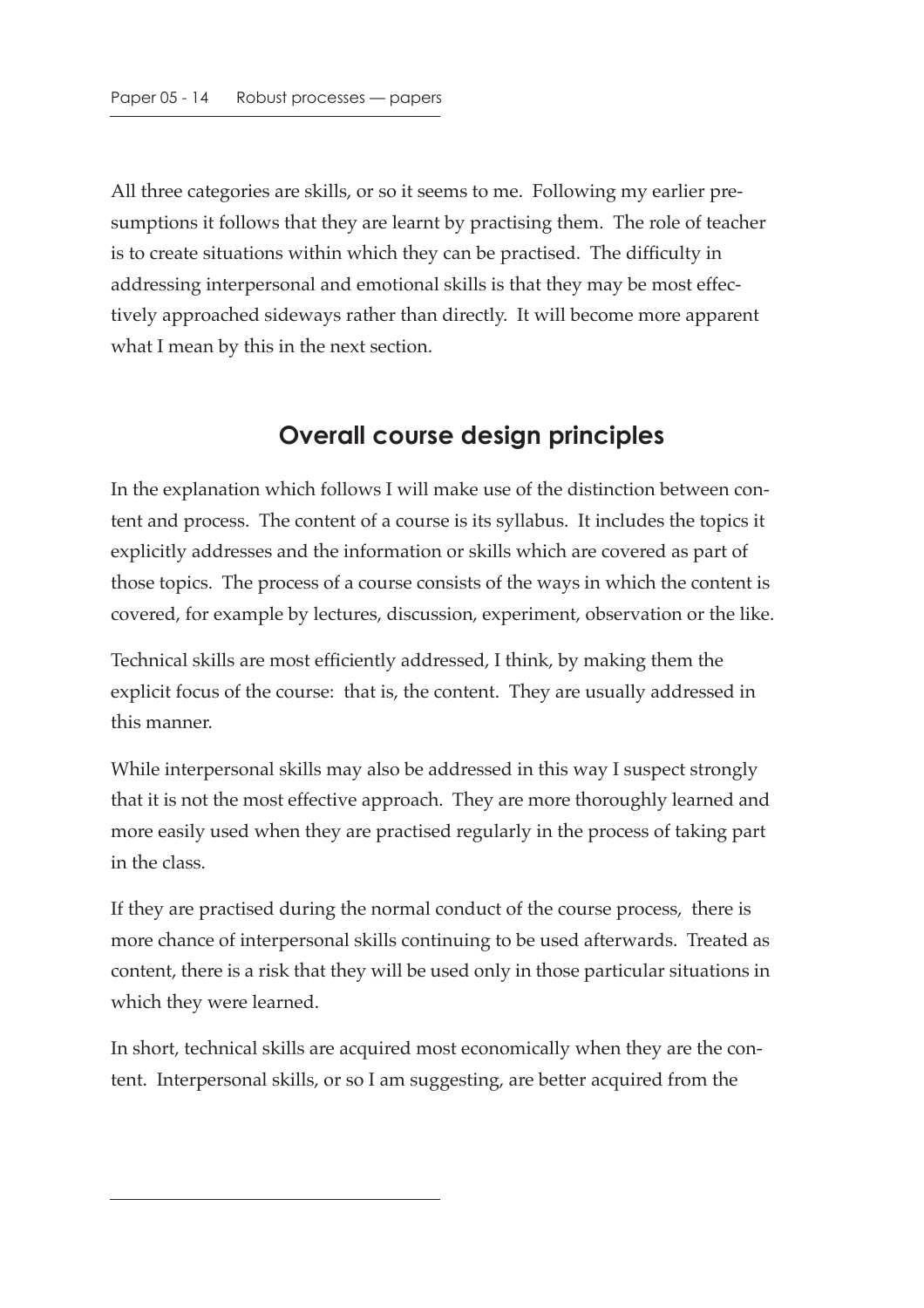All three categories are skills, or so it seems to me. Following my earlier presumptions it follows that they are learnt by practising them. The role of teacher is to create situations within which they can be practised. The difficulty in addressing interpersonal and emotional skills is that they may be most effectively approached sideways rather than directly. It will become more apparent what I mean by this in the next section.

## Overall course design principles

In the explanation which follows I will make use of the distinction between content and process. The content of a course is its syllabus. It includes the topics it explicitly addresses and the information or skills which are covered as part of those topics. The process of a course consists of the ways in which the content is covered, for example by lectures, discussion, experiment, observation or the like.

Technical skills are most efficiently addressed, I think, by making them the explicit focus of the course: that is, the content. They are usually addressed in this manner.

While interpersonal skills may also be addressed in this way I suspect strongly that it is not the most effective approach. They are more thoroughly learned and more easily used when they are practised regularly in the process of taking part in the class.

If they are practised during the normal conduct of the course process, there is more chance of interpersonal skills continuing to be used afterwards. Treated as content, there is a risk that they will be used only in those particular situations in which they were learned.

In short, technical skills are acquired most economically when they are the content. Interpersonal skills, or so I am suggesting, are better acquired from the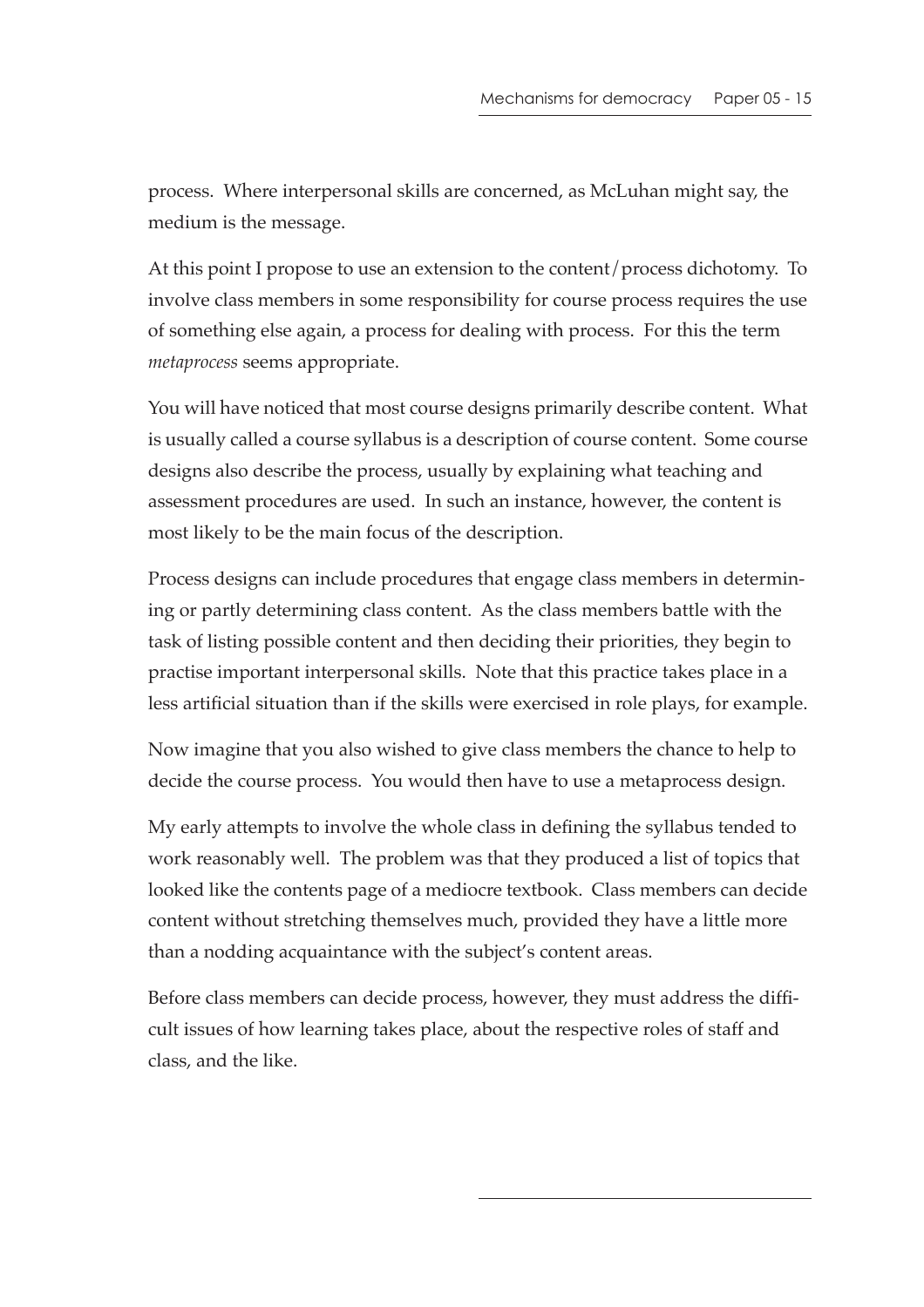process. Where interpersonal skills are concerned, as McLuhan might say, the medium is the message.

At this point I propose to use an extension to the content/process dichotomy. To involve class members in some responsibility for course process requires the use of something else again, a process for dealing with process. For this the term *metaprocess* seems appropriate.

You will have noticed that most course designs primarily describe content. What is usually called a course syllabus is a description of course content. Some course designs also describe the process, usually by explaining what teaching and assessment procedures are used. In such an instance, however, the content is most likely to be the main focus of the description.

Process designs can include procedures that engage class members in determining or partly determining class content. As the class members battle with the task of listing possible content and then deciding their priorities, they begin to practise important interpersonal skills. Note that this practice takes place in a less artificial situation than if the skills were exercised in role plays, for example.

Now imagine that you also wished to give class members the chance to help to decide the course process. You would then have to use a metaprocess design.

My early attempts to involve the whole class in defining the syllabus tended to work reasonably well. The problem was that they produced a list of topics that looked like the contents page of a mediocre textbook. Class members can decide content without stretching themselves much, provided they have a little more than a nodding acquaintance with the subject's content areas.

Before class members can decide process, however, they must address the difficult issues of how learning takes place, about the respective roles of staff and class, and the like.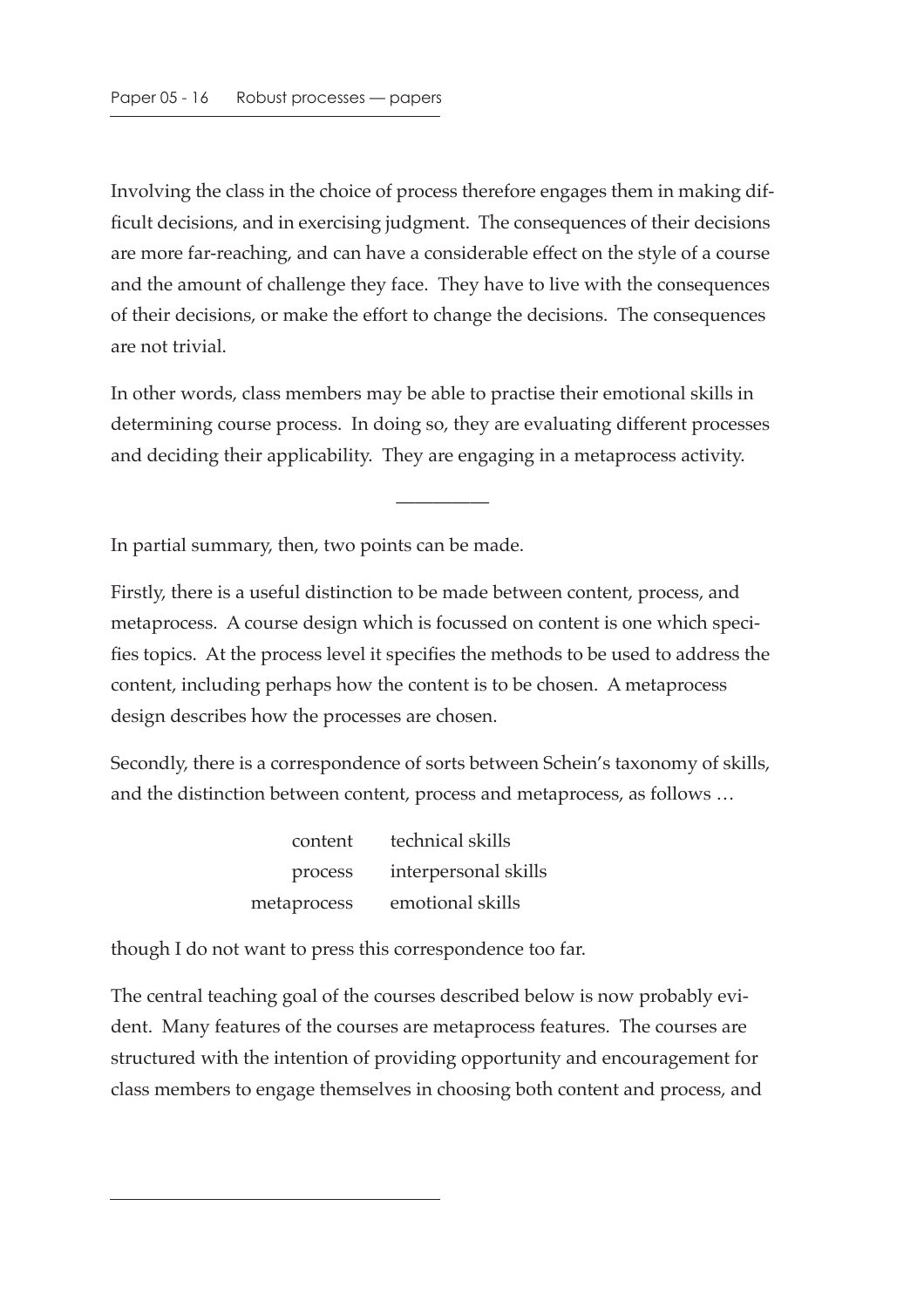Involving the class in the choice of process therefore engages them in making difficult decisions, and in exercising judgment. The consequences of their decisions are more far-reaching, and can have a considerable effect on the style of a course and the amount of challenge they face. They have to live with the consequences of their decisions, or make the effort to change the decisions. The consequences are not trivial.

In other words, class members may be able to practise their emotional skills in determining course process. In doing so, they are evaluating different processes and deciding their applicability. They are engaging in a metaprocess activity.

---

In partial summary, then, two points can be made.

Firstly, there is a useful distinction to be made between content, process, and metaprocess. A course design which is focussed on content is one which specifies topics. At the process level it specifies the methods to be used to address the content, including perhaps how the content is to be chosen. A metaprocess design describes how the processes are chosen.

Secondly, there is a correspondence of sorts between Schein's taxonomy of skills, and the distinction between content, process and metaprocess, as follows …

| | |
|---:|---|
| content | technical skills |
| process | interpersonal skills |
| metaprocess | emotional skills |

though I do not want to press this correspondence too far.

The central teaching goal of the courses described below is now probably evident. Many features of the courses are metaprocess features. The courses are structured with the intention of providing opportunity and encouragement for class members to engage themselves in choosing both content and process, and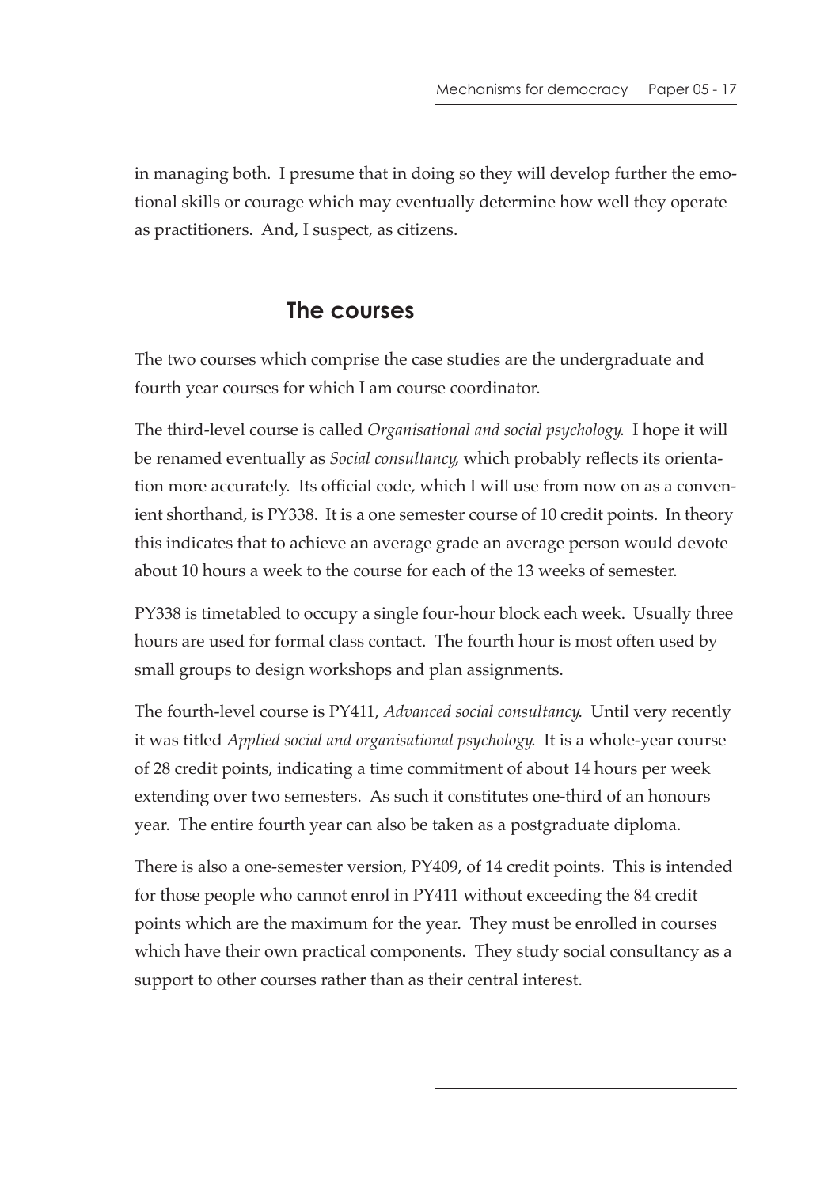in managing both. I presume that in doing so they will develop further the emotional skills or courage which may eventually determine how well they operate as practitioners. And, I suspect, as citizens.

## The courses

The two courses which comprise the case studies are the undergraduate and fourth year courses for which I am course coordinator.

The third-level course is called *Organisational and social psychology*. I hope it will be renamed eventually as *Social consultancy*, which probably reflects its orientation more accurately. Its official code, which I will use from now on as a convenient shorthand, is PY338. It is a one semester course of 10 credit points. In theory this indicates that to achieve an average grade an average person would devote about 10 hours a week to the course for each of the 13 weeks of semester.

PY338 is timetabled to occupy a single four-hour block each week. Usually three hours are used for formal class contact. The fourth hour is most often used by small groups to design workshops and plan assignments.

The fourth-level course is PY411, *Advanced social consultancy*. Until very recently it was titled *Applied social and organisational psychology*. It is a whole-year course of 28 credit points, indicating a time commitment of about 14 hours per week extending over two semesters. As such it constitutes one-third of an honours year. The entire fourth year can also be taken as a postgraduate diploma.

There is also a one-semester version, PY409, of 14 credit points. This is intended for those people who cannot enrol in PY411 without exceeding the 84 credit points which are the maximum for the year. They must be enrolled in courses which have their own practical components. They study social consultancy as a support to other courses rather than as their central interest.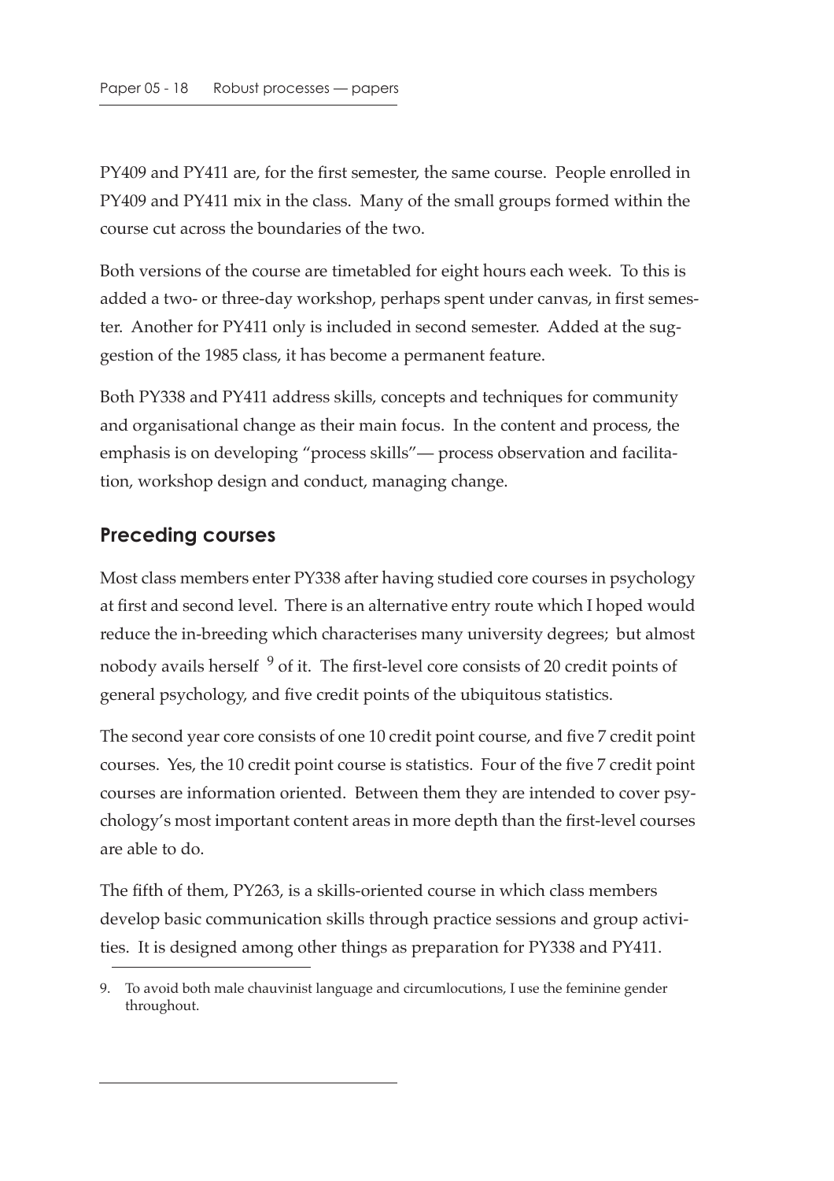PY409 and PY411 are, for the first semester, the same course. People enrolled in PY409 and PY411 mix in the class. Many of the small groups formed within the course cut across the boundaries of the two.

Both versions of the course are timetabled for eight hours each week. To this is added a two- or three-day workshop, perhaps spent under canvas, in first semester. Another for PY411 only is included in second semester. Added at the suggestion of the 1985 class, it has become a permanent feature.

Both PY338 and PY411 address skills, concepts and techniques for community and organisational change as their main focus. In the content and process, the emphasis is on developing "process skills"— process observation and facilitation, workshop design and conduct, managing change.

## Preceding courses

Most class members enter PY338 after having studied core courses in psychology at first and second level. There is an alternative entry route which I hoped would reduce the in-breeding which characterises many university degrees; but almost nobody avails herself [9] of it. The first-level core consists of 20 credit points of general psychology, and five credit points of the ubiquitous statistics.

The second year core consists of one 10 credit point course, and five 7 credit point courses. Yes, the 10 credit point course is statistics. Four of the five 7 credit point courses are information oriented. Between them they are intended to cover psychology's most important content areas in more depth than the first-level courses are able to do.

The fifth of them, PY263, is a skills-oriented course in which class members develop basic communication skills through practice sessions and group activities. It is designed among other things as preparation for PY338 and PY411.

9. To avoid both male chauvinist language and circumlocutions, I use the feminine gender throughout.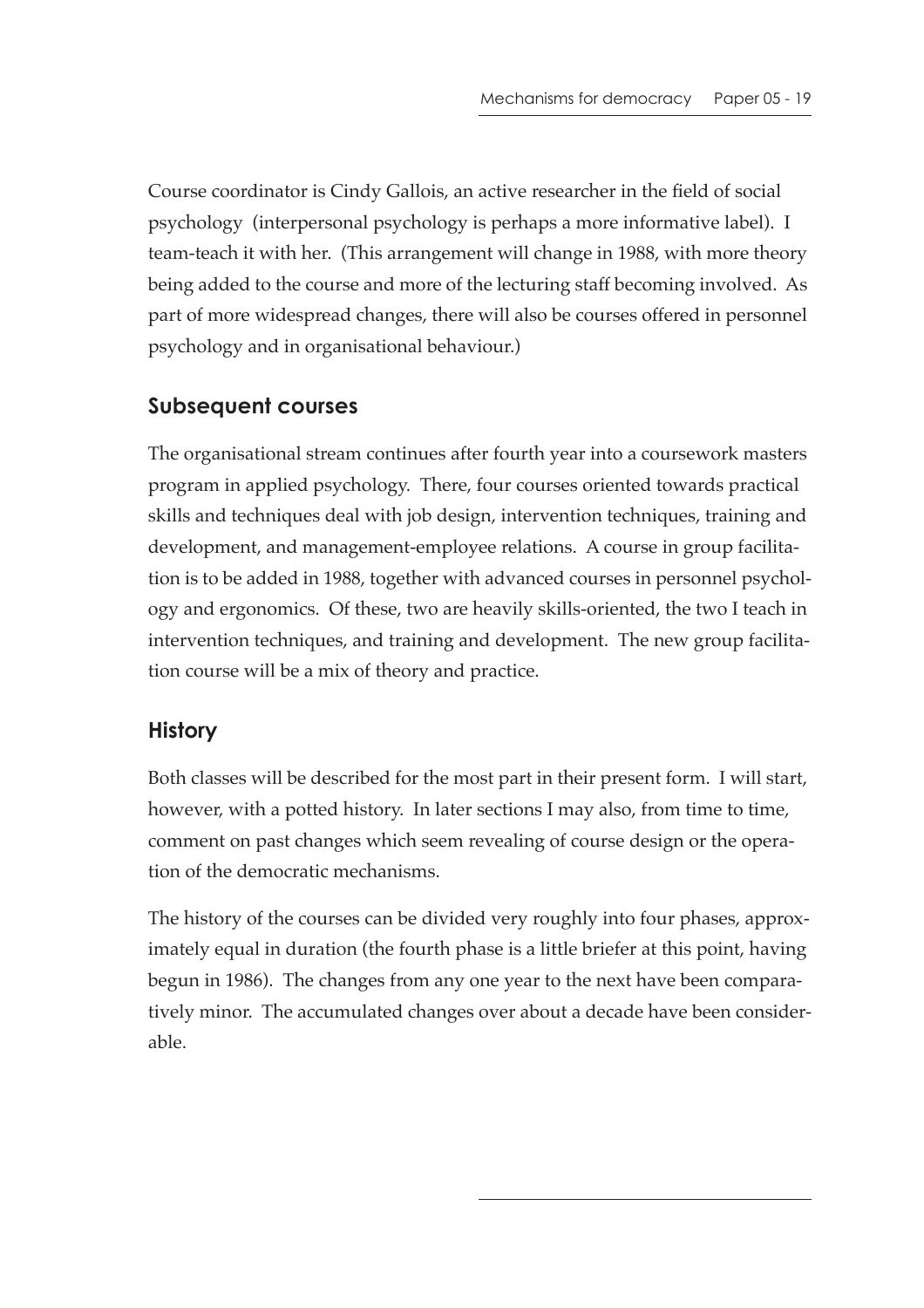Course coordinator is Cindy Gallois, an active researcher in the field of social psychology (interpersonal psychology is perhaps a more informative label). I team-teach it with her. (This arrangement will change in 1988, with more theory being added to the course and more of the lecturing staff becoming involved. As part of more widespread changes, there will also be courses offered in personnel psychology and in organisational behaviour.)

## Subsequent courses

The organisational stream continues after fourth year into a coursework masters program in applied psychology. There, four courses oriented towards practical skills and techniques deal with job design, intervention techniques, training and development, and management-employee relations. A course in group facilitation is to be added in 1988, together with advanced courses in personnel psychology and ergonomics. Of these, two are heavily skills-oriented, the two I teach in intervention techniques, and training and development. The new group facilitation course will be a mix of theory and practice.

## History

Both classes will be described for the most part in their present form. I will start, however, with a potted history. In later sections I may also, from time to time, comment on past changes which seem revealing of course design or the operation of the democratic mechanisms.

The history of the courses can be divided very roughly into four phases, approximately equal in duration (the fourth phase is a little briefer at this point, having begun in 1986). The changes from any one year to the next have been comparatively minor. The accumulated changes over about a decade have been considerable.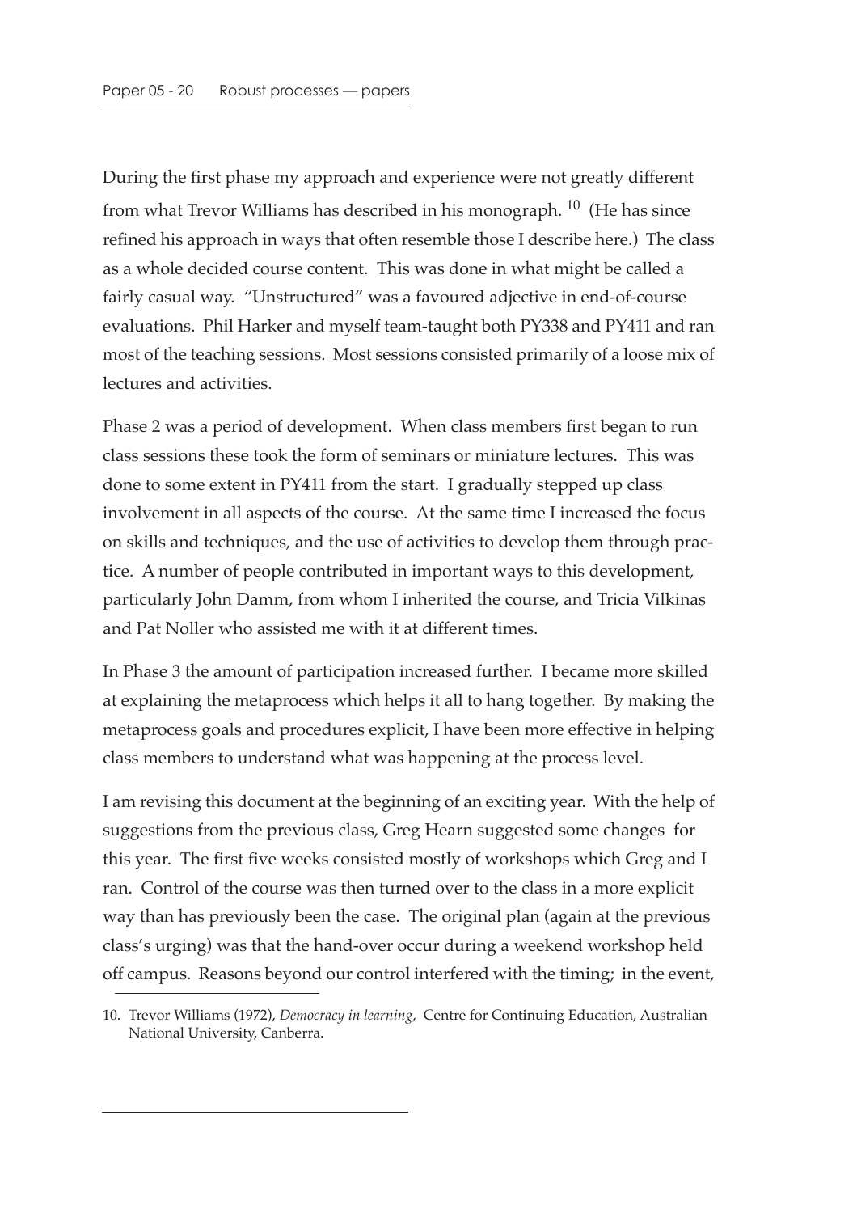During the first phase my approach and experience were not greatly different from what Trevor Williams has described in his monograph. [10] (He has since refined his approach in ways that often resemble those I describe here.) The class as a whole decided course content. This was done in what might be called a fairly casual way. "Unstructured" was a favoured adjective in end-of-course evaluations. Phil Harker and myself team-taught both PY338 and PY411 and ran most of the teaching sessions. Most sessions consisted primarily of a loose mix of lectures and activities.

Phase 2 was a period of development. When class members first began to run class sessions these took the form of seminars or miniature lectures. This was done to some extent in PY411 from the start. I gradually stepped up class involvement in all aspects of the course. At the same time I increased the focus on skills and techniques, and the use of activities to develop them through practice. A number of people contributed in important ways to this development, particularly John Damm, from whom I inherited the course, and Tricia Vilkinas and Pat Noller who assisted me with it at different times.

In Phase 3 the amount of participation increased further. I became more skilled at explaining the metaprocess which helps it all to hang together. By making the metaprocess goals and procedures explicit, I have been more effective in helping class members to understand what was happening at the process level.

I am revising this document at the beginning of an exciting year. With the help of suggestions from the previous class, Greg Hearn suggested some changes for this year. The first five weeks consisted mostly of workshops which Greg and I ran. Control of the course was then turned over to the class in a more explicit way than has previously been the case. The original plan (again at the previous class's urging) was that the hand-over occur during a weekend workshop held off campus. Reasons beyond our control interfered with the timing; in the event,

10. Trevor Williams (1972), *Democracy in learning*, Centre for Continuing Education, Australian National University, Canberra.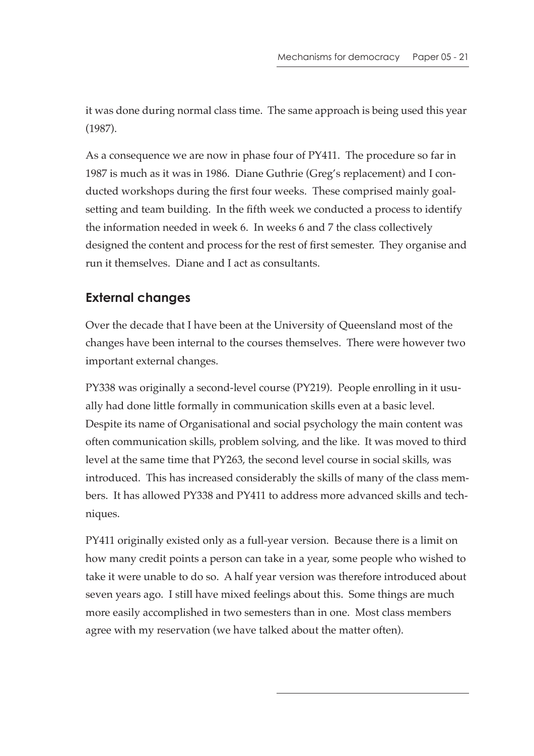it was done during normal class time. The same approach is being used this year (1987).

As a consequence we are now in phase four of PY411. The procedure so far in 1987 is much as it was in 1986. Diane Guthrie (Greg's replacement) and I conducted workshops during the first four weeks. These comprised mainly goal-setting and team building. In the fifth week we conducted a process to identify the information needed in week 6. In weeks 6 and 7 the class collectively designed the content and process for the rest of first semester. They organise and run it themselves. Diane and I act as consultants.

## External changes

Over the decade that I have been at the University of Queensland most of the changes have been internal to the courses themselves. There were however two important external changes.

PY338 was originally a second-level course (PY219). People enrolling in it usually had done little formally in communication skills even at a basic level. Despite its name of Organisational and social psychology the main content was often communication skills, problem solving, and the like. It was moved to third level at the same time that PY263, the second level course in social skills, was introduced. This has increased considerably the skills of many of the class members. It has allowed PY338 and PY411 to address more advanced skills and techniques.

PY411 originally existed only as a full-year version. Because there is a limit on how many credit points a person can take in a year, some people who wished to take it were unable to do so. A half year version was therefore introduced about seven years ago. I still have mixed feelings about this. Some things are much more easily accomplished in two semesters than in one. Most class members agree with my reservation (we have talked about the matter often).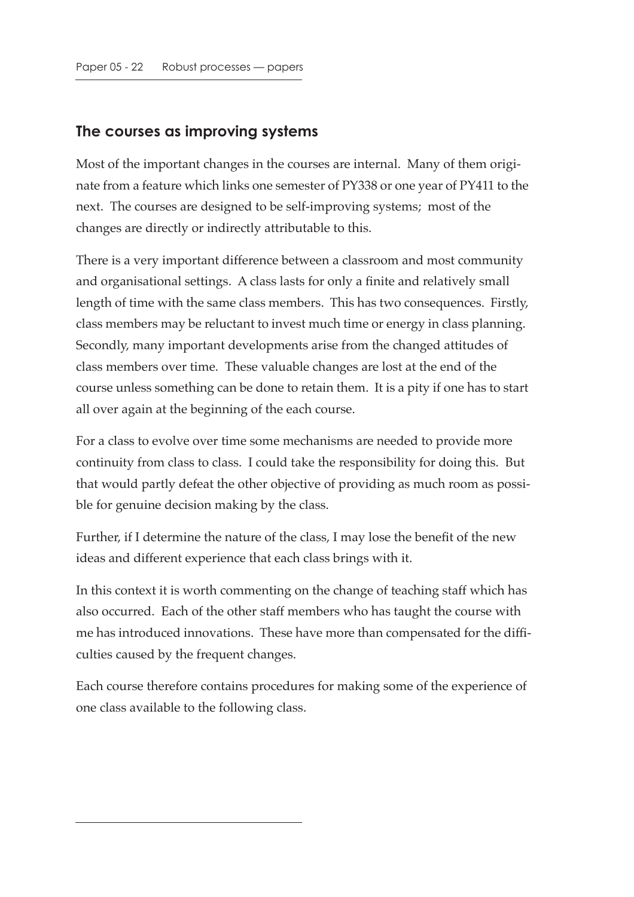## The courses as improving systems

Most of the important changes in the courses are internal. Many of them originate from a feature which links one semester of PY338 or one year of PY411 to the next. The courses are designed to be self-improving systems; most of the changes are directly or indirectly attributable to this.

There is a very important difference between a classroom and most community and organisational settings. A class lasts for only a finite and relatively small length of time with the same class members. This has two consequences. Firstly, class members may be reluctant to invest much time or energy in class planning. Secondly, many important developments arise from the changed attitudes of class members over time. These valuable changes are lost at the end of the course unless something can be done to retain them. It is a pity if one has to start all over again at the beginning of the each course.

For a class to evolve over time some mechanisms are needed to provide more continuity from class to class. I could take the responsibility for doing this. But that would partly defeat the other objective of providing as much room as possible for genuine decision making by the class.

Further, if I determine the nature of the class, I may lose the benefit of the new ideas and different experience that each class brings with it.

In this context it is worth commenting on the change of teaching staff which has also occurred. Each of the other staff members who has taught the course with me has introduced innovations. These have more than compensated for the difficulties caused by the frequent changes.

Each course therefore contains procedures for making some of the experience of one class available to the following class.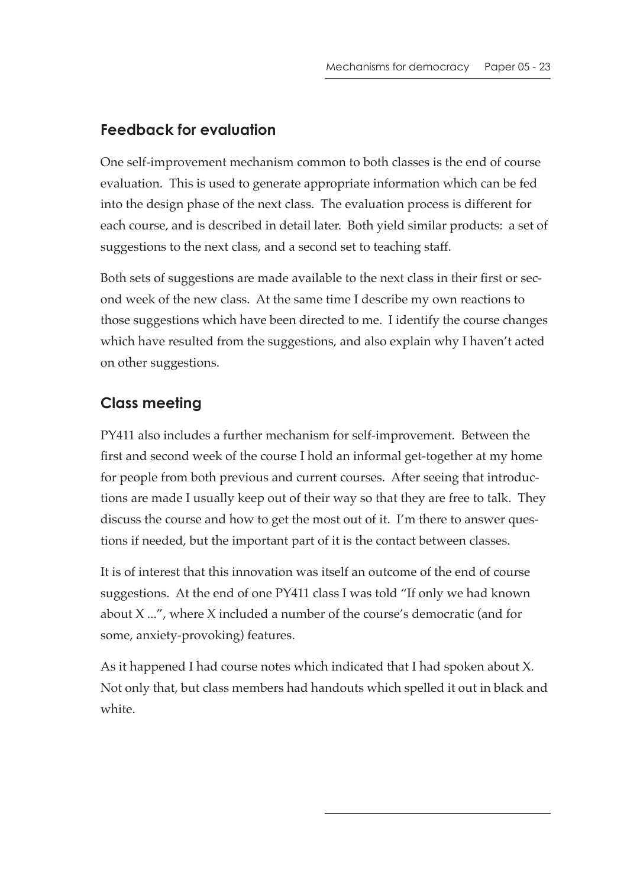## Feedback for evaluation

One self-improvement mechanism common to both classes is the end of course evaluation. This is used to generate appropriate information which can be fed into the design phase of the next class. The evaluation process is different for each course, and is described in detail later. Both yield similar products: a set of suggestions to the next class, and a second set to teaching staff.

Both sets of suggestions are made available to the next class in their first or second week of the new class. At the same time I describe my own reactions to those suggestions which have been directed to me. I identify the course changes which have resulted from the suggestions, and also explain why I haven't acted on other suggestions.

## Class meeting

PY411 also includes a further mechanism for self-improvement. Between the first and second week of the course I hold an informal get-together at my home for people from both previous and current courses. After seeing that introductions are made I usually keep out of their way so that they are free to talk. They discuss the course and how to get the most out of it. I'm there to answer questions if needed, but the important part of it is the contact between classes.

It is of interest that this innovation was itself an outcome of the end of course suggestions. At the end of one PY411 class I was told "If only we had known about X ...", where X included a number of the course's democratic (and for some, anxiety-provoking) features.

As it happened I had course notes which indicated that I had spoken about X. Not only that, but class members had handouts which spelled it out in black and white.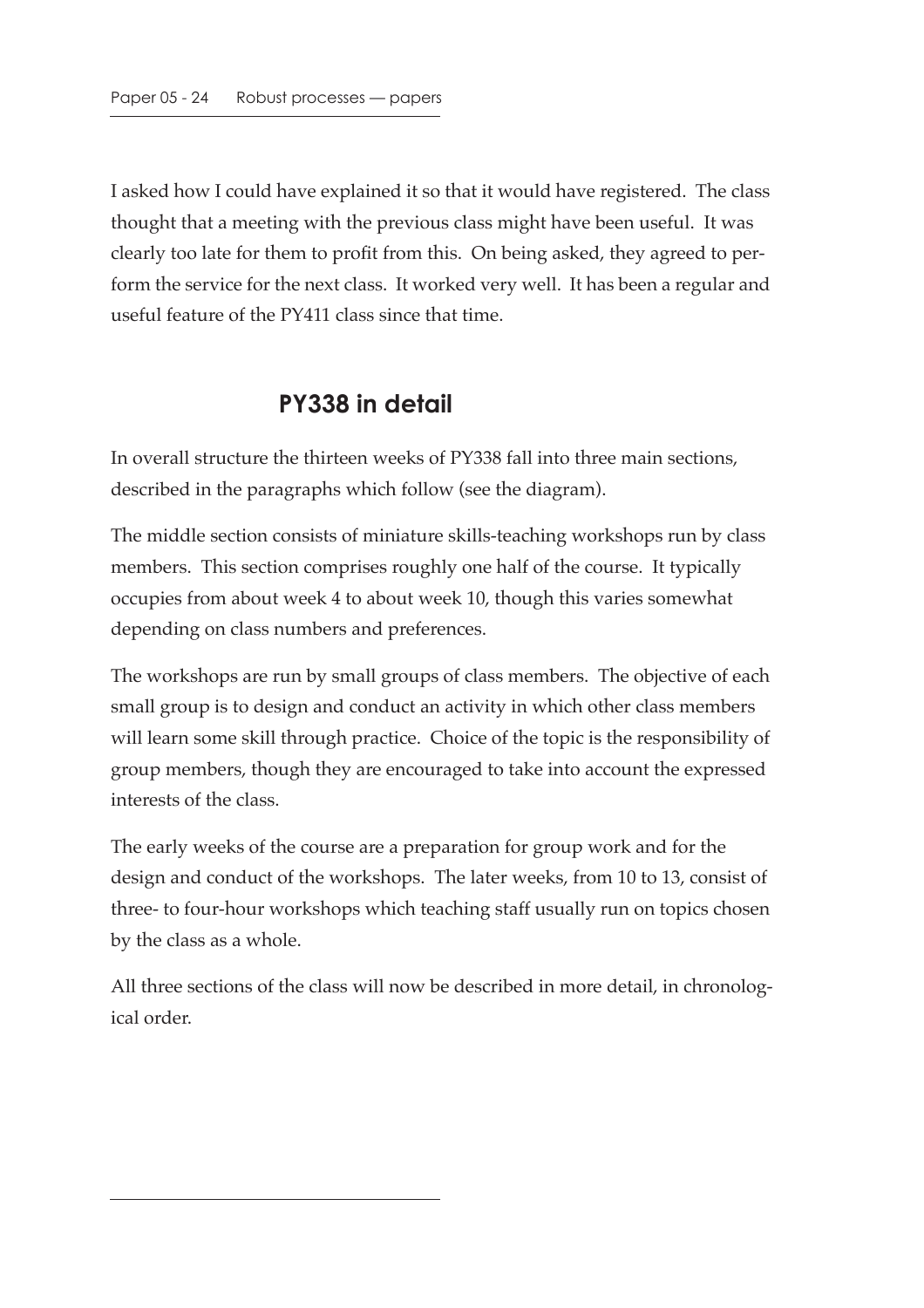I asked how I could have explained it so that it would have registered. The class thought that a meeting with the previous class might have been useful. It was clearly too late for them to profit from this. On being asked, they agreed to perform the service for the next class. It worked very well. It has been a regular and useful feature of the PY411 class since that time.

## PY338 in detail

In overall structure the thirteen weeks of PY338 fall into three main sections, described in the paragraphs which follow (see the diagram).

The middle section consists of miniature skills-teaching workshops run by class members. This section comprises roughly one half of the course. It typically occupies from about week 4 to about week 10, though this varies somewhat depending on class numbers and preferences.

The workshops are run by small groups of class members. The objective of each small group is to design and conduct an activity in which other class members will learn some skill through practice. Choice of the topic is the responsibility of group members, though they are encouraged to take into account the expressed interests of the class.

The early weeks of the course are a preparation for group work and for the design and conduct of the workshops. The later weeks, from 10 to 13, consist of three- to four-hour workshops which teaching staff usually run on topics chosen by the class as a whole.

All three sections of the class will now be described in more detail, in chronological order.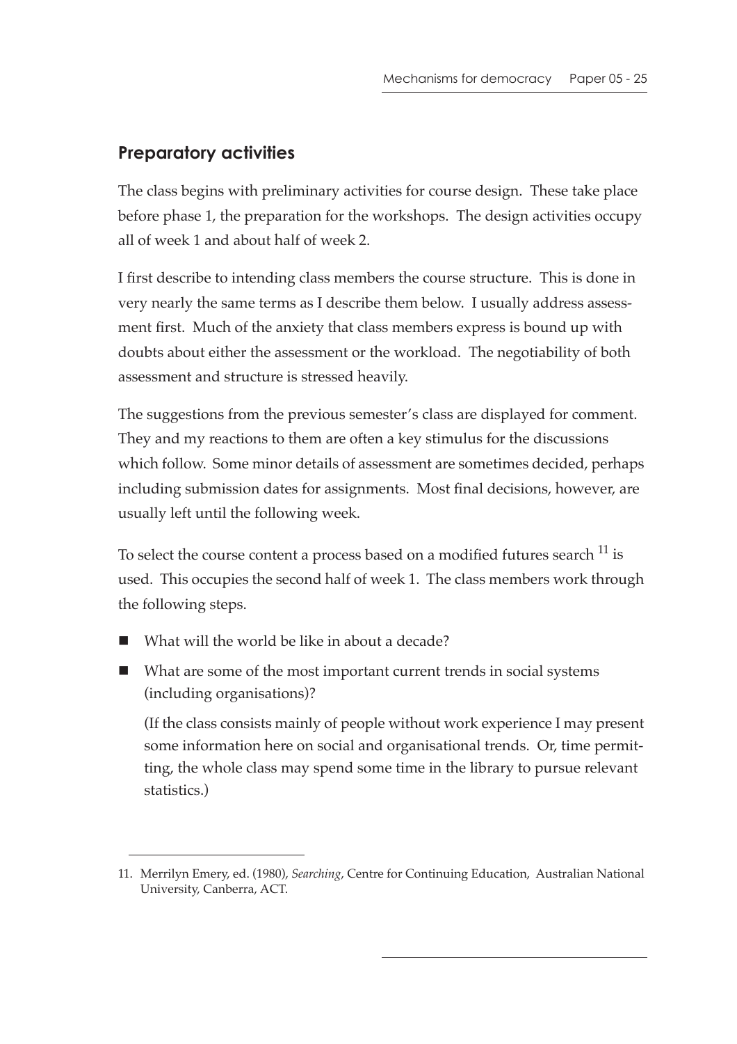## Preparatory activities

The class begins with preliminary activities for course design. These take place before phase 1, the preparation for the workshops. The design activities occupy all of week 1 and about half of week 2.

I first describe to intending class members the course structure. This is done in very nearly the same terms as I describe them below. I usually address assessment first. Much of the anxiety that class members express is bound up with doubts about either the assessment or the workload. The negotiability of both assessment and structure is stressed heavily.

The suggestions from the previous semester's class are displayed for comment. They and my reactions to them are often a key stimulus for the discussions which follow. Some minor details of assessment are sometimes decided, perhaps including submission dates for assignments. Most final decisions, however, are usually left until the following week.

To select the course content a process based on a modified futures search [11] is used. This occupies the second half of week 1. The class members work through the following steps.

- What will the world be like in about a decade?
- What are some of the most important current trends in social systems (including organisations)?

  (If the class consists mainly of people without work experience I may present some information here on social and organisational trends. Or, time permitting, the whole class may spend some time in the library to pursue relevant statistics.)

---

11. Merrilyn Emery, ed. (1980), *Searching*, Centre for Continuing Education, Australian National University, Canberra, ACT.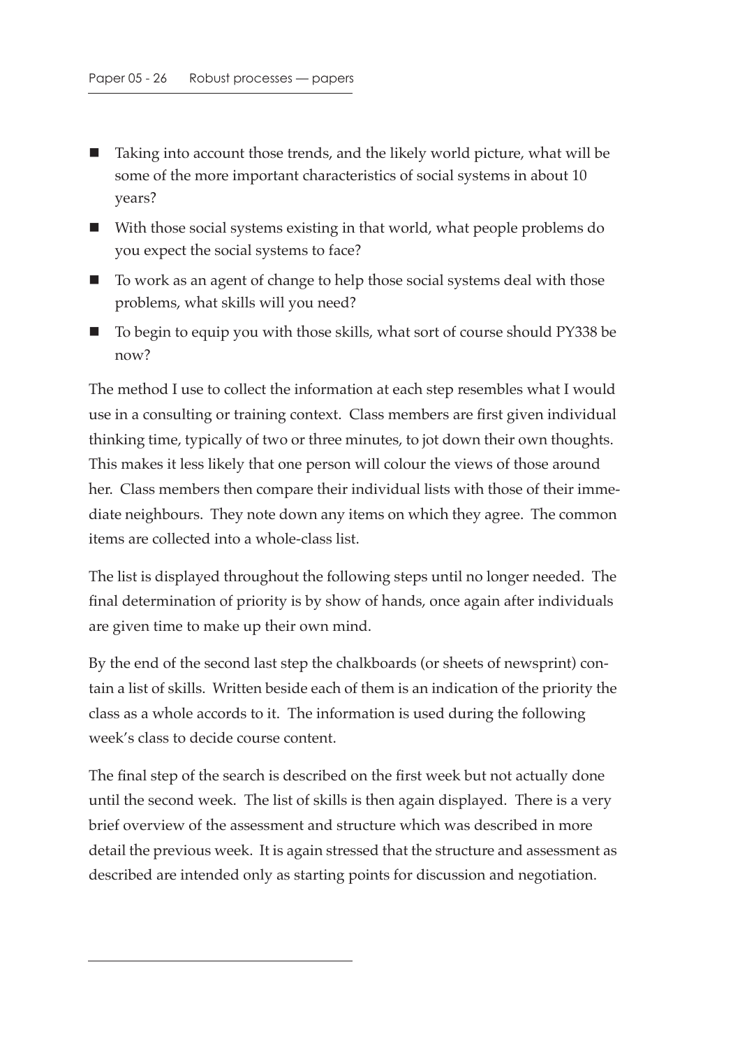- Taking into account those trends, and the likely world picture, what will be some of the more important characteristics of social systems in about 10 years?
- With those social systems existing in that world, what people problems do you expect the social systems to face?
- To work as an agent of change to help those social systems deal with those problems, what skills will you need?
- To begin to equip you with those skills, what sort of course should PY338 be now?

The method I use to collect the information at each step resembles what I would use in a consulting or training context. Class members are first given individual thinking time, typically of two or three minutes, to jot down their own thoughts. This makes it less likely that one person will colour the views of those around her. Class members then compare their individual lists with those of their immediate neighbours. They note down any items on which they agree. The common items are collected into a whole-class list.

The list is displayed throughout the following steps until no longer needed. The final determination of priority is by show of hands, once again after individuals are given time to make up their own mind.

By the end of the second last step the chalkboards (or sheets of newsprint) contain a list of skills. Written beside each of them is an indication of the priority the class as a whole accords to it. The information is used during the following week's class to decide course content.

The final step of the search is described on the first week but not actually done until the second week. The list of skills is then again displayed. There is a very brief overview of the assessment and structure which was described in more detail the previous week. It is again stressed that the structure and assessment as described are intended only as starting points for discussion and negotiation.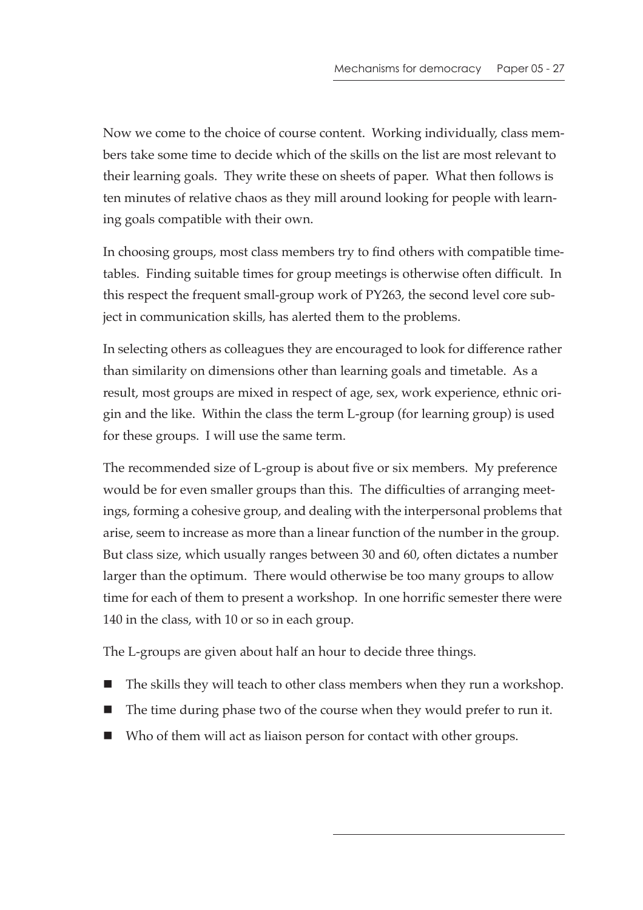Now we come to the choice of course content. Working individually, class members take some time to decide which of the skills on the list are most relevant to their learning goals. They write these on sheets of paper. What then follows is ten minutes of relative chaos as they mill around looking for people with learning goals compatible with their own.

In choosing groups, most class members try to find others with compatible timetables. Finding suitable times for group meetings is otherwise often difficult. In this respect the frequent small-group work of PY263, the second level core subject in communication skills, has alerted them to the problems.

In selecting others as colleagues they are encouraged to look for difference rather than similarity on dimensions other than learning goals and timetable. As a result, most groups are mixed in respect of age, sex, work experience, ethnic origin and the like. Within the class the term L-group (for learning group) is used for these groups. I will use the same term.

The recommended size of L-group is about five or six members. My preference would be for even smaller groups than this. The difficulties of arranging meetings, forming a cohesive group, and dealing with the interpersonal problems that arise, seem to increase as more than a linear function of the number in the group. But class size, which usually ranges between 30 and 60, often dictates a number larger than the optimum. There would otherwise be too many groups to allow time for each of them to present a workshop. In one horrific semester there were 140 in the class, with 10 or so in each group.

The L-groups are given about half an hour to decide three things.

- The skills they will teach to other class members when they run a workshop.
- The time during phase two of the course when they would prefer to run it.
- Who of them will act as liaison person for contact with other groups.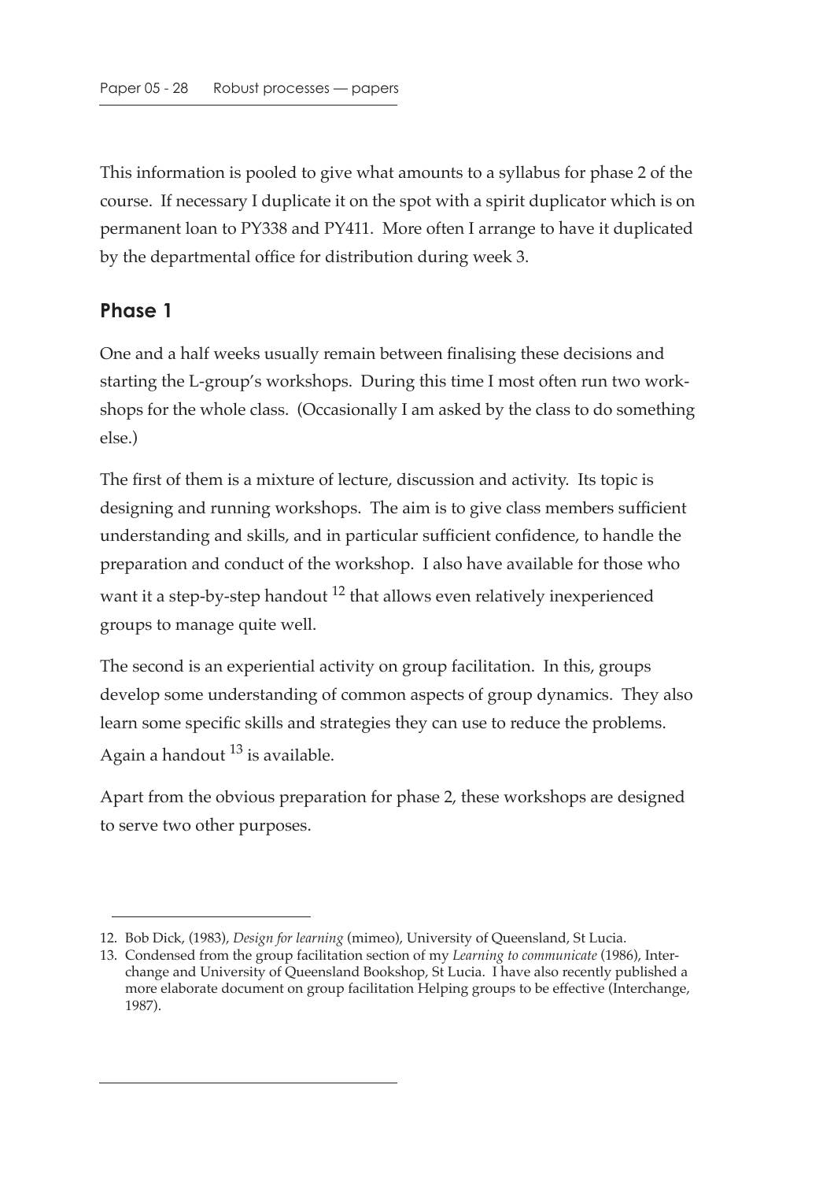This information is pooled to give what amounts to a syllabus for phase 2 of the course. If necessary I duplicate it on the spot with a spirit duplicator which is on permanent loan to PY338 and PY411. More often I arrange to have it duplicated by the departmental office for distribution during week 3.

## Phase 1

One and a half weeks usually remain between finalising these decisions and starting the L-group's workshops. During this time I most often run two workshops for the whole class. (Occasionally I am asked by the class to do something else.)

The first of them is a mixture of lecture, discussion and activity. Its topic is designing and running workshops. The aim is to give class members sufficient understanding and skills, and in particular sufficient confidence, to handle the preparation and conduct of the workshop. I also have available for those who want it a step-by-step handout [12] that allows even relatively inexperienced groups to manage quite well.

The second is an experiential activity on group facilitation. In this, groups develop some understanding of common aspects of group dynamics. They also learn some specific skills and strategies they can use to reduce the problems. Again a handout [13] is available.

Apart from the obvious preparation for phase 2, these workshops are designed to serve two other purposes.

---

12. Bob Dick, (1983), *Design for learning* (mimeo), University of Queensland, St Lucia.
13. Condensed from the group facilitation section of my *Learning to communicate* (1986), Interchange and University of Queensland Bookshop, St Lucia. I have also recently published a more elaborate document on group facilitation Helping groups to be effective (Interchange, 1987).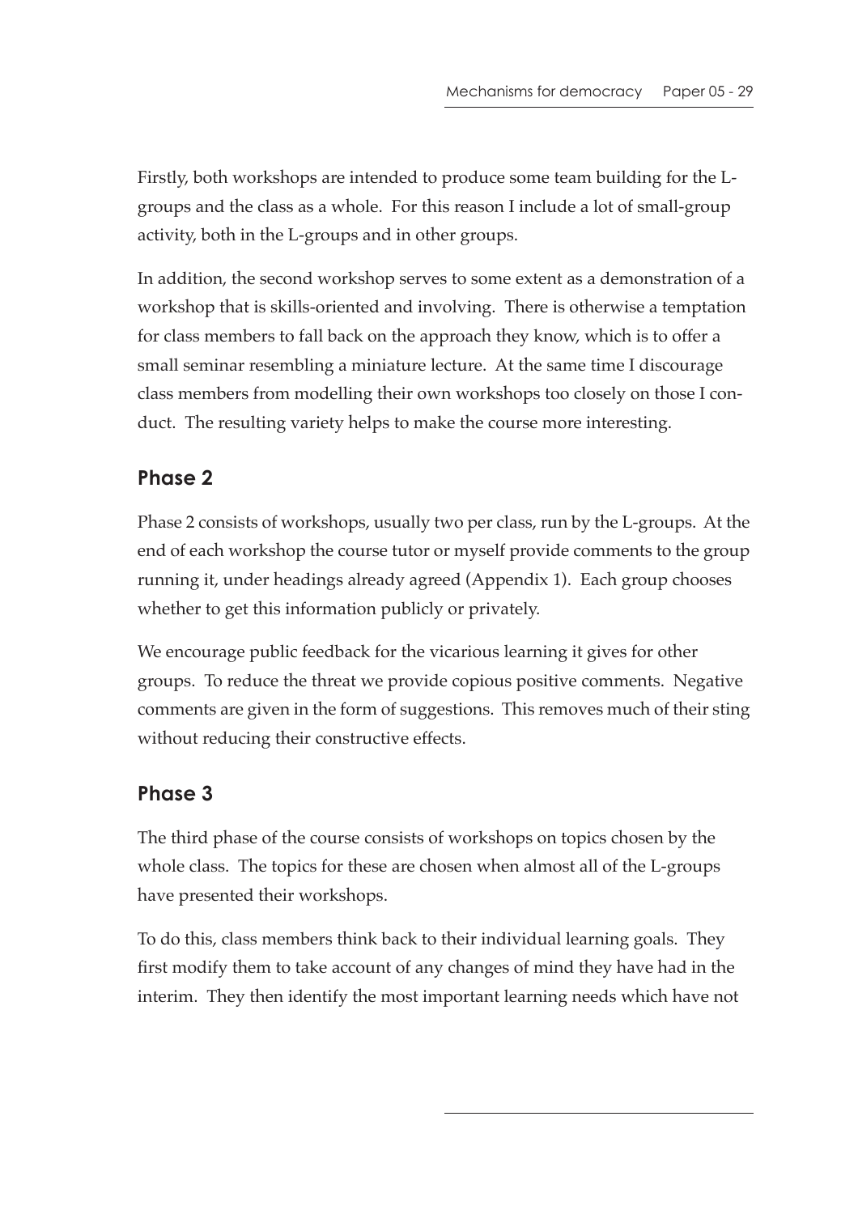Firstly, both workshops are intended to produce some team building for the L-groups and the class as a whole. For this reason I include a lot of small-group activity, both in the L-groups and in other groups.

In addition, the second workshop serves to some extent as a demonstration of a workshop that is skills-oriented and involving. There is otherwise a temptation for class members to fall back on the approach they know, which is to offer a small seminar resembling a miniature lecture. At the same time I discourage class members from modelling their own workshops too closely on those I conduct. The resulting variety helps to make the course more interesting.

## Phase 2

Phase 2 consists of workshops, usually two per class, run by the L-groups. At the end of each workshop the course tutor or myself provide comments to the group running it, under headings already agreed (Appendix 1). Each group chooses whether to get this information publicly or privately.

We encourage public feedback for the vicarious learning it gives for other groups. To reduce the threat we provide copious positive comments. Negative comments are given in the form of suggestions. This removes much of their sting without reducing their constructive effects.

## Phase 3

The third phase of the course consists of workshops on topics chosen by the whole class. The topics for these are chosen when almost all of the L-groups have presented their workshops.

To do this, class members think back to their individual learning goals. They first modify them to take account of any changes of mind they have had in the interim. They then identify the most important learning needs which have not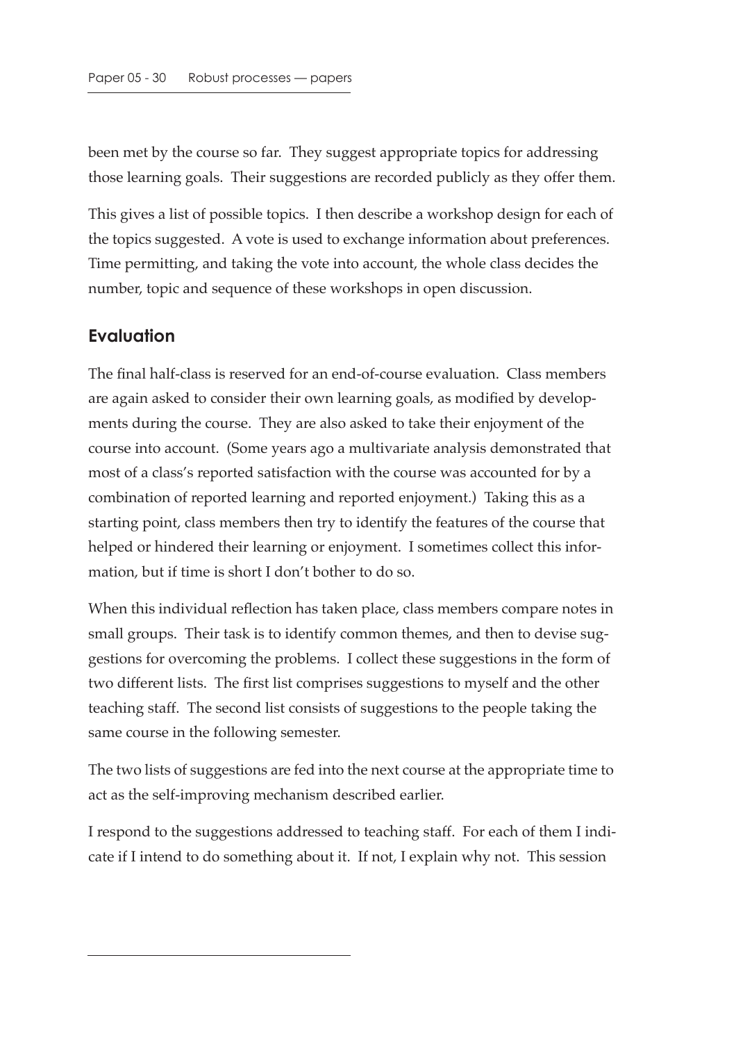been met by the course so far. They suggest appropriate topics for addressing those learning goals. Their suggestions are recorded publicly as they offer them.

This gives a list of possible topics. I then describe a workshop design for each of the topics suggested. A vote is used to exchange information about preferences. Time permitting, and taking the vote into account, the whole class decides the number, topic and sequence of these workshops in open discussion.

## Evaluation

The final half-class is reserved for an end-of-course evaluation. Class members are again asked to consider their own learning goals, as modified by developments during the course. They are also asked to take their enjoyment of the course into account. (Some years ago a multivariate analysis demonstrated that most of a class's reported satisfaction with the course was accounted for by a combination of reported learning and reported enjoyment.) Taking this as a starting point, class members then try to identify the features of the course that helped or hindered their learning or enjoyment. I sometimes collect this information, but if time is short I don't bother to do so.

When this individual reflection has taken place, class members compare notes in small groups. Their task is to identify common themes, and then to devise suggestions for overcoming the problems. I collect these suggestions in the form of two different lists. The first list comprises suggestions to myself and the other teaching staff. The second list consists of suggestions to the people taking the same course in the following semester.

The two lists of suggestions are fed into the next course at the appropriate time to act as the self-improving mechanism described earlier.

I respond to the suggestions addressed to teaching staff. For each of them I indicate if I intend to do something about it. If not, I explain why not. This session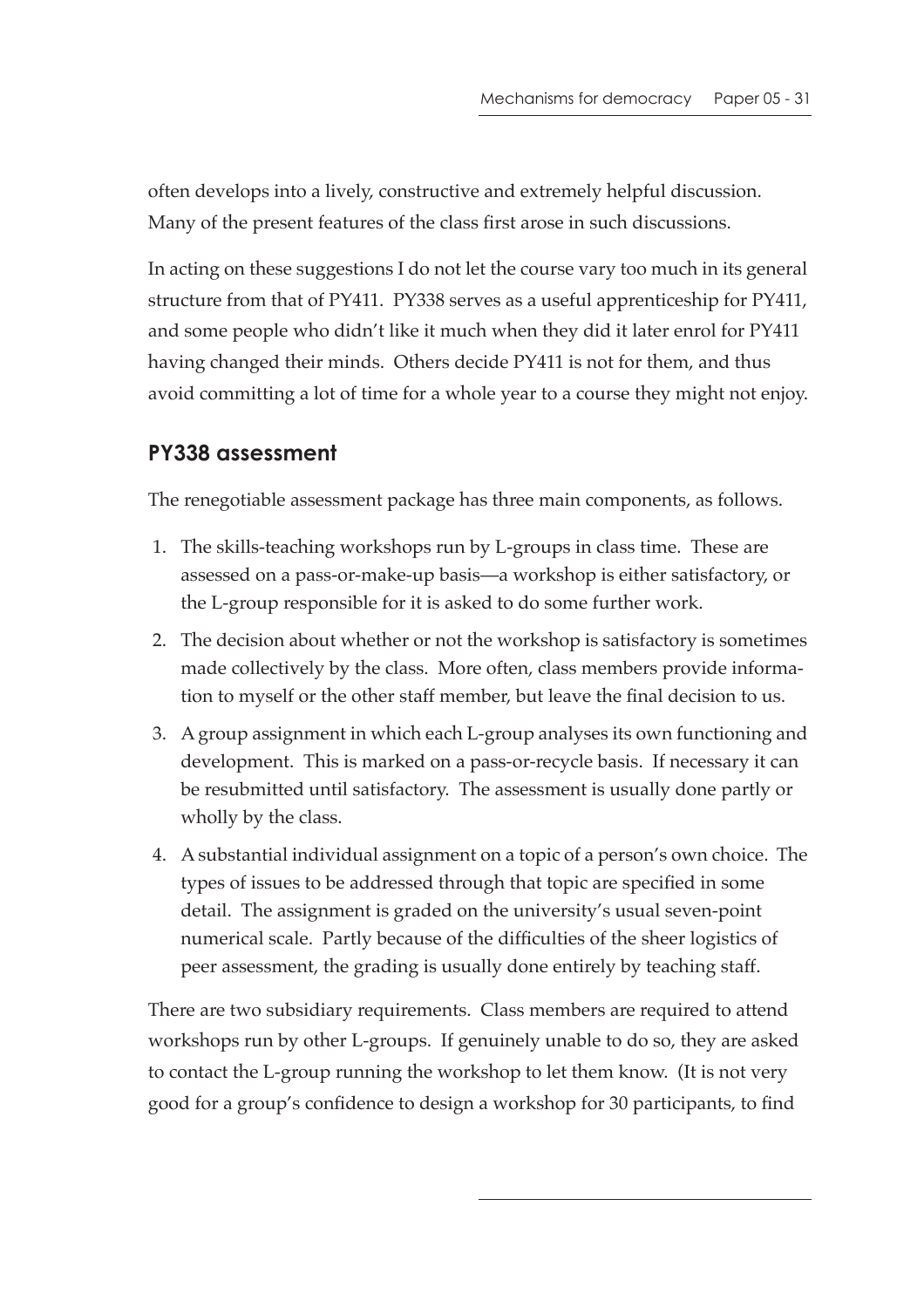often develops into a lively, constructive and extremely helpful discussion. Many of the present features of the class first arose in such discussions.

In acting on these suggestions I do not let the course vary too much in its general structure from that of PY411. PY338 serves as a useful apprenticeship for PY411, and some people who didn't like it much when they did it later enrol for PY411 having changed their minds. Others decide PY411 is not for them, and thus avoid committing a lot of time for a whole year to a course they might not enjoy.

## PY338 assessment

The renegotiable assessment package has three main components, as follows.

1. The skills-teaching workshops run by L-groups in class time. These are assessed on a pass-or-make-up basis—a workshop is either satisfactory, or the L-group responsible for it is asked to do some further work.
2. The decision about whether or not the workshop is satisfactory is sometimes made collectively by the class. More often, class members provide information to myself or the other staff member, but leave the final decision to us.
3. A group assignment in which each L-group analyses its own functioning and development. This is marked on a pass-or-recycle basis. If necessary it can be resubmitted until satisfactory. The assessment is usually done partly or wholly by the class.
4. A substantial individual assignment on a topic of a person's own choice. The types of issues to be addressed through that topic are specified in some detail. The assignment is graded on the university's usual seven-point numerical scale. Partly because of the difficulties of the sheer logistics of peer assessment, the grading is usually done entirely by teaching staff.

There are two subsidiary requirements. Class members are required to attend workshops run by other L-groups. If genuinely unable to do so, they are asked to contact the L-group running the workshop to let them know. (It is not very good for a group's confidence to design a workshop for 30 participants, to find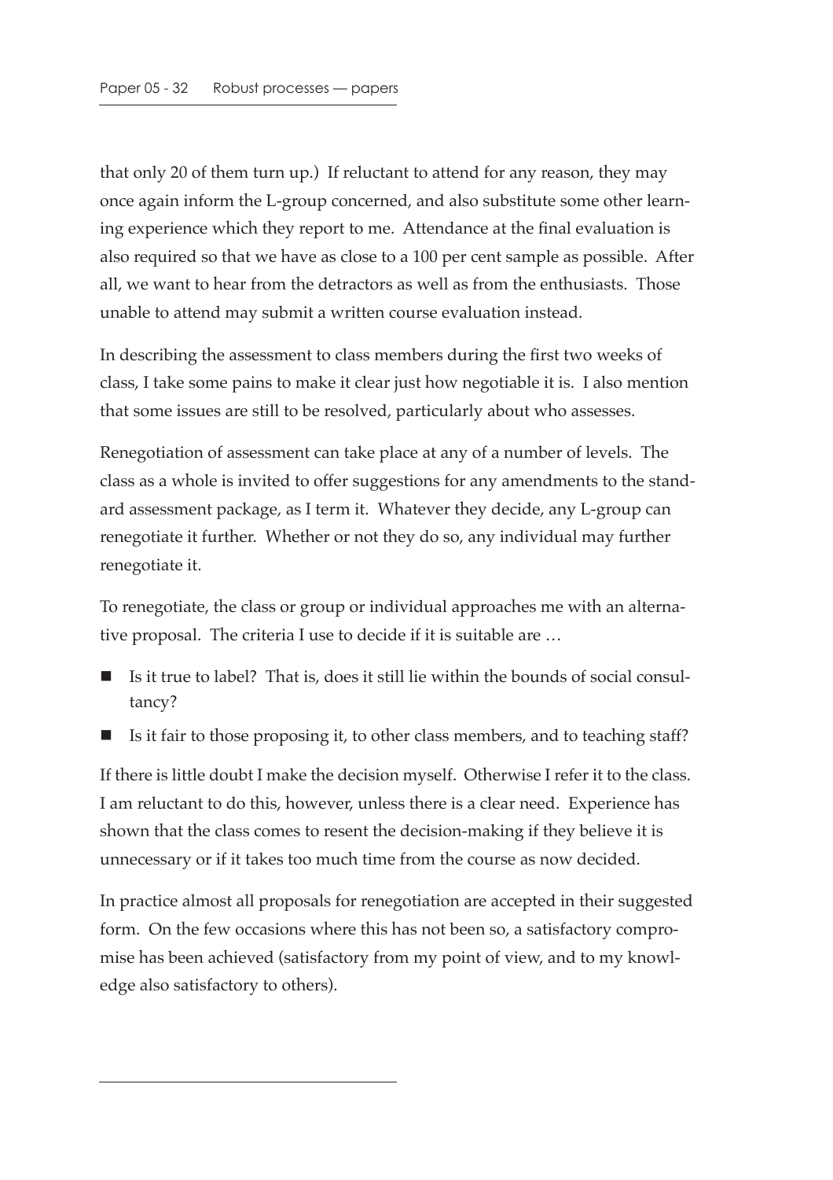that only 20 of them turn up.) If reluctant to attend for any reason, they may once again inform the L-group concerned, and also substitute some other learning experience which they report to me. Attendance at the final evaluation is also required so that we have as close to a 100 per cent sample as possible. After all, we want to hear from the detractors as well as from the enthusiasts. Those unable to attend may submit a written course evaluation instead.

In describing the assessment to class members during the first two weeks of class, I take some pains to make it clear just how negotiable it is. I also mention that some issues are still to be resolved, particularly about who assesses.

Renegotiation of assessment can take place at any of a number of levels. The class as a whole is invited to offer suggestions for any amendments to the standard assessment package, as I term it. Whatever they decide, any L-group can renegotiate it further. Whether or not they do so, any individual may further renegotiate it.

To renegotiate, the class or group or individual approaches me with an alternative proposal. The criteria I use to decide if it is suitable are …

- Is it true to label? That is, does it still lie within the bounds of social consultancy?
- Is it fair to those proposing it, to other class members, and to teaching staff?

If there is little doubt I make the decision myself. Otherwise I refer it to the class. I am reluctant to do this, however, unless there is a clear need. Experience has shown that the class comes to resent the decision-making if they believe it is unnecessary or if it takes too much time from the course as now decided.

In practice almost all proposals for renegotiation are accepted in their suggested form. On the few occasions where this has not been so, a satisfactory compromise has been achieved (satisfactory from my point of view, and to my knowledge also satisfactory to others).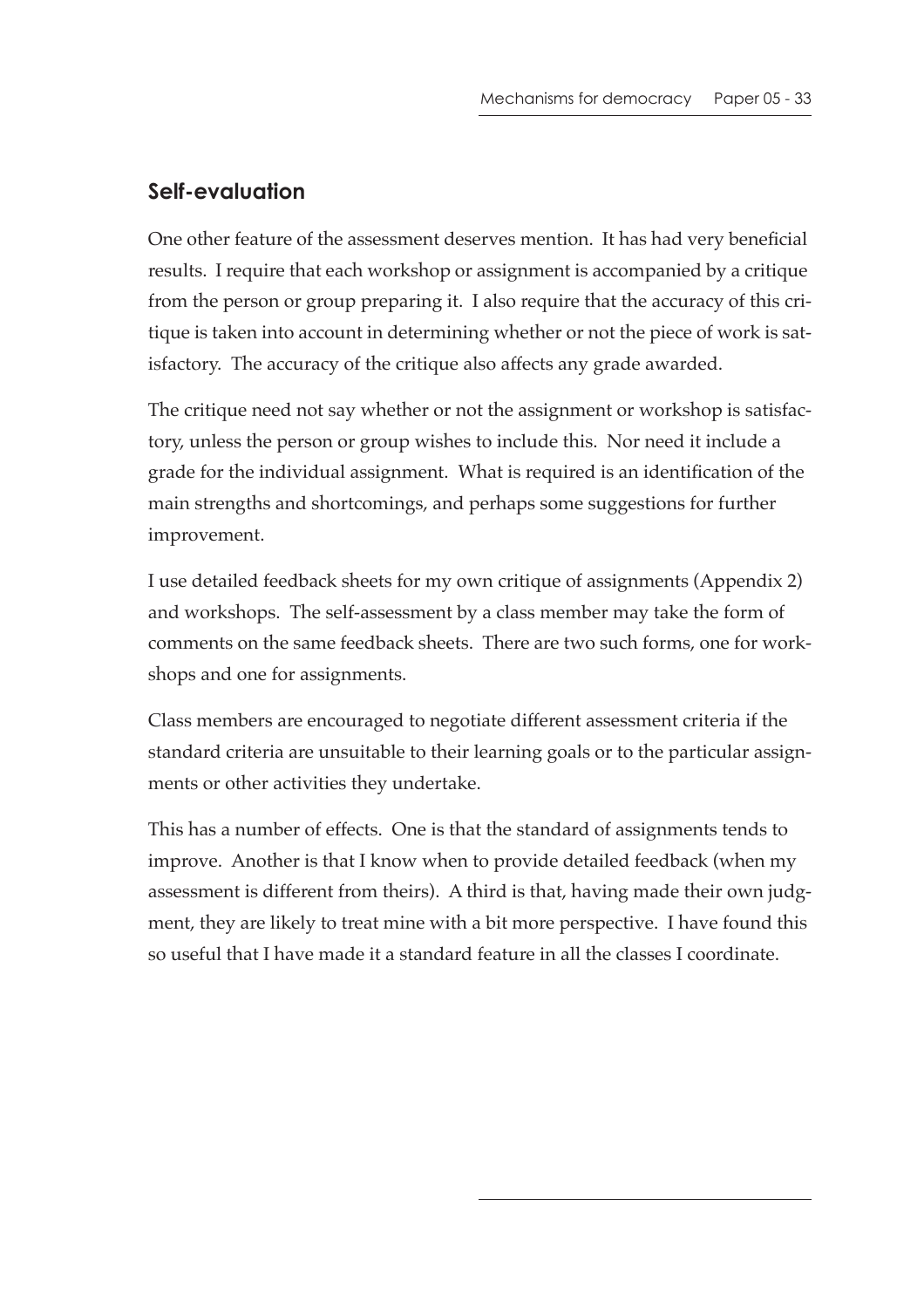## Self-evaluation

One other feature of the assessment deserves mention. It has had very beneficial results. I require that each workshop or assignment is accompanied by a critique from the person or group preparing it. I also require that the accuracy of this critique is taken into account in determining whether or not the piece of work is satisfactory. The accuracy of the critique also affects any grade awarded.

The critique need not say whether or not the assignment or workshop is satisfactory, unless the person or group wishes to include this. Nor need it include a grade for the individual assignment. What is required is an identification of the main strengths and shortcomings, and perhaps some suggestions for further improvement.

I use detailed feedback sheets for my own critique of assignments (Appendix 2) and workshops. The self-assessment by a class member may take the form of comments on the same feedback sheets. There are two such forms, one for workshops and one for assignments.

Class members are encouraged to negotiate different assessment criteria if the standard criteria are unsuitable to their learning goals or to the particular assignments or other activities they undertake.

This has a number of effects. One is that the standard of assignments tends to improve. Another is that I know when to provide detailed feedback (when my assessment is different from theirs). A third is that, having made their own judgment, they are likely to treat mine with a bit more perspective. I have found this so useful that I have made it a standard feature in all the classes I coordinate.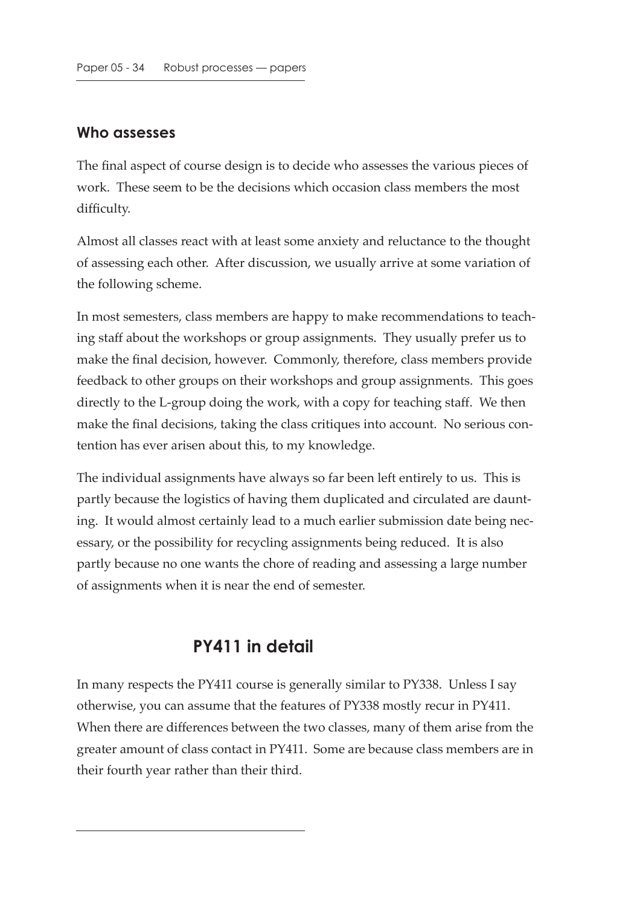### Who assesses

The final aspect of course design is to decide who assesses the various pieces of work. These seem to be the decisions which occasion class members the most difficulty.

Almost all classes react with at least some anxiety and reluctance to the thought of assessing each other. After discussion, we usually arrive at some variation of the following scheme.

In most semesters, class members are happy to make recommendations to teaching staff about the workshops or group assignments. They usually prefer us to make the final decision, however. Commonly, therefore, class members provide feedback to other groups on their workshops and group assignments. This goes directly to the L-group doing the work, with a copy for teaching staff. We then make the final decisions, taking the class critiques into account. No serious contention has ever arisen about this, to my knowledge.

The individual assignments have always so far been left entirely to us. This is partly because the logistics of having them duplicated and circulated are daunting. It would almost certainly lead to a much earlier submission date being necessary, or the possibility for recycling assignments being reduced. It is also partly because no one wants the chore of reading and assessing a large number of assignments when it is near the end of semester.

## PY411 in detail

In many respects the PY411 course is generally similar to PY338. Unless I say otherwise, you can assume that the features of PY338 mostly recur in PY411. When there are differences between the two classes, many of them arise from the greater amount of class contact in PY411. Some are because class members are in their fourth year rather than their third.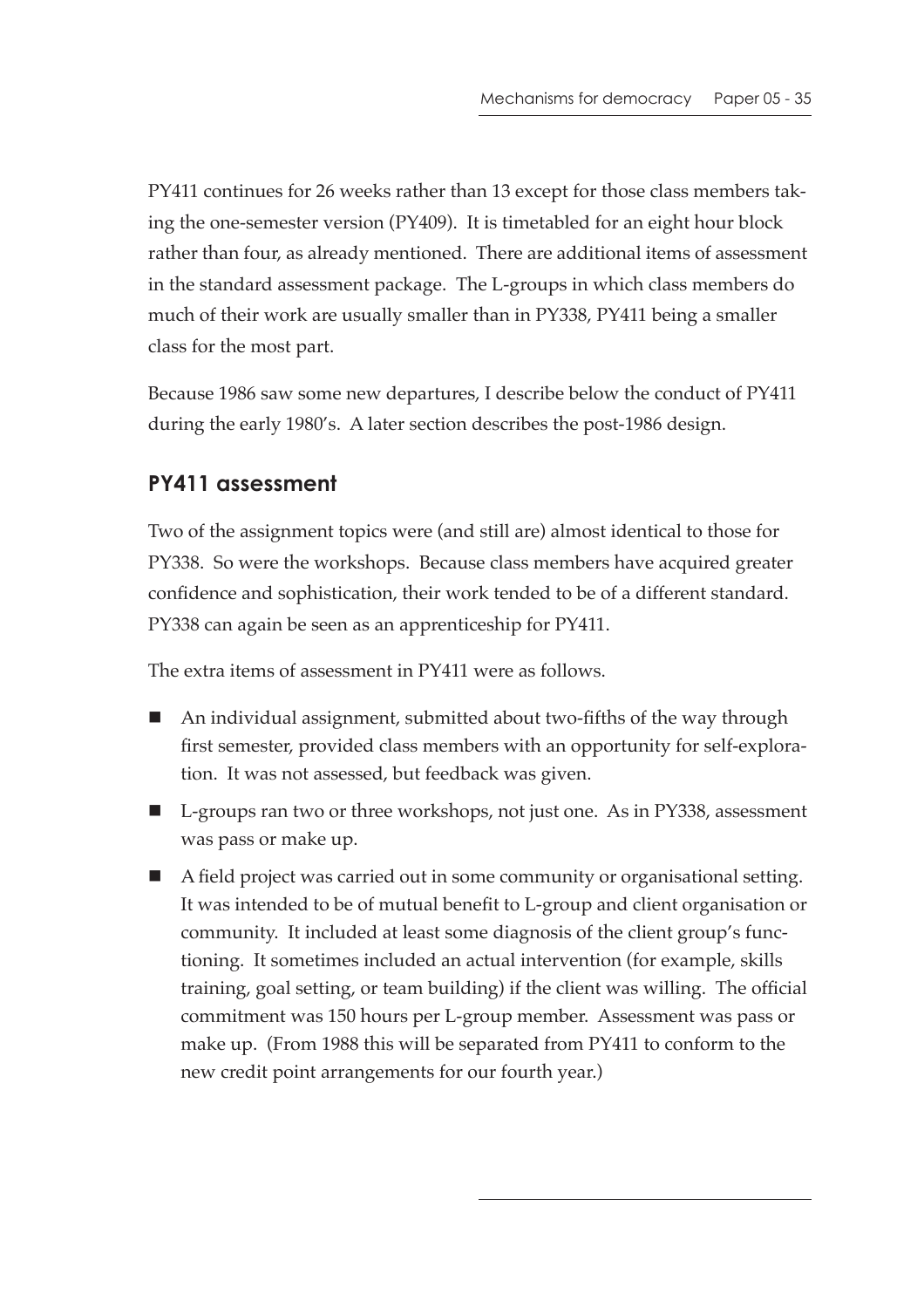PY411 continues for 26 weeks rather than 13 except for those class members taking the one-semester version (PY409). It is timetabled for an eight hour block rather than four, as already mentioned. There are additional items of assessment in the standard assessment package. The L-groups in which class members do much of their work are usually smaller than in PY338, PY411 being a smaller class for the most part.

Because 1986 saw some new departures, I describe below the conduct of PY411 during the early 1980's. A later section describes the post-1986 design.

## PY411 assessment

Two of the assignment topics were (and still are) almost identical to those for PY338. So were the workshops. Because class members have acquired greater confidence and sophistication, their work tended to be of a different standard. PY338 can again be seen as an apprenticeship for PY411.

The extra items of assessment in PY411 were as follows.

- An individual assignment, submitted about two-fifths of the way through first semester, provided class members with an opportunity for self-exploration. It was not assessed, but feedback was given.
- L-groups ran two or three workshops, not just one. As in PY338, assessment was pass or make up.
- A field project was carried out in some community or organisational setting. It was intended to be of mutual benefit to L-group and client organisation or community. It included at least some diagnosis of the client group's functioning. It sometimes included an actual intervention (for example, skills training, goal setting, or team building) if the client was willing. The official commitment was 150 hours per L-group member. Assessment was pass or make up. (From 1988 this will be separated from PY411 to conform to the new credit point arrangements for our fourth year.)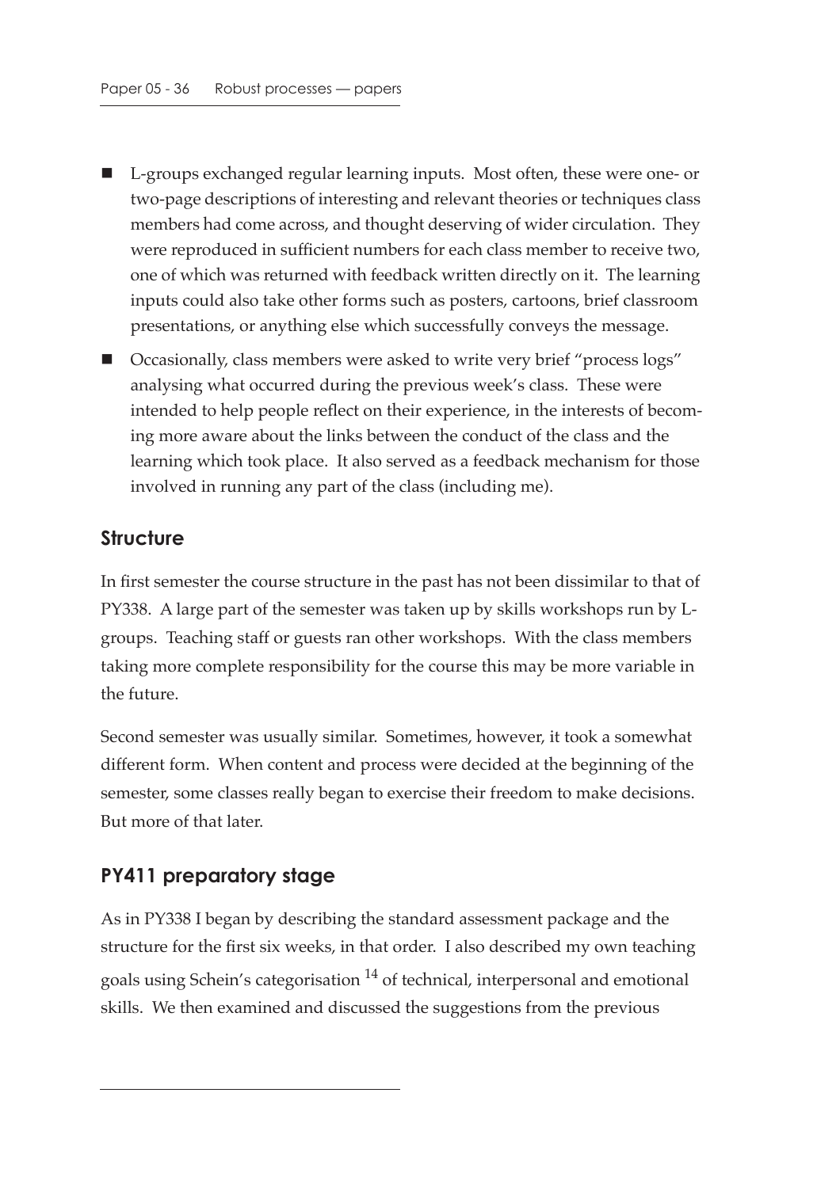- L-groups exchanged regular learning inputs. Most often, these were one- or two-page descriptions of interesting and relevant theories or techniques class members had come across, and thought deserving of wider circulation. They were reproduced in sufficient numbers for each class member to receive two, one of which was returned with feedback written directly on it. The learning inputs could also take other forms such as posters, cartoons, brief classroom presentations, or anything else which successfully conveys the message.
- Occasionally, class members were asked to write very brief "process logs" analysing what occurred during the previous week's class. These were intended to help people reflect on their experience, in the interests of becoming more aware about the links between the conduct of the class and the learning which took place. It also served as a feedback mechanism for those involved in running any part of the class (including me).

## Structure

In first semester the course structure in the past has not been dissimilar to that of PY338. A large part of the semester was taken up by skills workshops run by L-groups. Teaching staff or guests ran other workshops. With the class members taking more complete responsibility for the course this may be more variable in the future.

Second semester was usually similar. Sometimes, however, it took a somewhat different form. When content and process were decided at the beginning of the semester, some classes really began to exercise their freedom to make decisions. But more of that later.

## PY411 preparatory stage

As in PY338 I began by describing the standard assessment package and the structure for the first six weeks, in that order. I also described my own teaching goals using Schein's categorisation [14] of technical, interpersonal and emotional skills. We then examined and discussed the suggestions from the previous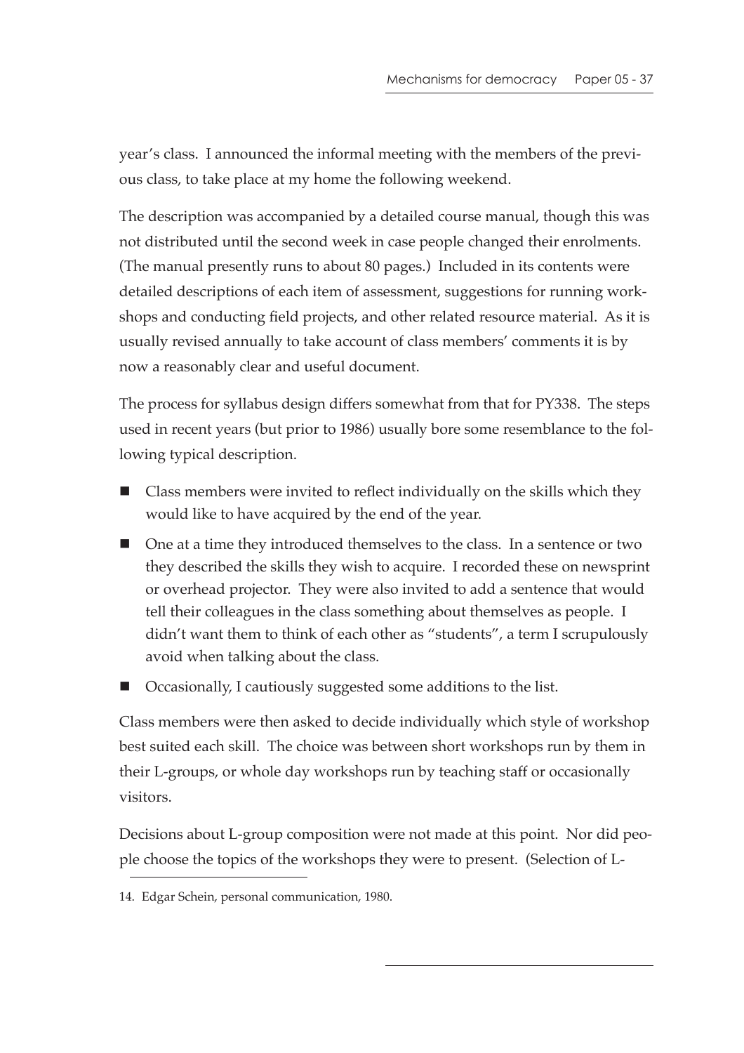year's class. I announced the informal meeting with the members of the previous class, to take place at my home the following weekend.

The description was accompanied by a detailed course manual, though this was not distributed until the second week in case people changed their enrolments. (The manual presently runs to about 80 pages.) Included in its contents were detailed descriptions of each item of assessment, suggestions for running workshops and conducting field projects, and other related resource material. As it is usually revised annually to take account of class members' comments it is by now a reasonably clear and useful document.

The process for syllabus design differs somewhat from that for PY338. The steps used in recent years (but prior to 1986) usually bore some resemblance to the following typical description.

- Class members were invited to reflect individually on the skills which they would like to have acquired by the end of the year.
- One at a time they introduced themselves to the class. In a sentence or two they described the skills they wish to acquire. I recorded these on newsprint or overhead projector. They were also invited to add a sentence that would tell their colleagues in the class something about themselves as people. I didn't want them to think of each other as "students", a term I scrupulously avoid when talking about the class.
- Occasionally, I cautiously suggested some additions to the list.

Class members were then asked to decide individually which style of workshop best suited each skill. The choice was between short workshops run by them in their L-groups, or whole day workshops run by teaching staff or occasionally visitors.

Decisions about L-group composition were not made at this point. Nor did people choose the topics of the workshops they were to present. (Selection of L-

14. Edgar Schein, personal communication, 1980.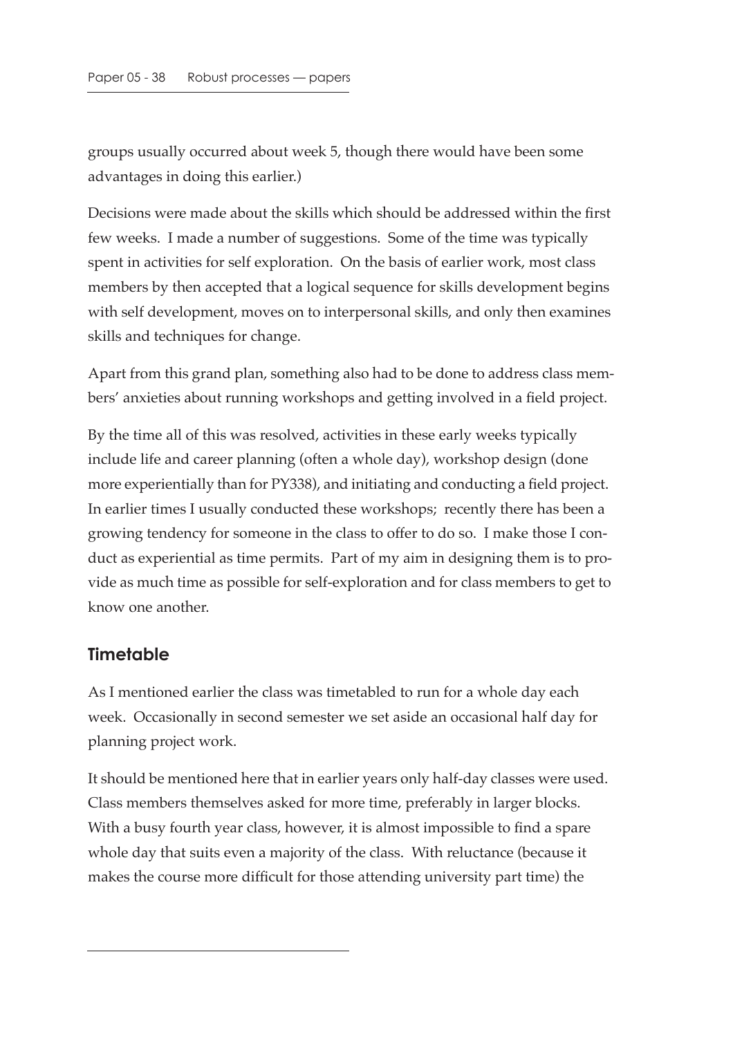groups usually occurred about week 5, though there would have been some advantages in doing this earlier.)

Decisions were made about the skills which should be addressed within the first few weeks. I made a number of suggestions. Some of the time was typically spent in activities for self exploration. On the basis of earlier work, most class members by then accepted that a logical sequence for skills development begins with self development, moves on to interpersonal skills, and only then examines skills and techniques for change.

Apart from this grand plan, something also had to be done to address class members' anxieties about running workshops and getting involved in a field project.

By the time all of this was resolved, activities in these early weeks typically include life and career planning (often a whole day), workshop design (done more experientially than for PY338), and initiating and conducting a field project. In earlier times I usually conducted these workshops; recently there has been a growing tendency for someone in the class to offer to do so. I make those I conduct as experiential as time permits. Part of my aim in designing them is to provide as much time as possible for self-exploration and for class members to get to know one another.

## Timetable

As I mentioned earlier the class was timetabled to run for a whole day each week. Occasionally in second semester we set aside an occasional half day for planning project work.

It should be mentioned here that in earlier years only half-day classes were used. Class members themselves asked for more time, preferably in larger blocks. With a busy fourth year class, however, it is almost impossible to find a spare whole day that suits even a majority of the class. With reluctance (because it makes the course more difficult for those attending university part time) the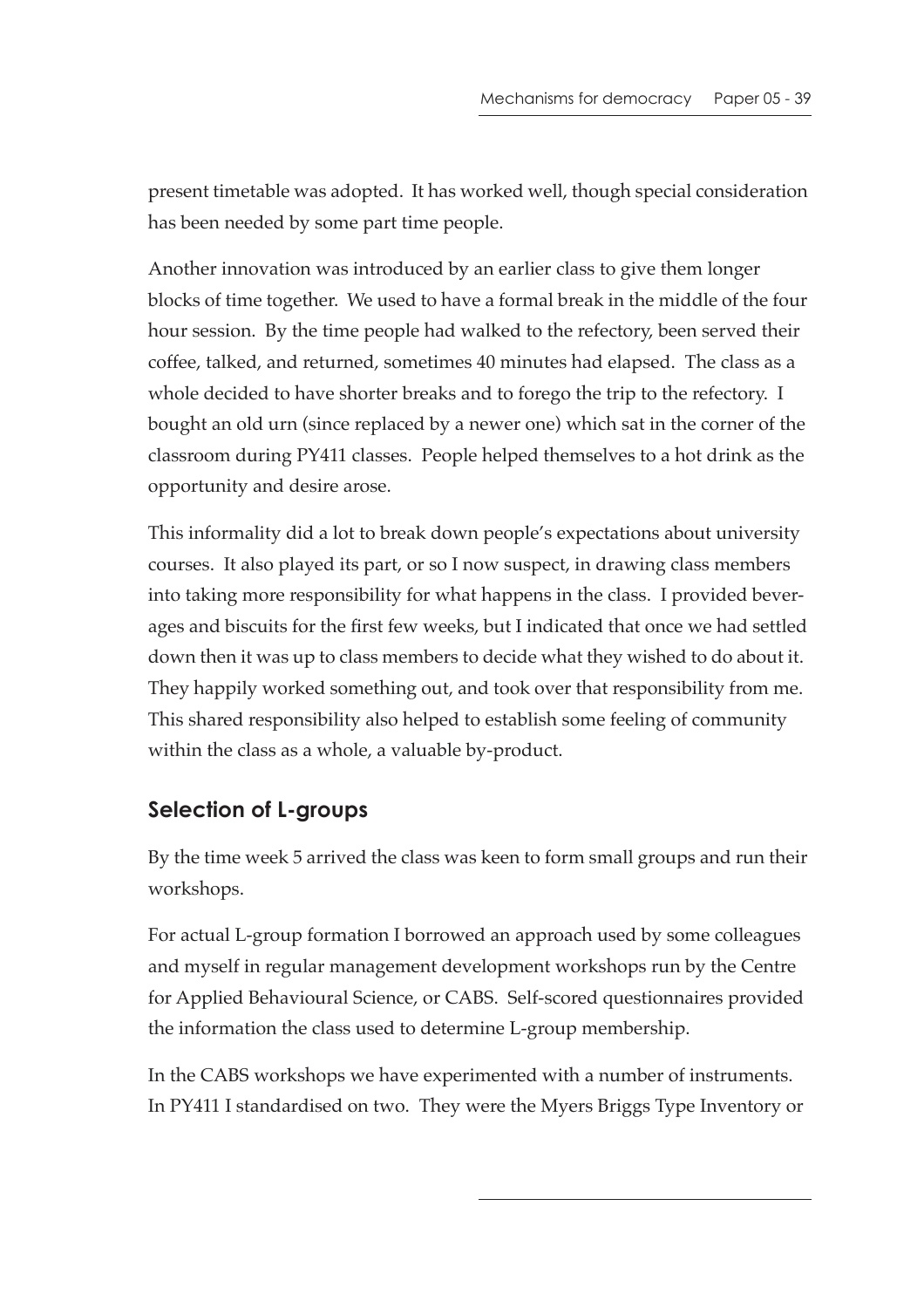present timetable was adopted. It has worked well, though special consideration has been needed by some part time people.

Another innovation was introduced by an earlier class to give them longer blocks of time together. We used to have a formal break in the middle of the four hour session. By the time people had walked to the refectory, been served their coffee, talked, and returned, sometimes 40 minutes had elapsed. The class as a whole decided to have shorter breaks and to forego the trip to the refectory. I bought an old urn (since replaced by a newer one) which sat in the corner of the classroom during PY411 classes. People helped themselves to a hot drink as the opportunity and desire arose.

This informality did a lot to break down people's expectations about university courses. It also played its part, or so I now suspect, in drawing class members into taking more responsibility for what happens in the class. I provided beverages and biscuits for the first few weeks, but I indicated that once we had settled down then it was up to class members to decide what they wished to do about it. They happily worked something out, and took over that responsibility from me. This shared responsibility also helped to establish some feeling of community within the class as a whole, a valuable by-product.

## Selection of L-groups

By the time week 5 arrived the class was keen to form small groups and run their workshops.

For actual L-group formation I borrowed an approach used by some colleagues and myself in regular management development workshops run by the Centre for Applied Behavioural Science, or CABS. Self-scored questionnaires provided the information the class used to determine L-group membership.

In the CABS workshops we have experimented with a number of instruments. In PY411 I standardised on two. They were the Myers Briggs Type Inventory or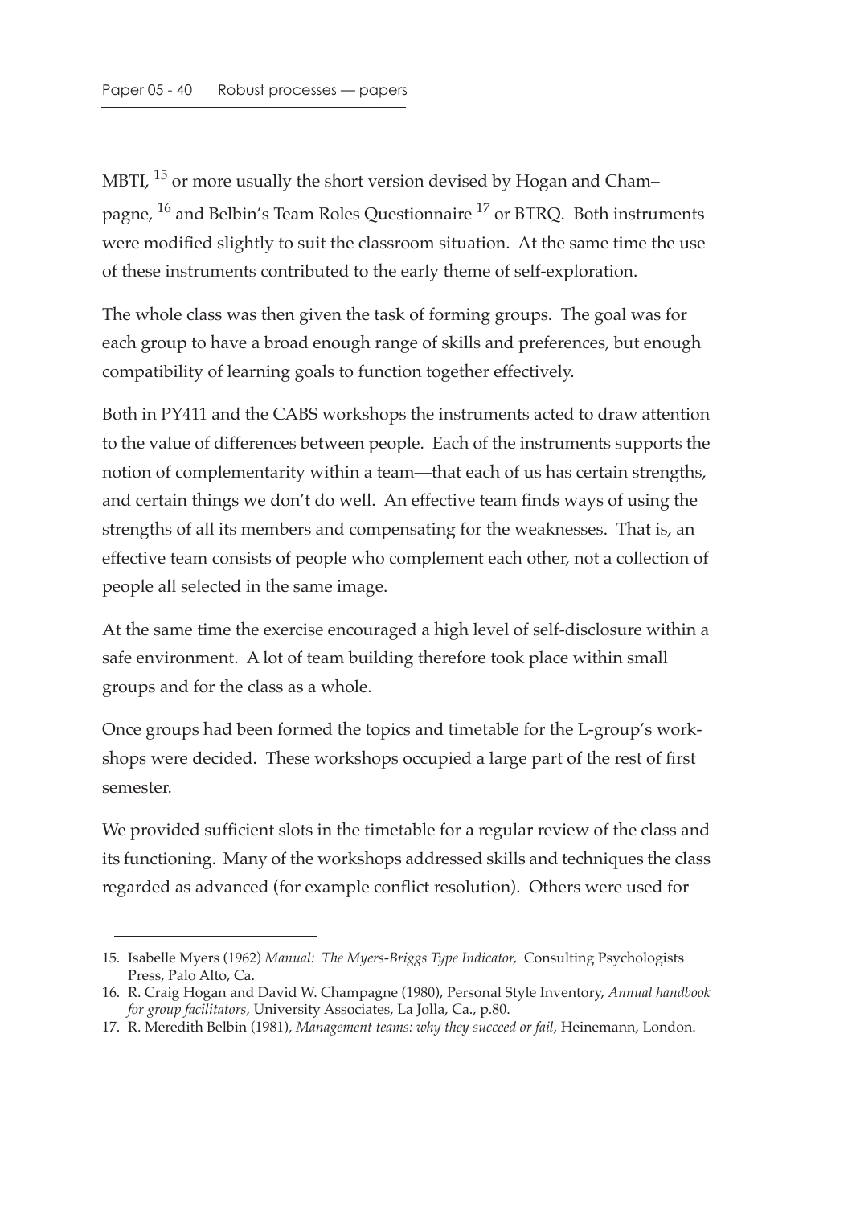MBTI, [15] or more usually the short version devised by Hogan and Champagne, [16] and Belbin's Team Roles Questionnaire [17] or BTRQ. Both instruments were modified slightly to suit the classroom situation. At the same time the use of these instruments contributed to the early theme of self-exploration.

The whole class was then given the task of forming groups. The goal was for each group to have a broad enough range of skills and preferences, but enough compatibility of learning goals to function together effectively.

Both in PY411 and the CABS workshops the instruments acted to draw attention to the value of differences between people. Each of the instruments supports the notion of complementarity within a team—that each of us has certain strengths, and certain things we don't do well. An effective team finds ways of using the strengths of all its members and compensating for the weaknesses. That is, an effective team consists of people who complement each other, not a collection of people all selected in the same image.

At the same time the exercise encouraged a high level of self-disclosure within a safe environment. A lot of team building therefore took place within small groups and for the class as a whole.

Once groups had been formed the topics and timetable for the L-group's workshops were decided. These workshops occupied a large part of the rest of first semester.

We provided sufficient slots in the timetable for a regular review of the class and its functioning. Many of the workshops addressed skills and techniques the class regarded as advanced (for example conflict resolution). Others were used for

15. Isabelle Myers (1962) *Manual: The Myers-Briggs Type Indicator*, Consulting Psychologists Press, Palo Alto, Ca.
16. R. Craig Hogan and David W. Champagne (1980), Personal Style Inventory, *Annual handbook for group facilitators*, University Associates, La Jolla, Ca., p.80.
17. R. Meredith Belbin (1981), *Management teams: why they succeed or fail*, Heinemann, London.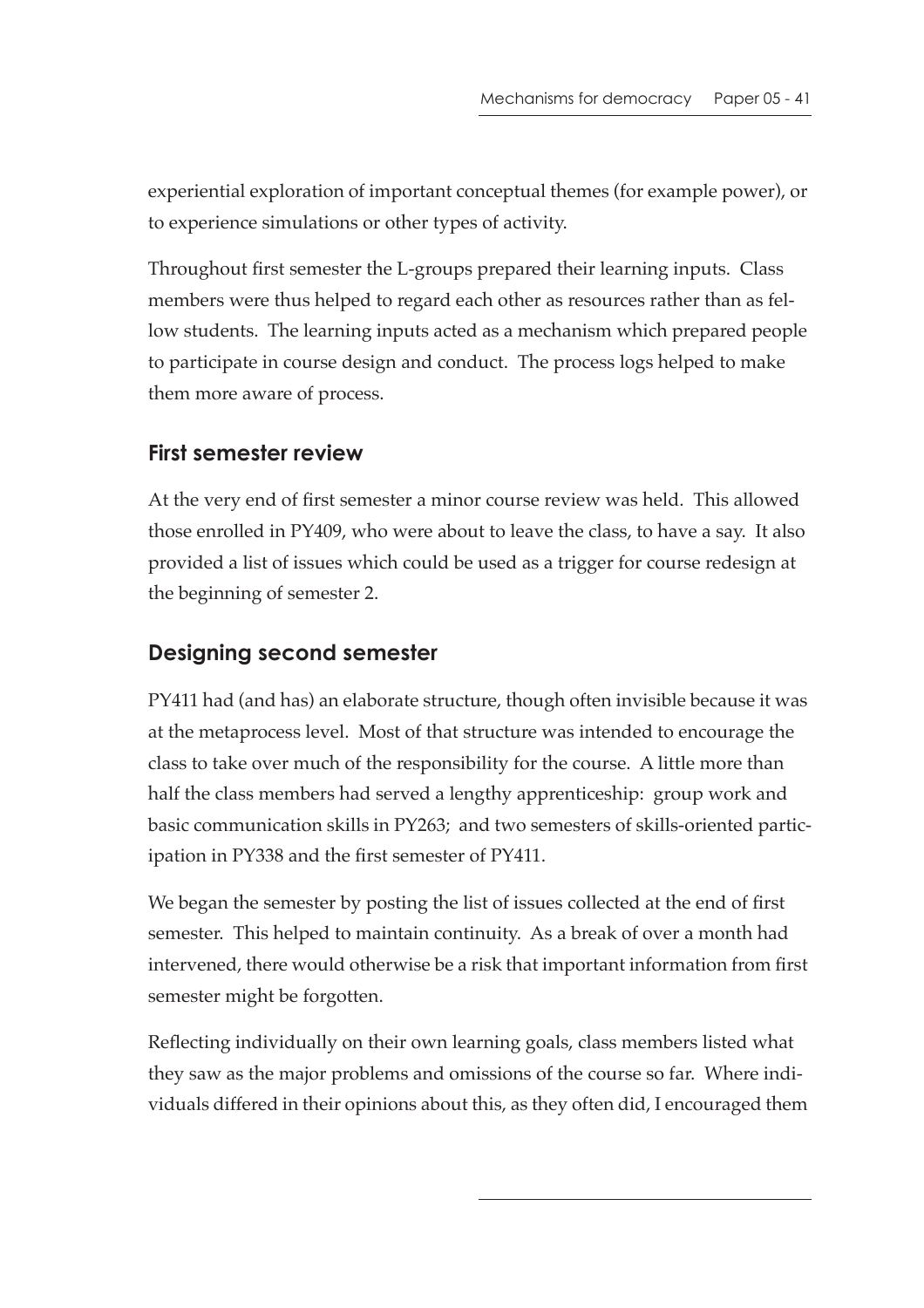experiential exploration of important conceptual themes (for example power), or to experience simulations or other types of activity.

Throughout first semester the L-groups prepared their learning inputs. Class members were thus helped to regard each other as resources rather than as fellow students. The learning inputs acted as a mechanism which prepared people to participate in course design and conduct. The process logs helped to make them more aware of process.

## First semester review

At the very end of first semester a minor course review was held. This allowed those enrolled in PY409, who were about to leave the class, to have a say. It also provided a list of issues which could be used as a trigger for course redesign at the beginning of semester 2.

## Designing second semester

PY411 had (and has) an elaborate structure, though often invisible because it was at the metaprocess level. Most of that structure was intended to encourage the class to take over much of the responsibility for the course. A little more than half the class members had served a lengthy apprenticeship: group work and basic communication skills in PY263; and two semesters of skills-oriented participation in PY338 and the first semester of PY411.

We began the semester by posting the list of issues collected at the end of first semester. This helped to maintain continuity. As a break of over a month had intervened, there would otherwise be a risk that important information from first semester might be forgotten.

Reflecting individually on their own learning goals, class members listed what they saw as the major problems and omissions of the course so far. Where individuals differed in their opinions about this, as they often did, I encouraged them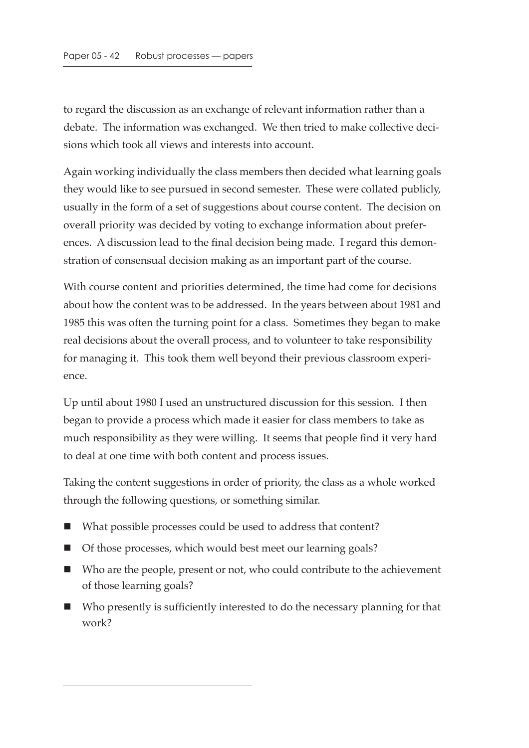to regard the discussion as an exchange of relevant information rather than a debate. The information was exchanged. We then tried to make collective decisions which took all views and interests into account.

Again working individually the class members then decided what learning goals they would like to see pursued in second semester. These were collated publicly, usually in the form of a set of suggestions about course content. The decision on overall priority was decided by voting to exchange information about preferences. A discussion lead to the final decision being made. I regard this demonstration of consensual decision making as an important part of the course.

With course content and priorities determined, the time had come for decisions about how the content was to be addressed. In the years between about 1981 and 1985 this was often the turning point for a class. Sometimes they began to make real decisions about the overall process, and to volunteer to take responsibility for managing it. This took them well beyond their previous classroom experience.

Up until about 1980 I used an unstructured discussion for this session. I then began to provide a process which made it easier for class members to take as much responsibility as they were willing. It seems that people find it very hard to deal at one time with both content and process issues.

Taking the content suggestions in order of priority, the class as a whole worked through the following questions, or something similar.

- What possible processes could be used to address that content?
- Of those processes, which would best meet our learning goals?
- Who are the people, present or not, who could contribute to the achievement of those learning goals?
- Who presently is sufficiently interested to do the necessary planning for that work?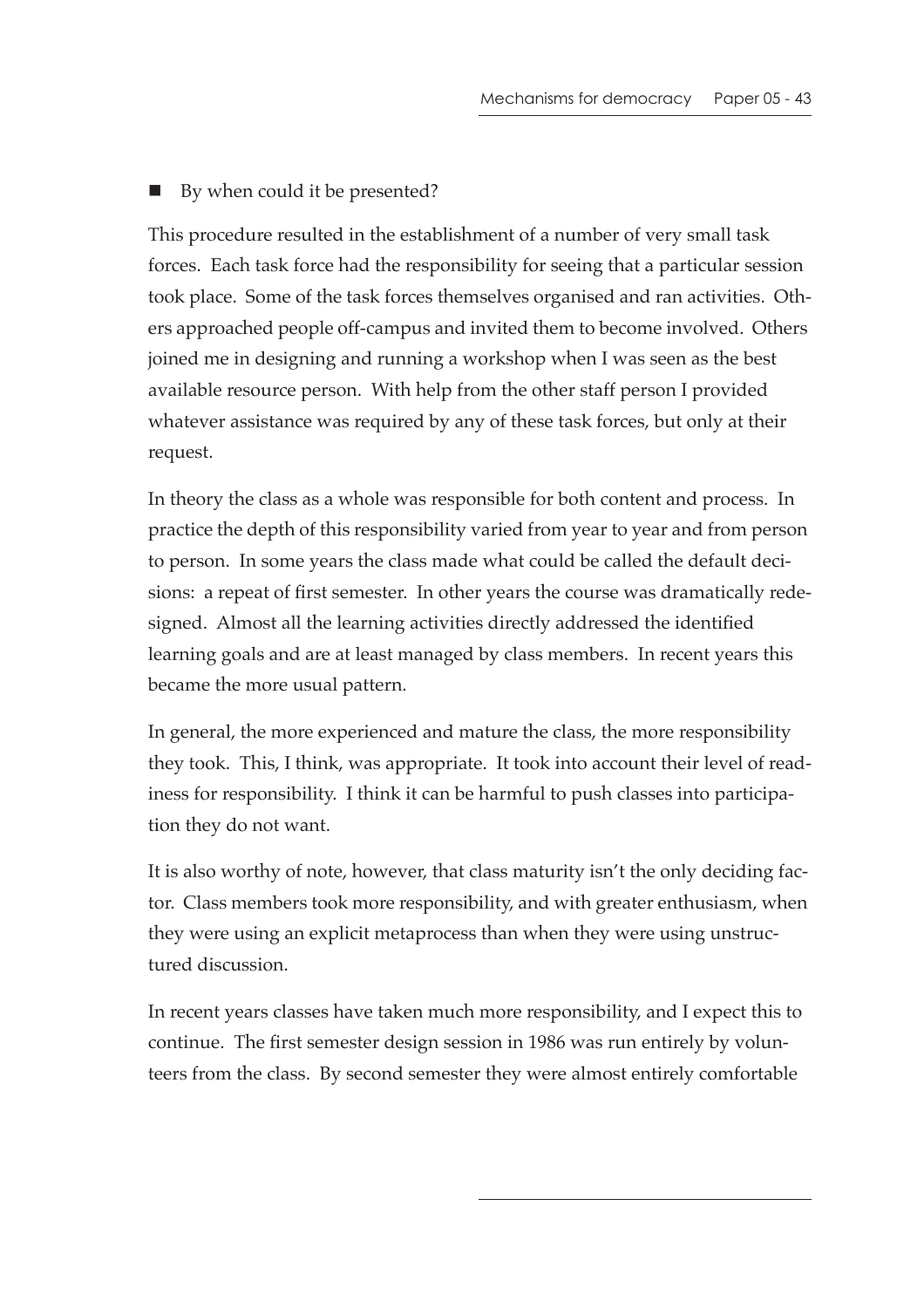- By when could it be presented?

This procedure resulted in the establishment of a number of very small task forces. Each task force had the responsibility for seeing that a particular session took place. Some of the task forces themselves organised and ran activities. Others approached people off-campus and invited them to become involved. Others joined me in designing and running a workshop when I was seen as the best available resource person. With help from the other staff person I provided whatever assistance was required by any of these task forces, but only at their request.

In theory the class as a whole was responsible for both content and process. In practice the depth of this responsibility varied from year to year and from person to person. In some years the class made what could be called the default decisions: a repeat of first semester. In other years the course was dramatically redesigned. Almost all the learning activities directly addressed the identified learning goals and are at least managed by class members. In recent years this became the more usual pattern.

In general, the more experienced and mature the class, the more responsibility they took. This, I think, was appropriate. It took into account their level of readiness for responsibility. I think it can be harmful to push classes into participation they do not want.

It is also worthy of note, however, that class maturity isn't the only deciding factor. Class members took more responsibility, and with greater enthusiasm, when they were using an explicit metaprocess than when they were using unstructured discussion.

In recent years classes have taken much more responsibility, and I expect this to continue. The first semester design session in 1986 was run entirely by volunteers from the class. By second semester they were almost entirely comfortable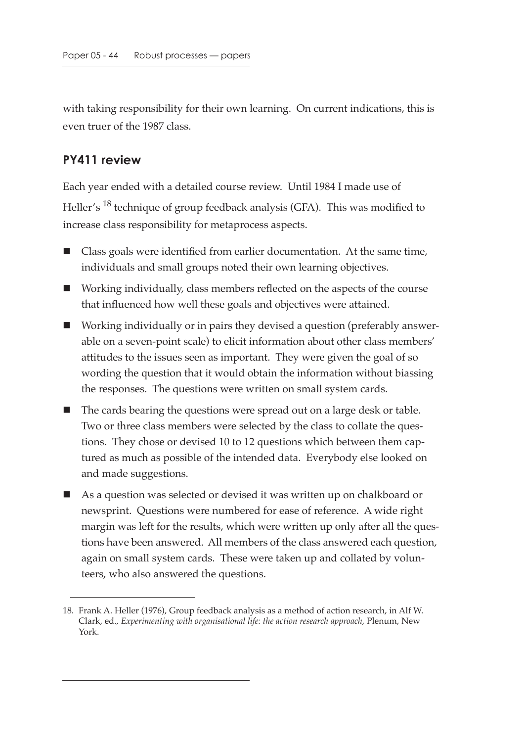with taking responsibility for their own learning. On current indications, this is even truer of the 1987 class.

## PY411 review

Each year ended with a detailed course review. Until 1984 I made use of Heller's [18] technique of group feedback analysis (GFA). This was modified to increase class responsibility for metaprocess aspects.

- Class goals were identified from earlier documentation. At the same time, individuals and small groups noted their own learning objectives.
- Working individually, class members reflected on the aspects of the course that influenced how well these goals and objectives were attained.
- Working individually or in pairs they devised a question (preferably answerable on a seven-point scale) to elicit information about other class members' attitudes to the issues seen as important. They were given the goal of so wording the question that it would obtain the information without biassing the responses. The questions were written on small system cards.
- The cards bearing the questions were spread out on a large desk or table. Two or three class members were selected by the class to collate the questions. They chose or devised 10 to 12 questions which between them captured as much as possible of the intended data. Everybody else looked on and made suggestions.
- As a question was selected or devised it was written up on chalkboard or newsprint. Questions were numbered for ease of reference. A wide right margin was left for the results, which were written up only after all the questions have been answered. All members of the class answered each question, again on small system cards. These were taken up and collated by volunteers, who also answered the questions.

18. Frank A. Heller (1976), Group feedback analysis as a method of action research, in Alf W. Clark, ed., *Experimenting with organisational life: the action research approach*, Plenum, New York.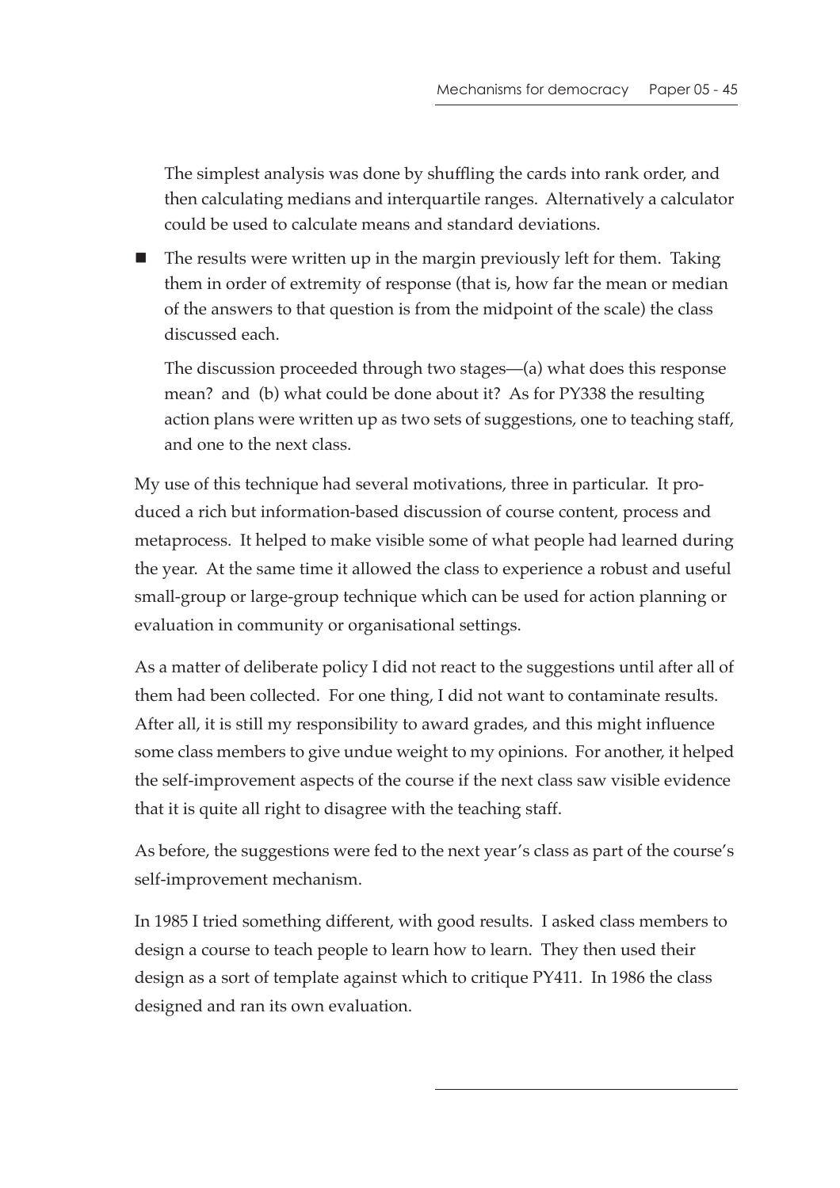The simplest analysis was done by shuffling the cards into rank order, and then calculating medians and interquartile ranges. Alternatively a calculator could be used to calculate means and standard deviations.

- The results were written up in the margin previously left for them. Taking them in order of extremity of response (that is, how far the mean or median of the answers to that question is from the midpoint of the scale) the class discussed each.

  The discussion proceeded through two stages—(a) what does this response mean? and (b) what could be done about it? As for PY338 the resulting action plans were written up as two sets of suggestions, one to teaching staff, and one to the next class.

My use of this technique had several motivations, three in particular. It produced a rich but information-based discussion of course content, process and metaprocess. It helped to make visible some of what people had learned during the year. At the same time it allowed the class to experience a robust and useful small-group or large-group technique which can be used for action planning or evaluation in community or organisational settings.

As a matter of deliberate policy I did not react to the suggestions until after all of them had been collected. For one thing, I did not want to contaminate results. After all, it is still my responsibility to award grades, and this might influence some class members to give undue weight to my opinions. For another, it helped the self-improvement aspects of the course if the next class saw visible evidence that it is quite all right to disagree with the teaching staff.

As before, the suggestions were fed to the next year's class as part of the course's self-improvement mechanism.

In 1985 I tried something different, with good results. I asked class members to design a course to teach people to learn how to learn. They then used their design as a sort of template against which to critique PY411. In 1986 the class designed and ran its own evaluation.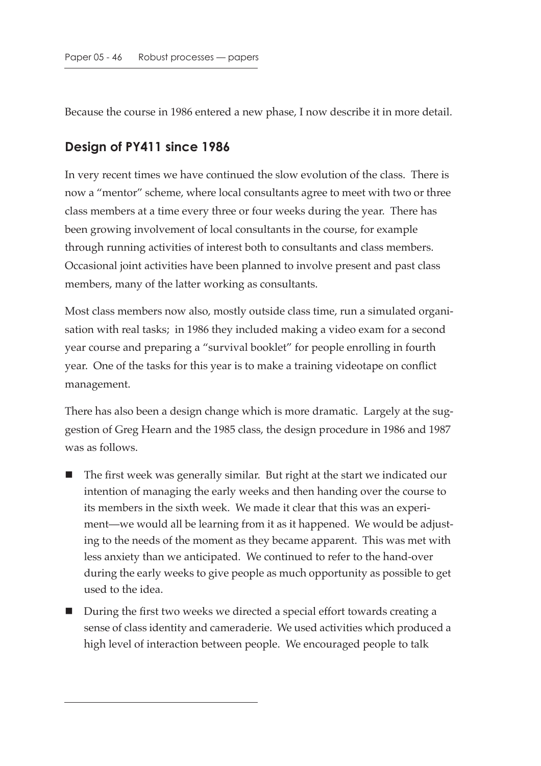Because the course in 1986 entered a new phase, I now describe it in more detail.

## Design of PY411 since 1986

In very recent times we have continued the slow evolution of the class. There is now a "mentor" scheme, where local consultants agree to meet with two or three class members at a time every three or four weeks during the year. There has been growing involvement of local consultants in the course, for example through running activities of interest both to consultants and class members. Occasional joint activities have been planned to involve present and past class members, many of the latter working as consultants.

Most class members now also, mostly outside class time, run a simulated organisation with real tasks; in 1986 they included making a video exam for a second year course and preparing a "survival booklet" for people enrolling in fourth year. One of the tasks for this year is to make a training videotape on conflict management.

There has also been a design change which is more dramatic. Largely at the suggestion of Greg Hearn and the 1985 class, the design procedure in 1986 and 1987 was as follows.

- The first week was generally similar. But right at the start we indicated our intention of managing the early weeks and then handing over the course to its members in the sixth week. We made it clear that this was an experiment—we would all be learning from it as it happened. We would be adjusting to the needs of the moment as they became apparent. This was met with less anxiety than we anticipated. We continued to refer to the hand-over during the early weeks to give people as much opportunity as possible to get used to the idea.
- During the first two weeks we directed a special effort towards creating a sense of class identity and cameraderie. We used activities which produced a high level of interaction between people. We encouraged people to talk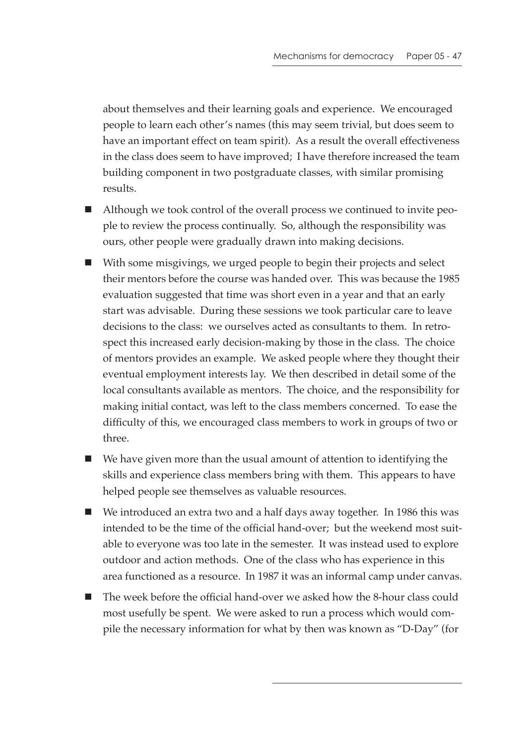about themselves and their learning goals and experience. We encouraged people to learn each other's names (this may seem trivial, but does seem to have an important effect on team spirit). As a result the overall effectiveness in the class does seem to have improved; I have therefore increased the team building component in two postgraduate classes, with similar promising results.

- Although we took control of the overall process we continued to invite people to review the process continually. So, although the responsibility was ours, other people were gradually drawn into making decisions.
- With some misgivings, we urged people to begin their projects and select their mentors before the course was handed over. This was because the 1985 evaluation suggested that time was short even in a year and that an early start was advisable. During these sessions we took particular care to leave decisions to the class: we ourselves acted as consultants to them. In retrospect this increased early decision-making by those in the class. The choice of mentors provides an example. We asked people where they thought their eventual employment interests lay. We then described in detail some of the local consultants available as mentors. The choice, and the responsibility for making initial contact, was left to the class members concerned. To ease the difficulty of this, we encouraged class members to work in groups of two or three.
- We have given more than the usual amount of attention to identifying the skills and experience class members bring with them. This appears to have helped people see themselves as valuable resources.
- We introduced an extra two and a half days away together. In 1986 this was intended to be the time of the official hand-over; but the weekend most suitable to everyone was too late in the semester. It was instead used to explore outdoor and action methods. One of the class who has experience in this area functioned as a resource. In 1987 it was an informal camp under canvas.
- The week before the official hand-over we asked how the 8-hour class could most usefully be spent. We were asked to run a process which would compile the necessary information for what by then was known as "D-Day" (for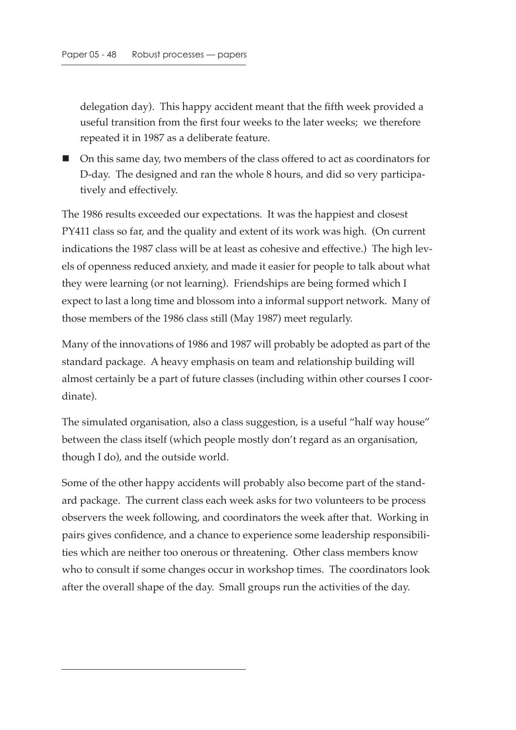delegation day). This happy accident meant that the fifth week provided a useful transition from the first four weeks to the later weeks; we therefore repeated it in 1987 as a deliberate feature.

- On this same day, two members of the class offered to act as coordinators for D-day. The designed and ran the whole 8 hours, and did so very participatively and effectively.

The 1986 results exceeded our expectations. It was the happiest and closest PY411 class so far, and the quality and extent of its work was high. (On current indications the 1987 class will be at least as cohesive and effective.) The high levels of openness reduced anxiety, and made it easier for people to talk about what they were learning (or not learning). Friendships are being formed which I expect to last a long time and blossom into a informal support network. Many of those members of the 1986 class still (May 1987) meet regularly.

Many of the innovations of 1986 and 1987 will probably be adopted as part of the standard package. A heavy emphasis on team and relationship building will almost certainly be a part of future classes (including within other courses I coordinate).

The simulated organisation, also a class suggestion, is a useful "half way house" between the class itself (which people mostly don't regard as an organisation, though I do), and the outside world.

Some of the other happy accidents will probably also become part of the standard package. The current class each week asks for two volunteers to be process observers the week following, and coordinators the week after that. Working in pairs gives confidence, and a chance to experience some leadership responsibilities which are neither too onerous or threatening. Other class members know who to consult if some changes occur in workshop times. The coordinators look after the overall shape of the day. Small groups run the activities of the day.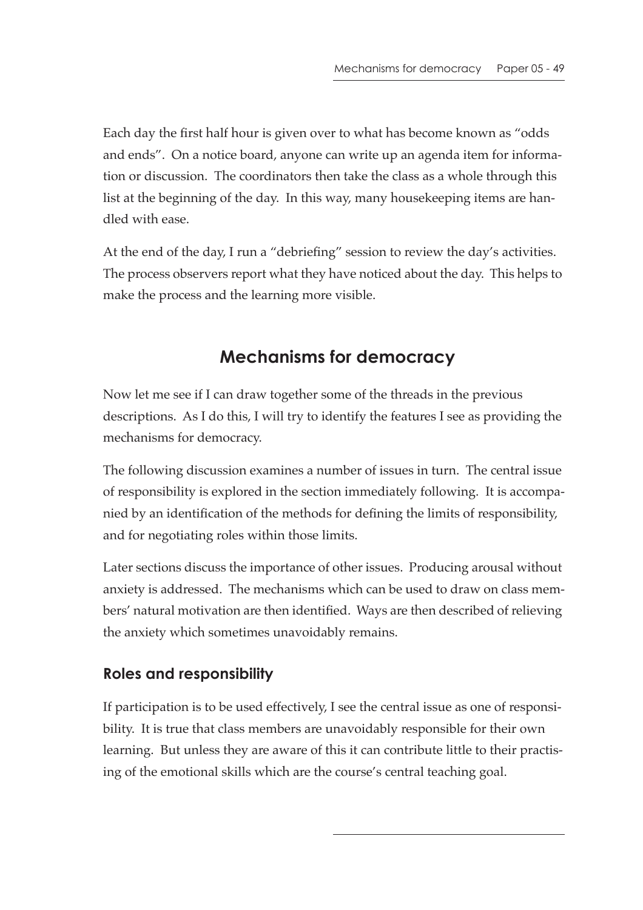Each day the first half hour is given over to what has become known as "odds and ends". On a notice board, anyone can write up an agenda item for information or discussion. The coordinators then take the class as a whole through this list at the beginning of the day. In this way, many housekeeping items are handled with ease.

At the end of the day, I run a "debriefing" session to review the day's activities. The process observers report what they have noticed about the day. This helps to make the process and the learning more visible.

## Mechanisms for democracy

Now let me see if I can draw together some of the threads in the previous descriptions. As I do this, I will try to identify the features I see as providing the mechanisms for democracy.

The following discussion examines a number of issues in turn. The central issue of responsibility is explored in the section immediately following. It is accompanied by an identification of the methods for defining the limits of responsibility, and for negotiating roles within those limits.

Later sections discuss the importance of other issues. Producing arousal without anxiety is addressed. The mechanisms which can be used to draw on class members' natural motivation are then identified. Ways are then described of relieving the anxiety which sometimes unavoidably remains.

### Roles and responsibility

If participation is to be used effectively, I see the central issue as one of responsibility. It is true that class members are unavoidably responsible for their own learning. But unless they are aware of this it can contribute little to their practising of the emotional skills which are the course's central teaching goal.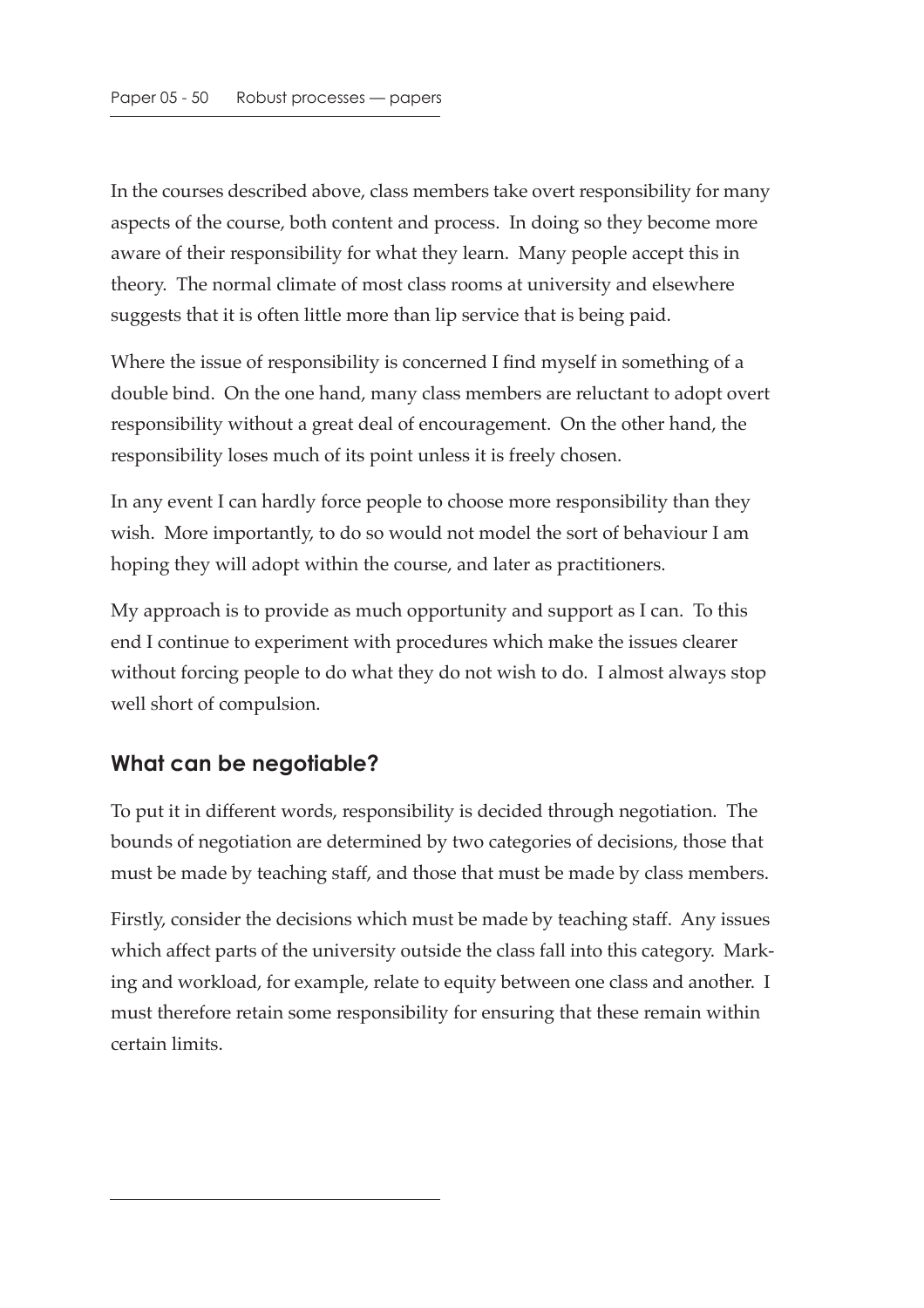In the courses described above, class members take overt responsibility for many aspects of the course, both content and process. In doing so they become more aware of their responsibility for what they learn. Many people accept this in theory. The normal climate of most class rooms at university and elsewhere suggests that it is often little more than lip service that is being paid.

Where the issue of responsibility is concerned I find myself in something of a double bind. On the one hand, many class members are reluctant to adopt overt responsibility without a great deal of encouragement. On the other hand, the responsibility loses much of its point unless it is freely chosen.

In any event I can hardly force people to choose more responsibility than they wish. More importantly, to do so would not model the sort of behaviour I am hoping they will adopt within the course, and later as practitioners.

My approach is to provide as much opportunity and support as I can. To this end I continue to experiment with procedures which make the issues clearer without forcing people to do what they do not wish to do. I almost always stop well short of compulsion.

## What can be negotiable?

To put it in different words, responsibility is decided through negotiation. The bounds of negotiation are determined by two categories of decisions, those that must be made by teaching staff, and those that must be made by class members.

Firstly, consider the decisions which must be made by teaching staff. Any issues which affect parts of the university outside the class fall into this category. Marking and workload, for example, relate to equity between one class and another. I must therefore retain some responsibility for ensuring that these remain within certain limits.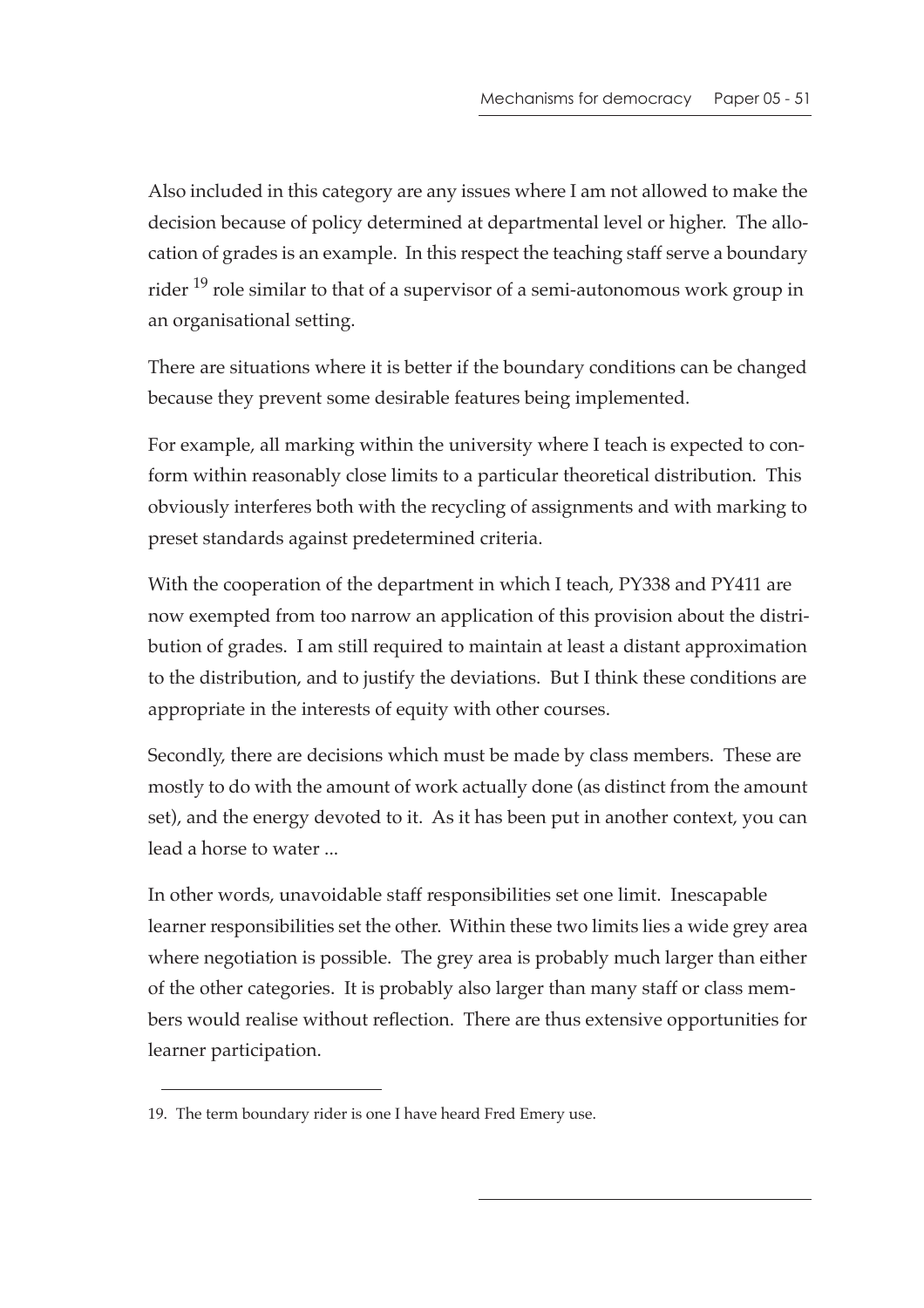Also included in this category are any issues where I am not allowed to make the decision because of policy determined at departmental level or higher. The allocation of grades is an example. In this respect the teaching staff serve a boundary rider [19] role similar to that of a supervisor of a semi-autonomous work group in an organisational setting.

There are situations where it is better if the boundary conditions can be changed because they prevent some desirable features being implemented.

For example, all marking within the university where I teach is expected to conform within reasonably close limits to a particular theoretical distribution. This obviously interferes both with the recycling of assignments and with marking to preset standards against predetermined criteria.

With the cooperation of the department in which I teach, PY338 and PY411 are now exempted from too narrow an application of this provision about the distribution of grades. I am still required to maintain at least a distant approximation to the distribution, and to justify the deviations. But I think these conditions are appropriate in the interests of equity with other courses.

Secondly, there are decisions which must be made by class members. These are mostly to do with the amount of work actually done (as distinct from the amount set), and the energy devoted to it. As it has been put in another context, you can lead a horse to water ...

In other words, unavoidable staff responsibilities set one limit. Inescapable learner responsibilities set the other. Within these two limits lies a wide grey area where negotiation is possible. The grey area is probably much larger than either of the other categories. It is probably also larger than many staff or class members would realise without reflection. There are thus extensive opportunities for learner participation.

---

19. The term boundary rider is one I have heard Fred Emery use.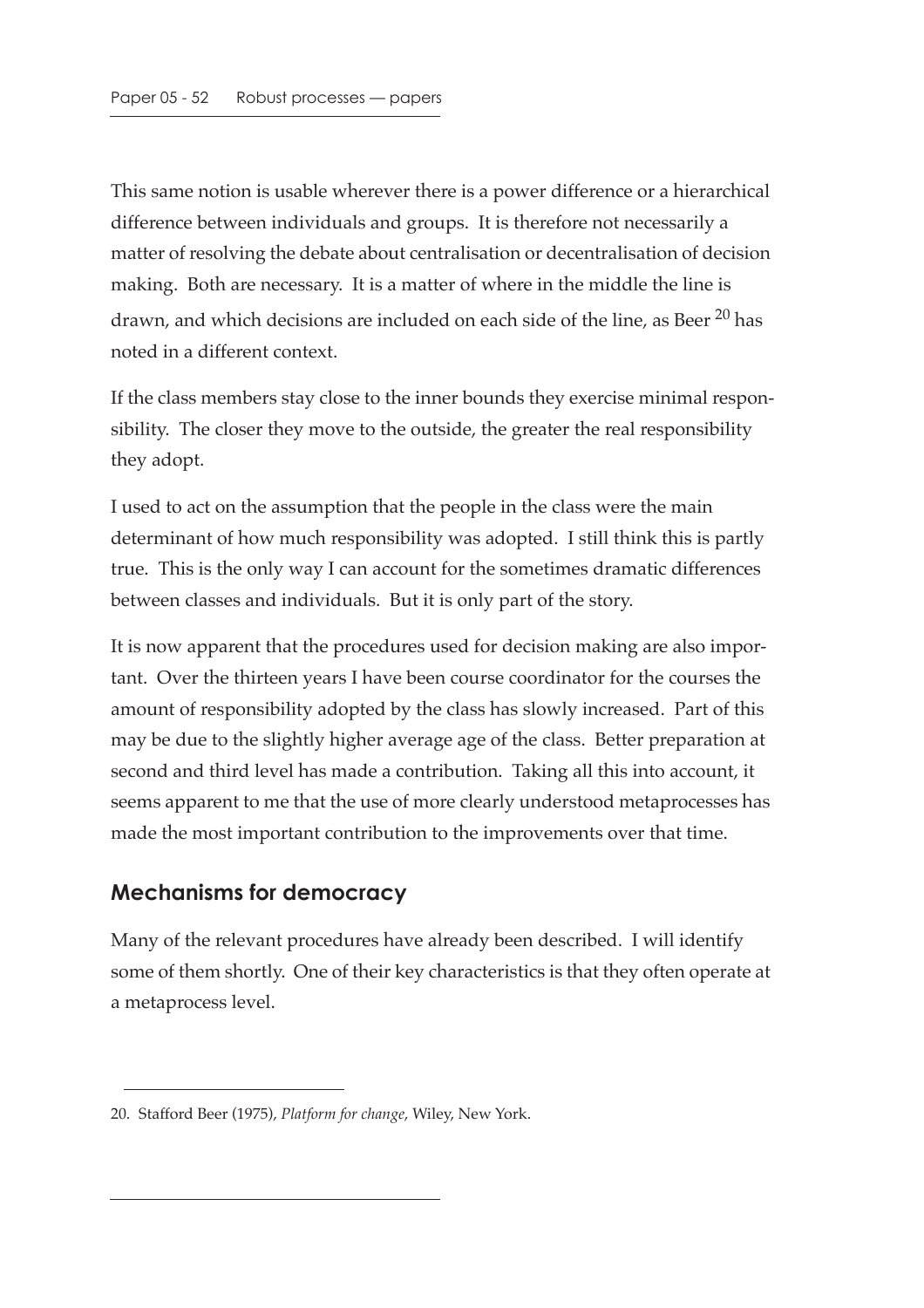This same notion is usable wherever there is a power difference or a hierarchical difference between individuals and groups. It is therefore not necessarily a matter of resolving the debate about centralisation or decentralisation of decision making. Both are necessary. It is a matter of where in the middle the line is drawn, and which decisions are included on each side of the line, as Beer [20] has noted in a different context.

If the class members stay close to the inner bounds they exercise minimal responsibility. The closer they move to the outside, the greater the real responsibility they adopt.

I used to act on the assumption that the people in the class were the main determinant of how much responsibility was adopted. I still think this is partly true. This is the only way I can account for the sometimes dramatic differences between classes and individuals. But it is only part of the story.

It is now apparent that the procedures used for decision making are also important. Over the thirteen years I have been course coordinator for the courses the amount of responsibility adopted by the class has slowly increased. Part of this may be due to the slightly higher average age of the class. Better preparation at second and third level has made a contribution. Taking all this into account, it seems apparent to me that the use of more clearly understood metaprocesses has made the most important contribution to the improvements over that time.

## Mechanisms for democracy

Many of the relevant procedures have already been described. I will identify some of them shortly. One of their key characteristics is that they often operate at a metaprocess level.

20. Stafford Beer (1975), *Platform for change*, Wiley, New York.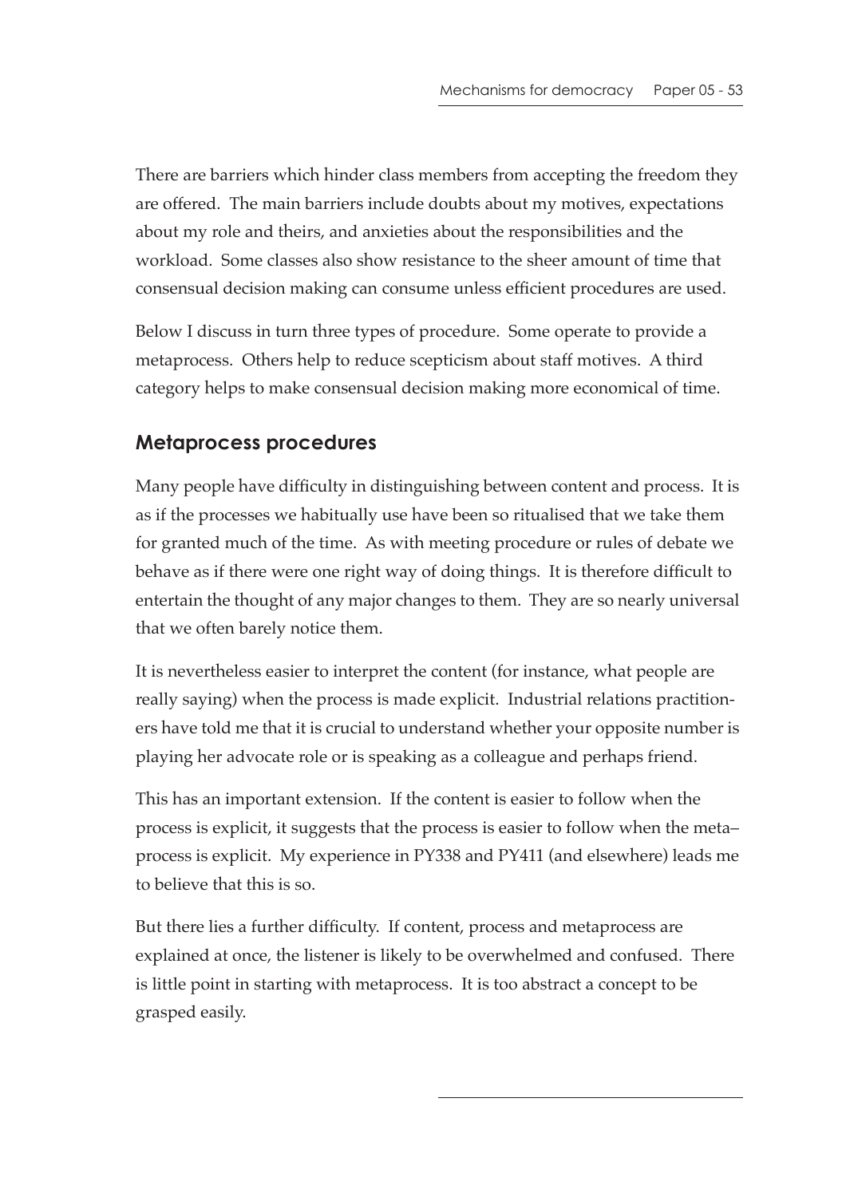There are barriers which hinder class members from accepting the freedom they are offered. The main barriers include doubts about my motives, expectations about my role and theirs, and anxieties about the responsibilities and the workload. Some classes also show resistance to the sheer amount of time that consensual decision making can consume unless efficient procedures are used.

Below I discuss in turn three types of procedure. Some operate to provide a metaprocess. Others help to reduce scepticism about staff motives. A third category helps to make consensual decision making more economical of time.

## Metaprocess procedures

Many people have difficulty in distinguishing between content and process. It is as if the processes we habitually use have been so ritualised that we take them for granted much of the time. As with meeting procedure or rules of debate we behave as if there were one right way of doing things. It is therefore difficult to entertain the thought of any major changes to them. They are so nearly universal that we often barely notice them.

It is nevertheless easier to interpret the content (for instance, what people are really saying) when the process is made explicit. Industrial relations practitioners have told me that it is crucial to understand whether your opposite number is playing her advocate role or is speaking as a colleague and perhaps friend.

This has an important extension. If the content is easier to follow when the process is explicit, it suggests that the process is easier to follow when the meta–process is explicit. My experience in PY338 and PY411 (and elsewhere) leads me to believe that this is so.

But there lies a further difficulty. If content, process and metaprocess are explained at once, the listener is likely to be overwhelmed and confused. There is little point in starting with metaprocess. It is too abstract a concept to be grasped easily.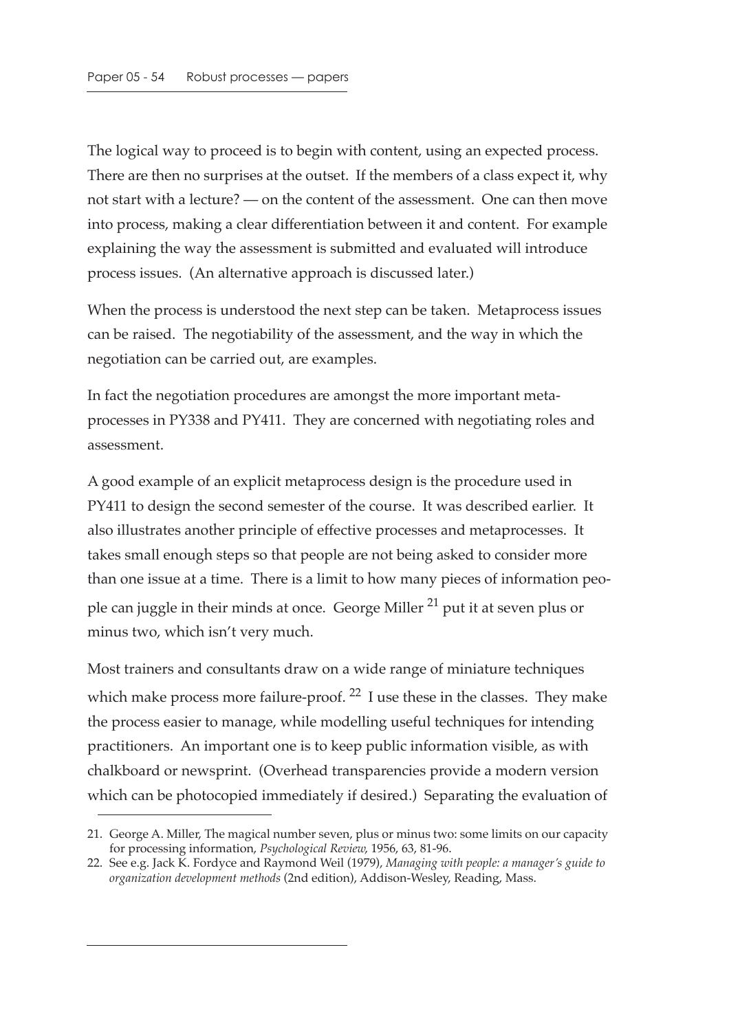The logical way to proceed is to begin with content, using an expected process. There are then no surprises at the outset. If the members of a class expect it, why not start with a lecture? — on the content of the assessment. One can then move into process, making a clear differentiation between it and content. For example explaining the way the assessment is submitted and evaluated will introduce process issues. (An alternative approach is discussed later.)

When the process is understood the next step can be taken. Metaprocess issues can be raised. The negotiability of the assessment, and the way in which the negotiation can be carried out, are examples.

In fact the negotiation procedures are amongst the more important metaprocesses in PY338 and PY411. They are concerned with negotiating roles and assessment.

A good example of an explicit metaprocess design is the procedure used in PY411 to design the second semester of the course. It was described earlier. It also illustrates another principle of effective processes and metaprocesses. It takes small enough steps so that people are not being asked to consider more than one issue at a time. There is a limit to how many pieces of information people can juggle in their minds at once. George Miller [21] put it at seven plus or minus two, which isn't very much.

Most trainers and consultants draw on a wide range of miniature techniques which make process more failure-proof. [22] I use these in the classes. They make the process easier to manage, while modelling useful techniques for intending practitioners. An important one is to keep public information visible, as with chalkboard or newsprint. (Overhead transparencies provide a modern version which can be photocopied immediately if desired.) Separating the evaluation of

---

21. George A. Miller, The magical number seven, plus or minus two: some limits on our capacity for processing information, *Psychological Review*, 1956, 63, 81-96.
22. See e.g. Jack K. Fordyce and Raymond Weil (1979), *Managing with people: a manager's guide to organization development methods* (2nd edition), Addison-Wesley, Reading, Mass.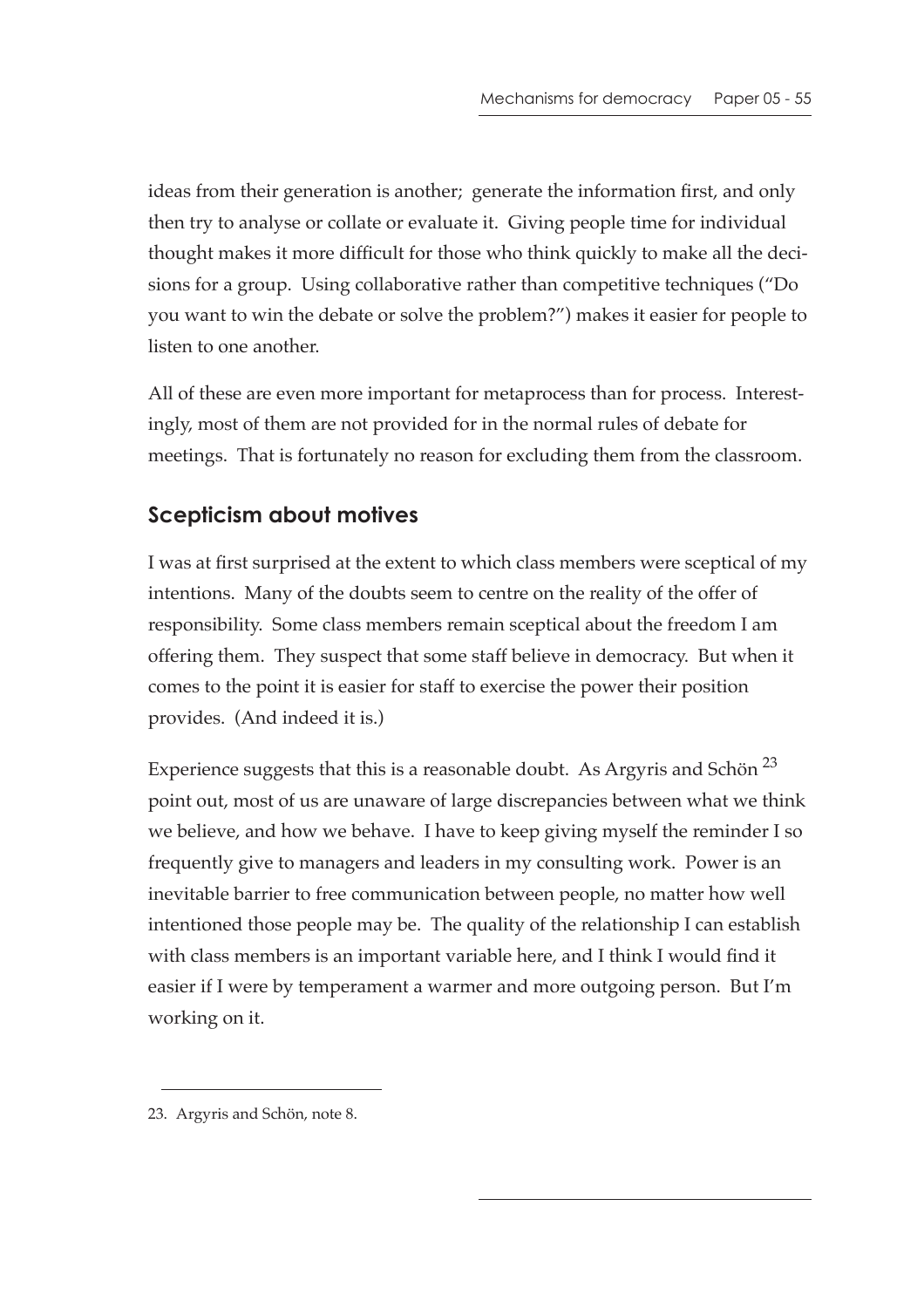ideas from their generation is another; generate the information first, and only then try to analyse or collate or evaluate it. Giving people time for individual thought makes it more difficult for those who think quickly to make all the decisions for a group. Using collaborative rather than competitive techniques ("Do you want to win the debate or solve the problem?") makes it easier for people to listen to one another.

All of these are even more important for metaprocess than for process. Interestingly, most of them are not provided for in the normal rules of debate for meetings. That is fortunately no reason for excluding them from the classroom.

## Scepticism about motives

I was at first surprised at the extent to which class members were sceptical of my intentions. Many of the doubts seem to centre on the reality of the offer of responsibility. Some class members remain sceptical about the freedom I am offering them. They suspect that some staff believe in democracy. But when it comes to the point it is easier for staff to exercise the power their position provides. (And indeed it is.)

Experience suggests that this is a reasonable doubt. As Argyris and Schön [23] point out, most of us are unaware of large discrepancies between what we think we believe, and how we behave. I have to keep giving myself the reminder I so frequently give to managers and leaders in my consulting work. Power is an inevitable barrier to free communication between people, no matter how well intentioned those people may be. The quality of the relationship I can establish with class members is an important variable here, and I think I would find it easier if I were by temperament a warmer and more outgoing person. But I'm working on it.

---

23. Argyris and Schön, note 8.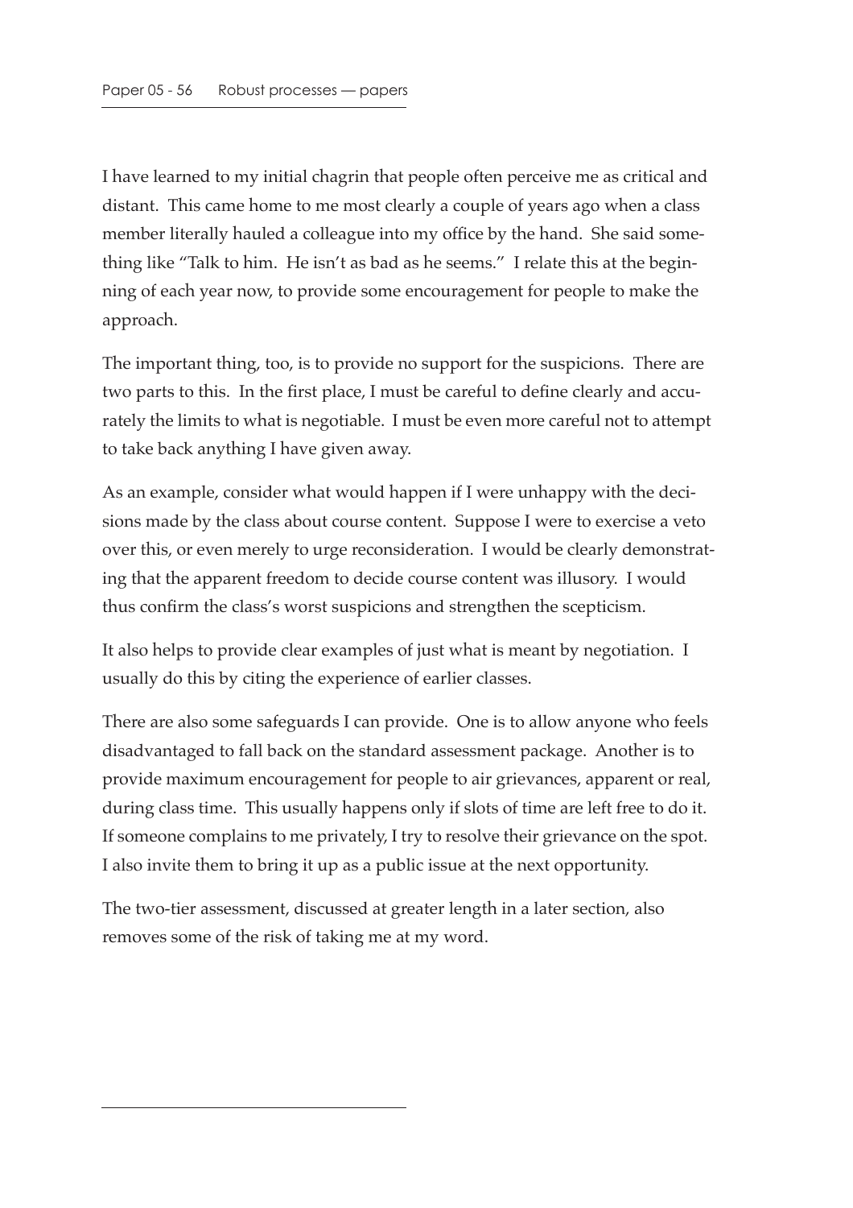I have learned to my initial chagrin that people often perceive me as critical and distant. This came home to me most clearly a couple of years ago when a class member literally hauled a colleague into my office by the hand. She said something like "Talk to him. He isn't as bad as he seems." I relate this at the beginning of each year now, to provide some encouragement for people to make the approach.

The important thing, too, is to provide no support for the suspicions. There are two parts to this. In the first place, I must be careful to define clearly and accurately the limits to what is negotiable. I must be even more careful not to attempt to take back anything I have given away.

As an example, consider what would happen if I were unhappy with the decisions made by the class about course content. Suppose I were to exercise a veto over this, or even merely to urge reconsideration. I would be clearly demonstrating that the apparent freedom to decide course content was illusory. I would thus confirm the class's worst suspicions and strengthen the scepticism.

It also helps to provide clear examples of just what is meant by negotiation. I usually do this by citing the experience of earlier classes.

There are also some safeguards I can provide. One is to allow anyone who feels disadvantaged to fall back on the standard assessment package. Another is to provide maximum encouragement for people to air grievances, apparent or real, during class time. This usually happens only if slots of time are left free to do it. If someone complains to me privately, I try to resolve their grievance on the spot. I also invite them to bring it up as a public issue at the next opportunity.

The two-tier assessment, discussed at greater length in a later section, also removes some of the risk of taking me at my word.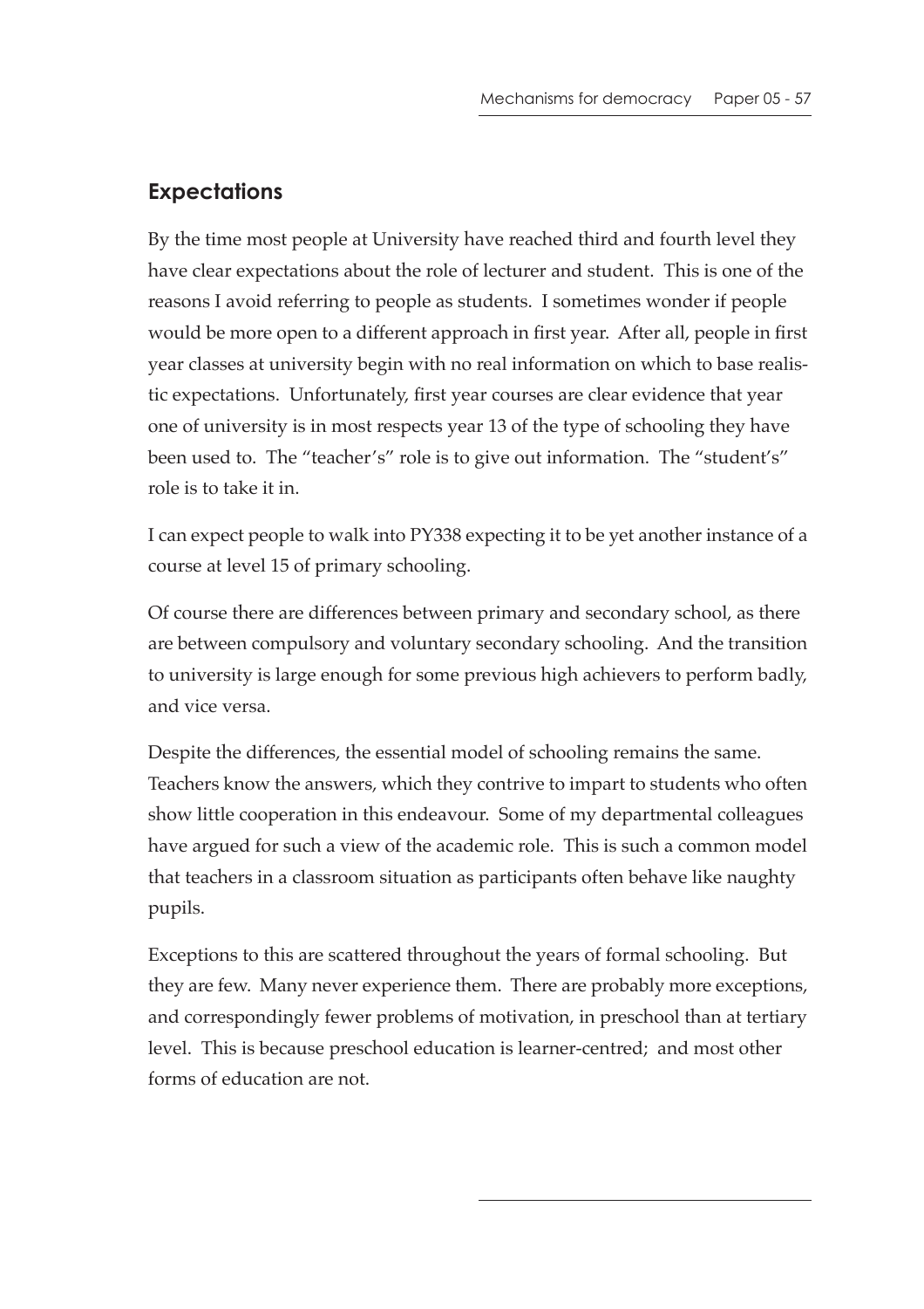## Expectations

By the time most people at University have reached third and fourth level they have clear expectations about the role of lecturer and student. This is one of the reasons I avoid referring to people as students. I sometimes wonder if people would be more open to a different approach in first year. After all, people in first year classes at university begin with no real information on which to base realistic expectations. Unfortunately, first year courses are clear evidence that year one of university is in most respects year 13 of the type of schooling they have been used to. The "teacher's" role is to give out information. The "student's" role is to take it in.

I can expect people to walk into PY338 expecting it to be yet another instance of a course at level 15 of primary schooling.

Of course there are differences between primary and secondary school, as there are between compulsory and voluntary secondary schooling. And the transition to university is large enough for some previous high achievers to perform badly, and vice versa.

Despite the differences, the essential model of schooling remains the same. Teachers know the answers, which they contrive to impart to students who often show little cooperation in this endeavour. Some of my departmental colleagues have argued for such a view of the academic role. This is such a common model that teachers in a classroom situation as participants often behave like naughty pupils.

Exceptions to this are scattered throughout the years of formal schooling. But they are few. Many never experience them. There are probably more exceptions, and correspondingly fewer problems of motivation, in preschool than at tertiary level. This is because preschool education is learner-centred; and most other forms of education are not.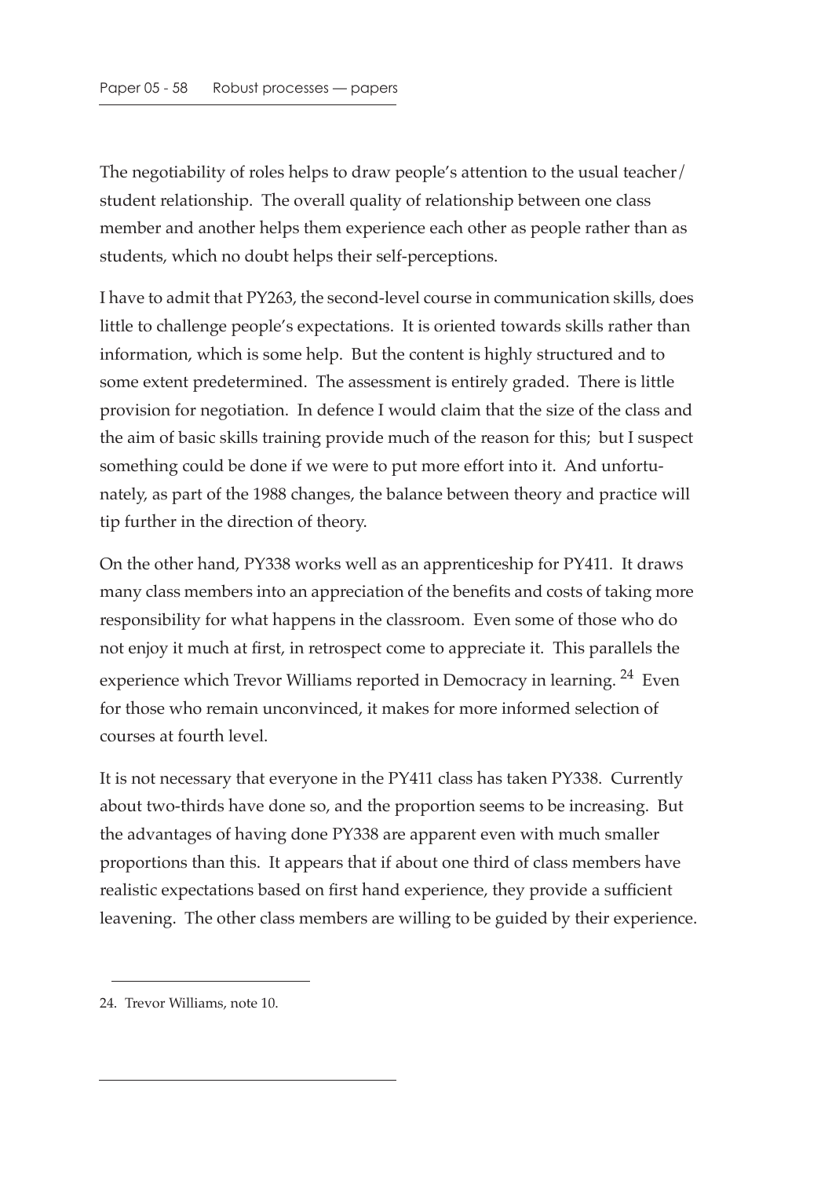The negotiability of roles helps to draw people's attention to the usual teacher/ student relationship. The overall quality of relationship between one class member and another helps them experience each other as people rather than as students, which no doubt helps their self-perceptions.

I have to admit that PY263, the second-level course in communication skills, does little to challenge people's expectations. It is oriented towards skills rather than information, which is some help. But the content is highly structured and to some extent predetermined. The assessment is entirely graded. There is little provision for negotiation. In defence I would claim that the size of the class and the aim of basic skills training provide much of the reason for this; but I suspect something could be done if we were to put more effort into it. And unfortunately, as part of the 1988 changes, the balance between theory and practice will tip further in the direction of theory.

On the other hand, PY338 works well as an apprenticeship for PY411. It draws many class members into an appreciation of the benefits and costs of taking more responsibility for what happens in the classroom. Even some of those who do not enjoy it much at first, in retrospect come to appreciate it. This parallels the experience which Trevor Williams reported in Democracy in learning. [24] Even for those who remain unconvinced, it makes for more informed selection of courses at fourth level.

It is not necessary that everyone in the PY411 class has taken PY338. Currently about two-thirds have done so, and the proportion seems to be increasing. But the advantages of having done PY338 are apparent even with much smaller proportions than this. It appears that if about one third of class members have realistic expectations based on first hand experience, they provide a sufficient leavening. The other class members are willing to be guided by their experience.

---

24. Trevor Williams, note 10.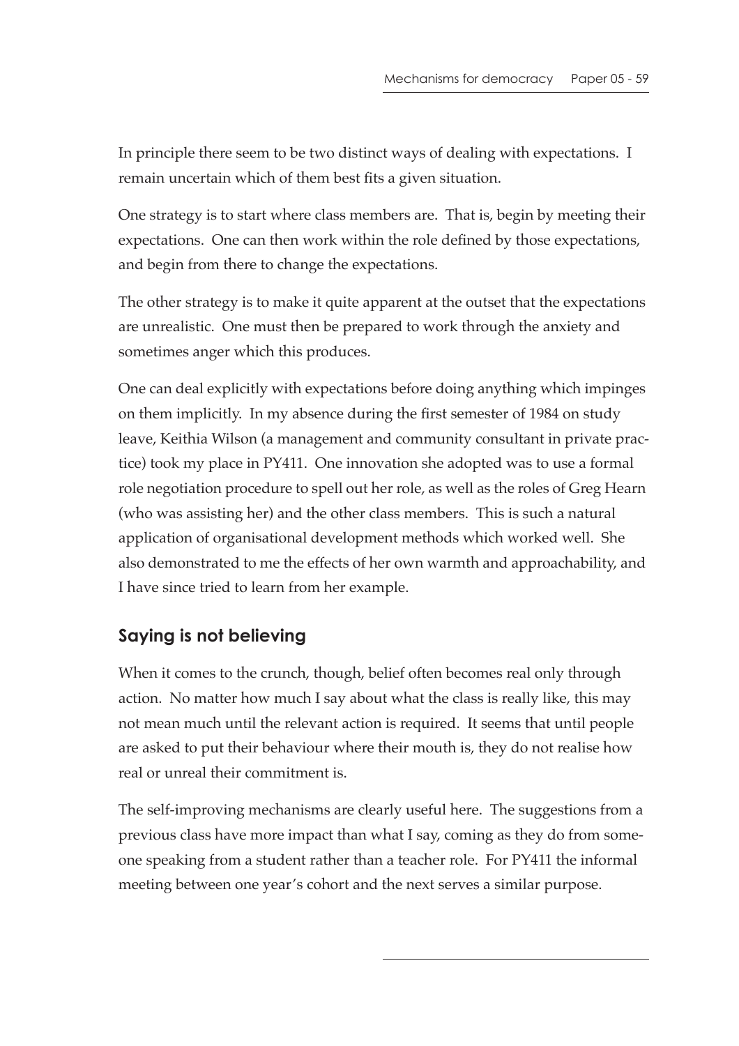In principle there seem to be two distinct ways of dealing with expectations. I remain uncertain which of them best fits a given situation.

One strategy is to start where class members are. That is, begin by meeting their expectations. One can then work within the role defined by those expectations, and begin from there to change the expectations.

The other strategy is to make it quite apparent at the outset that the expectations are unrealistic. One must then be prepared to work through the anxiety and sometimes anger which this produces.

One can deal explicitly with expectations before doing anything which impinges on them implicitly. In my absence during the first semester of 1984 on study leave, Keithia Wilson (a management and community consultant in private practice) took my place in PY411. One innovation she adopted was to use a formal role negotiation procedure to spell out her role, as well as the roles of Greg Hearn (who was assisting her) and the other class members. This is such a natural application of organisational development methods which worked well. She also demonstrated to me the effects of her own warmth and approachability, and I have since tried to learn from her example.

## Saying is not believing

When it comes to the crunch, though, belief often becomes real only through action. No matter how much I say about what the class is really like, this may not mean much until the relevant action is required. It seems that until people are asked to put their behaviour where their mouth is, they do not realise how real or unreal their commitment is.

The self-improving mechanisms are clearly useful here. The suggestions from a previous class have more impact than what I say, coming as they do from someone speaking from a student rather than a teacher role. For PY411 the informal meeting between one year's cohort and the next serves a similar purpose.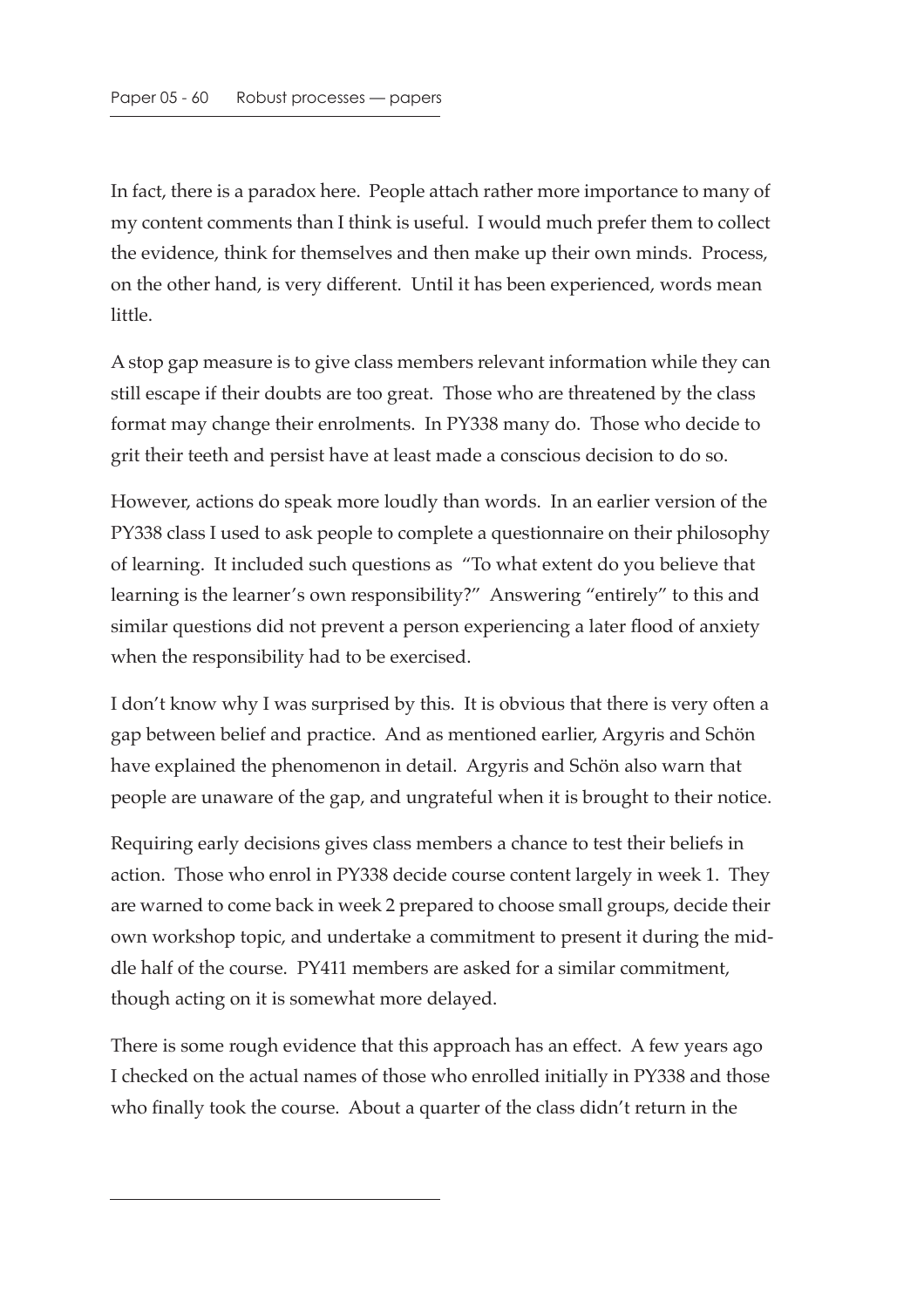In fact, there is a paradox here. People attach rather more importance to many of my content comments than I think is useful. I would much prefer them to collect the evidence, think for themselves and then make up their own minds. Process, on the other hand, is very different. Until it has been experienced, words mean little.

A stop gap measure is to give class members relevant information while they can still escape if their doubts are too great. Those who are threatened by the class format may change their enrolments. In PY338 many do. Those who decide to grit their teeth and persist have at least made a conscious decision to do so.

However, actions do speak more loudly than words. In an earlier version of the PY338 class I used to ask people to complete a questionnaire on their philosophy of learning. It included such questions as "To what extent do you believe that learning is the learner's own responsibility?" Answering "entirely" to this and similar questions did not prevent a person experiencing a later flood of anxiety when the responsibility had to be exercised.

I don't know why I was surprised by this. It is obvious that there is very often a gap between belief and practice. And as mentioned earlier, Argyris and Schön have explained the phenomenon in detail. Argyris and Schön also warn that people are unaware of the gap, and ungrateful when it is brought to their notice.

Requiring early decisions gives class members a chance to test their beliefs in action. Those who enrol in PY338 decide course content largely in week 1. They are warned to come back in week 2 prepared to choose small groups, decide their own workshop topic, and undertake a commitment to present it during the middle half of the course. PY411 members are asked for a similar commitment, though acting on it is somewhat more delayed.

There is some rough evidence that this approach has an effect. A few years ago I checked on the actual names of those who enrolled initially in PY338 and those who finally took the course. About a quarter of the class didn't return in the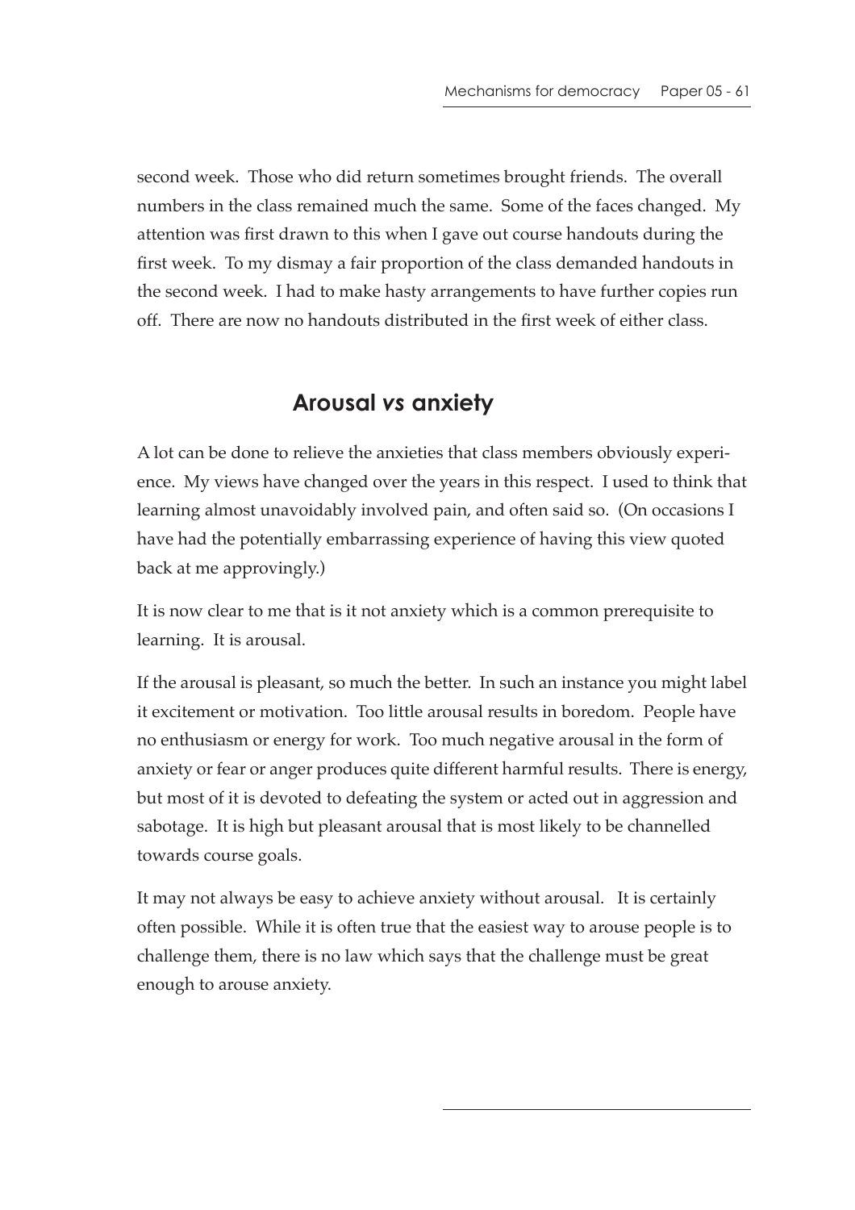second week. Those who did return sometimes brought friends. The overall numbers in the class remained much the same. Some of the faces changed. My attention was first drawn to this when I gave out course handouts during the first week. To my dismay a fair proportion of the class demanded handouts in the second week. I had to make hasty arrangements to have further copies run off. There are now no handouts distributed in the first week of either class.

## Arousal *vs* anxiety

A lot can be done to relieve the anxieties that class members obviously experience. My views have changed over the years in this respect. I used to think that learning almost unavoidably involved pain, and often said so. (On occasions I have had the potentially embarrassing experience of having this view quoted back at me approvingly.)

It is now clear to me that is it not anxiety which is a common prerequisite to learning. It is arousal.

If the arousal is pleasant, so much the better. In such an instance you might label it excitement or motivation. Too little arousal results in boredom. People have no enthusiasm or energy for work. Too much negative arousal in the form of anxiety or fear or anger produces quite different harmful results. There is energy, but most of it is devoted to defeating the system or acted out in aggression and sabotage. It is high but pleasant arousal that is most likely to be channelled towards course goals.

It may not always be easy to achieve anxiety without arousal. It is certainly often possible. While it is often true that the easiest way to arouse people is to challenge them, there is no law which says that the challenge must be great enough to arouse anxiety.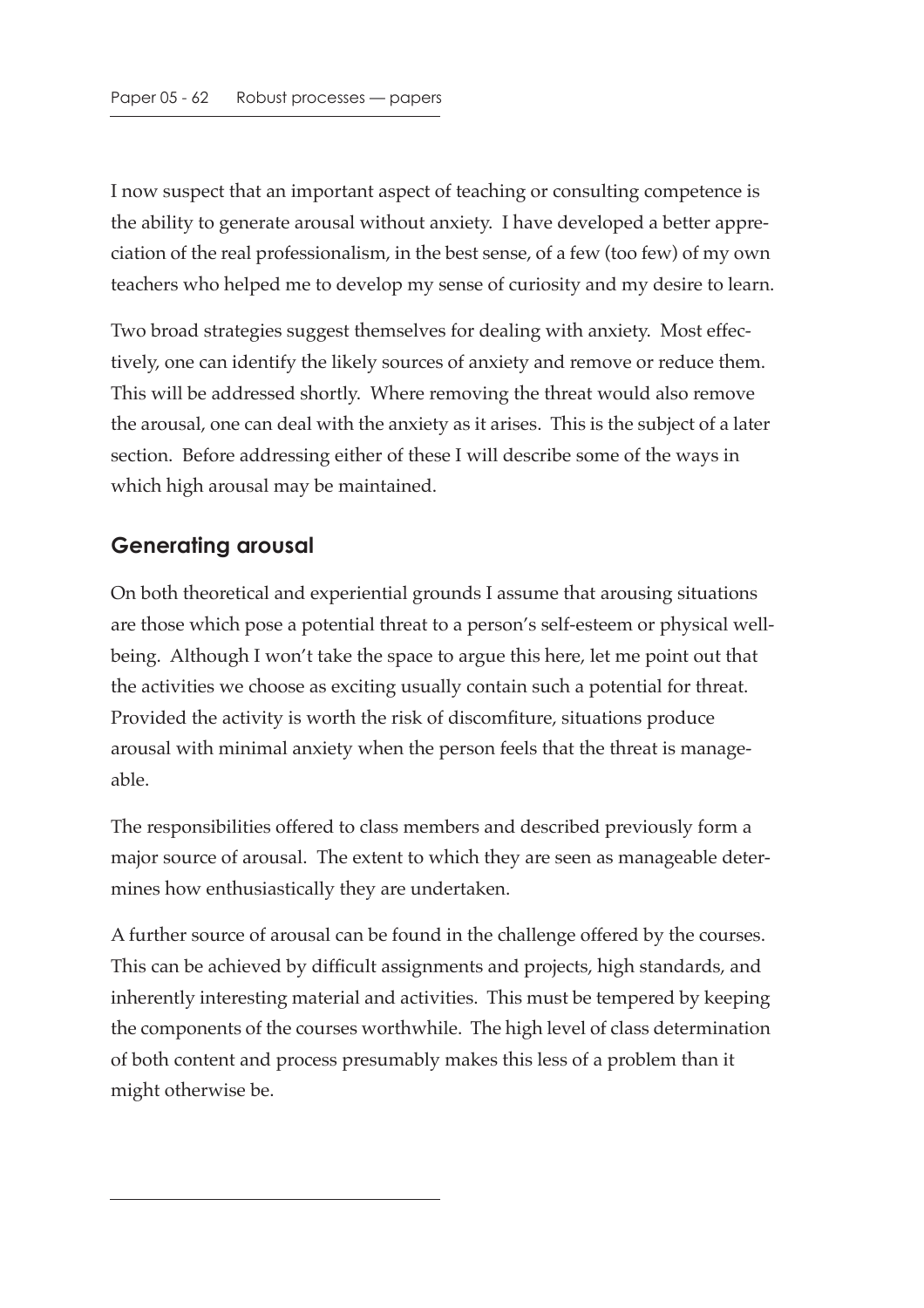I now suspect that an important aspect of teaching or consulting competence is the ability to generate arousal without anxiety. I have developed a better appreciation of the real professionalism, in the best sense, of a few (too few) of my own teachers who helped me to develop my sense of curiosity and my desire to learn.

Two broad strategies suggest themselves for dealing with anxiety. Most effectively, one can identify the likely sources of anxiety and remove or reduce them. This will be addressed shortly. Where removing the threat would also remove the arousal, one can deal with the anxiety as it arises. This is the subject of a later section. Before addressing either of these I will describe some of the ways in which high arousal may be maintained.

## Generating arousal

On both theoretical and experiential grounds I assume that arousing situations are those which pose a potential threat to a person's self-esteem or physical well-being. Although I won't take the space to argue this here, let me point out that the activities we choose as exciting usually contain such a potential for threat. Provided the activity is worth the risk of discomfiture, situations produce arousal with minimal anxiety when the person feels that the threat is manageable.

The responsibilities offered to class members and described previously form a major source of arousal. The extent to which they are seen as manageable determines how enthusiastically they are undertaken.

A further source of arousal can be found in the challenge offered by the courses. This can be achieved by difficult assignments and projects, high standards, and inherently interesting material and activities. This must be tempered by keeping the components of the courses worthwhile. The high level of class determination of both content and process presumably makes this less of a problem than it might otherwise be.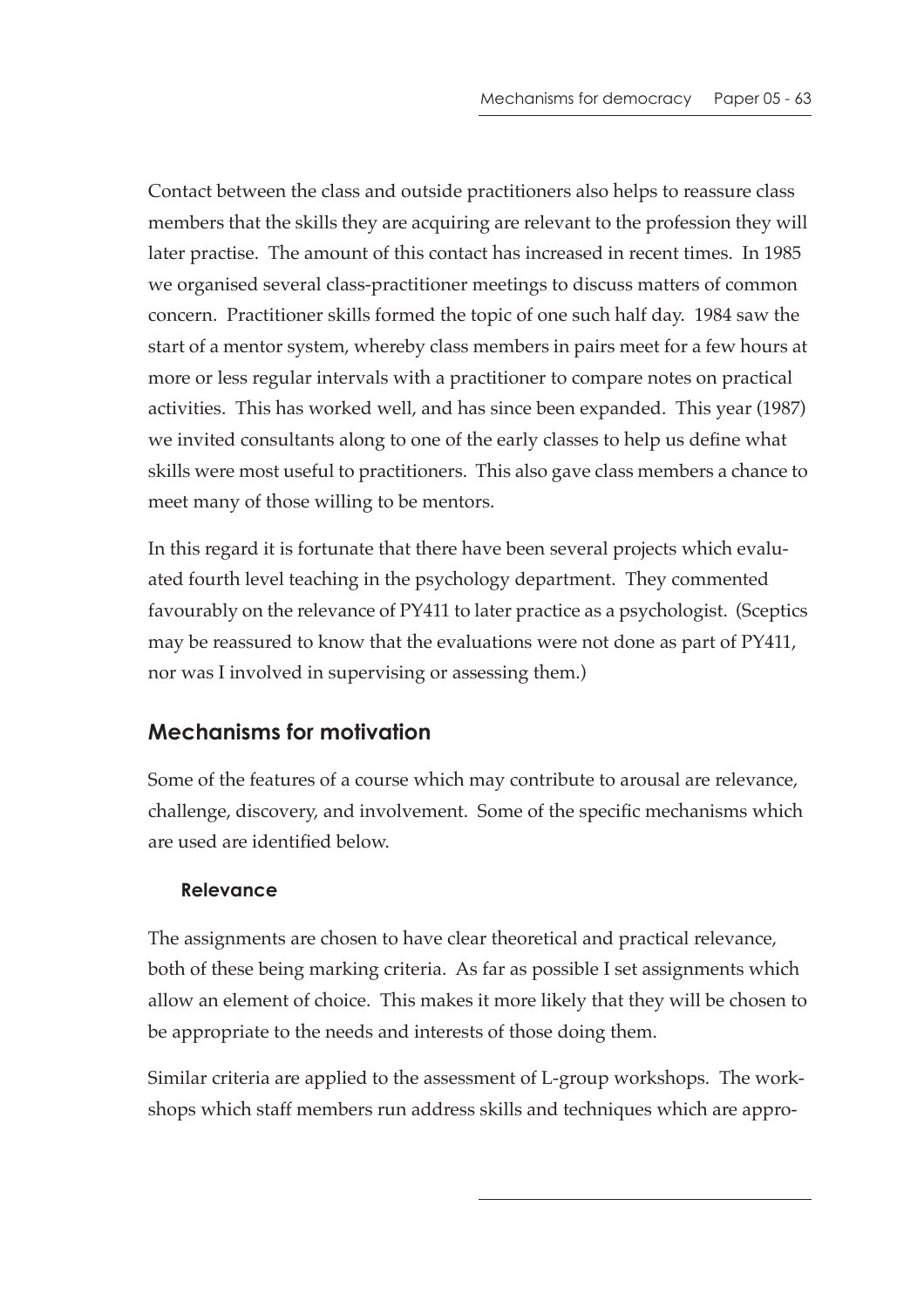Contact between the class and outside practitioners also helps to reassure class members that the skills they are acquiring are relevant to the profession they will later practise. The amount of this contact has increased in recent times. In 1985 we organised several class-practitioner meetings to discuss matters of common concern. Practitioner skills formed the topic of one such half day. 1984 saw the start of a mentor system, whereby class members in pairs meet for a few hours at more or less regular intervals with a practitioner to compare notes on practical activities. This has worked well, and has since been expanded. This year (1987) we invited consultants along to one of the early classes to help us define what skills were most useful to practitioners. This also gave class members a chance to meet many of those willing to be mentors.

In this regard it is fortunate that there have been several projects which evaluated fourth level teaching in the psychology department. They commented favourably on the relevance of PY411 to later practice as a psychologist. (Sceptics may be reassured to know that the evaluations were not done as part of PY411, nor was I involved in supervising or assessing them.)

## Mechanisms for motivation

Some of the features of a course which may contribute to arousal are relevance, challenge, discovery, and involvement. Some of the specific mechanisms which are used are identified below.

### Relevance

The assignments are chosen to have clear theoretical and practical relevance, both of these being marking criteria. As far as possible I set assignments which allow an element of choice. This makes it more likely that they will be chosen to be appropriate to the needs and interests of those doing them.

Similar criteria are applied to the assessment of L-group workshops. The workshops which staff members run address skills and techniques which are appro-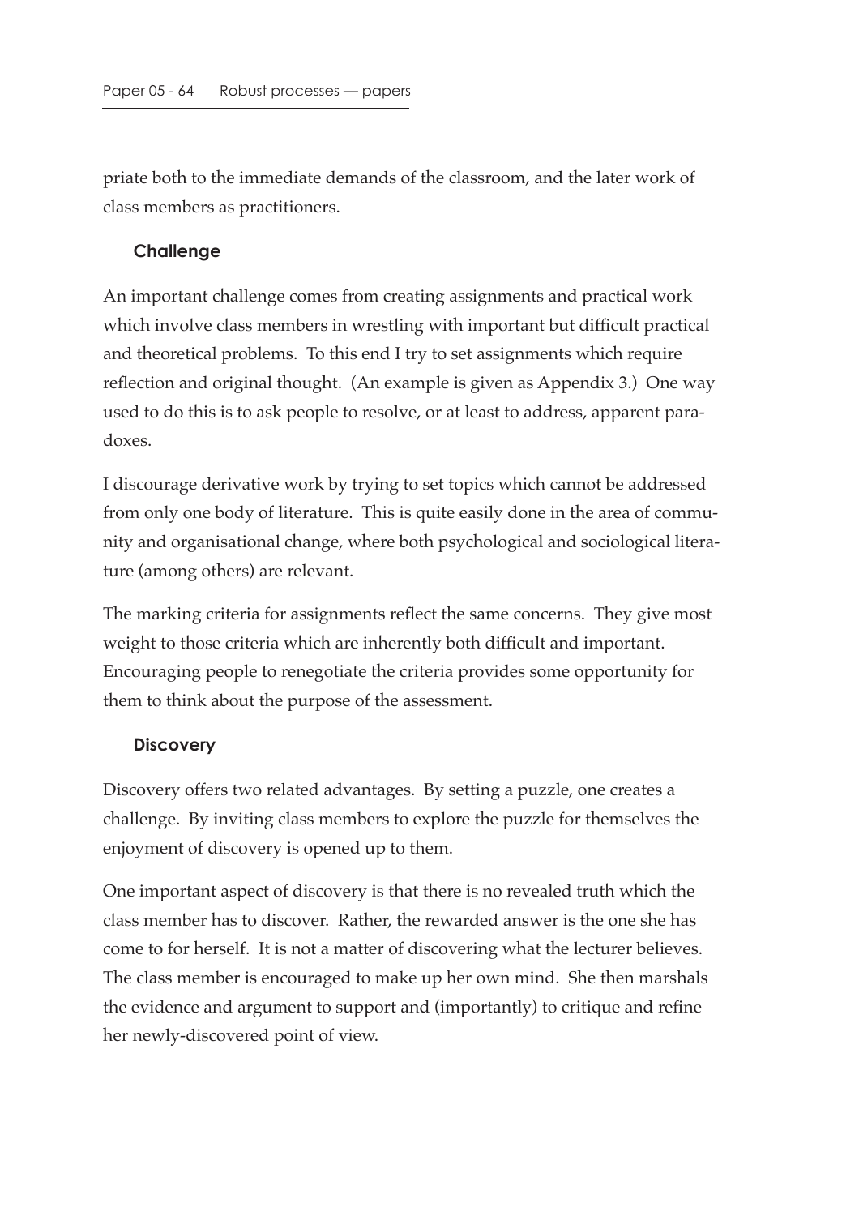priate both to the immediate demands of the classroom, and the later work of class members as practitioners.

### Challenge

An important challenge comes from creating assignments and practical work which involve class members in wrestling with important but difficult practical and theoretical problems. To this end I try to set assignments which require reflection and original thought. (An example is given as Appendix 3.) One way used to do this is to ask people to resolve, or at least to address, apparent paradoxes.

I discourage derivative work by trying to set topics which cannot be addressed from only one body of literature. This is quite easily done in the area of community and organisational change, where both psychological and sociological literature (among others) are relevant.

The marking criteria for assignments reflect the same concerns. They give most weight to those criteria which are inherently both difficult and important. Encouraging people to renegotiate the criteria provides some opportunity for them to think about the purpose of the assessment.

### Discovery

Discovery offers two related advantages. By setting a puzzle, one creates a challenge. By inviting class members to explore the puzzle for themselves the enjoyment of discovery is opened up to them.

One important aspect of discovery is that there is no revealed truth which the class member has to discover. Rather, the rewarded answer is the one she has come to for herself. It is not a matter of discovering what the lecturer believes. The class member is encouraged to make up her own mind. She then marshals the evidence and argument to support and (importantly) to critique and refine her newly-discovered point of view.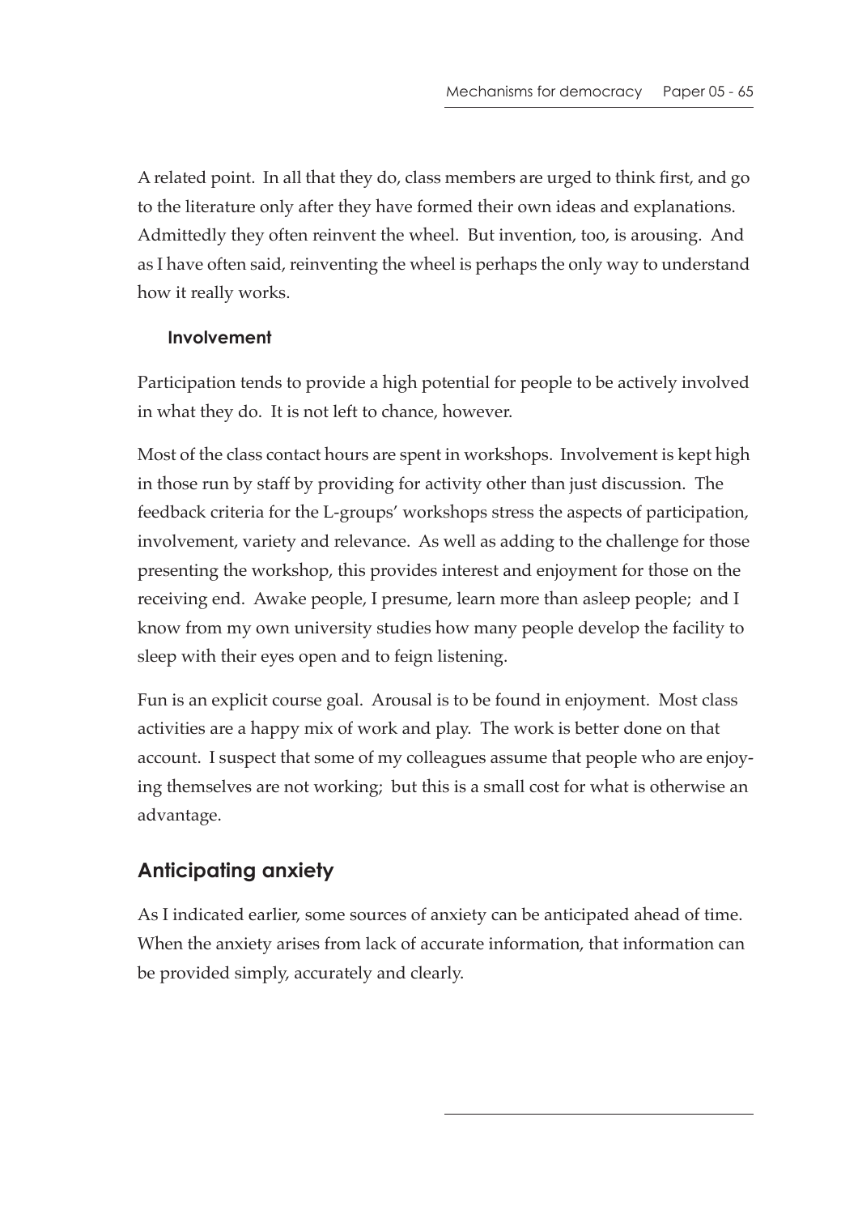A related point. In all that they do, class members are urged to think first, and go to the literature only after they have formed their own ideas and explanations. Admittedly they often reinvent the wheel. But invention, too, is arousing. And as I have often said, reinventing the wheel is perhaps the only way to understand how it really works.

### Involvement

Participation tends to provide a high potential for people to be actively involved in what they do. It is not left to chance, however.

Most of the class contact hours are spent in workshops. Involvement is kept high in those run by staff by providing for activity other than just discussion. The feedback criteria for the L-groups' workshops stress the aspects of participation, involvement, variety and relevance. As well as adding to the challenge for those presenting the workshop, this provides interest and enjoyment for those on the receiving end. Awake people, I presume, learn more than asleep people; and I know from my own university studies how many people develop the facility to sleep with their eyes open and to feign listening.

Fun is an explicit course goal. Arousal is to be found in enjoyment. Most class activities are a happy mix of work and play. The work is better done on that account. I suspect that some of my colleagues assume that people who are enjoying themselves are not working; but this is a small cost for what is otherwise an advantage.

## Anticipating anxiety

As I indicated earlier, some sources of anxiety can be anticipated ahead of time. When the anxiety arises from lack of accurate information, that information can be provided simply, accurately and clearly.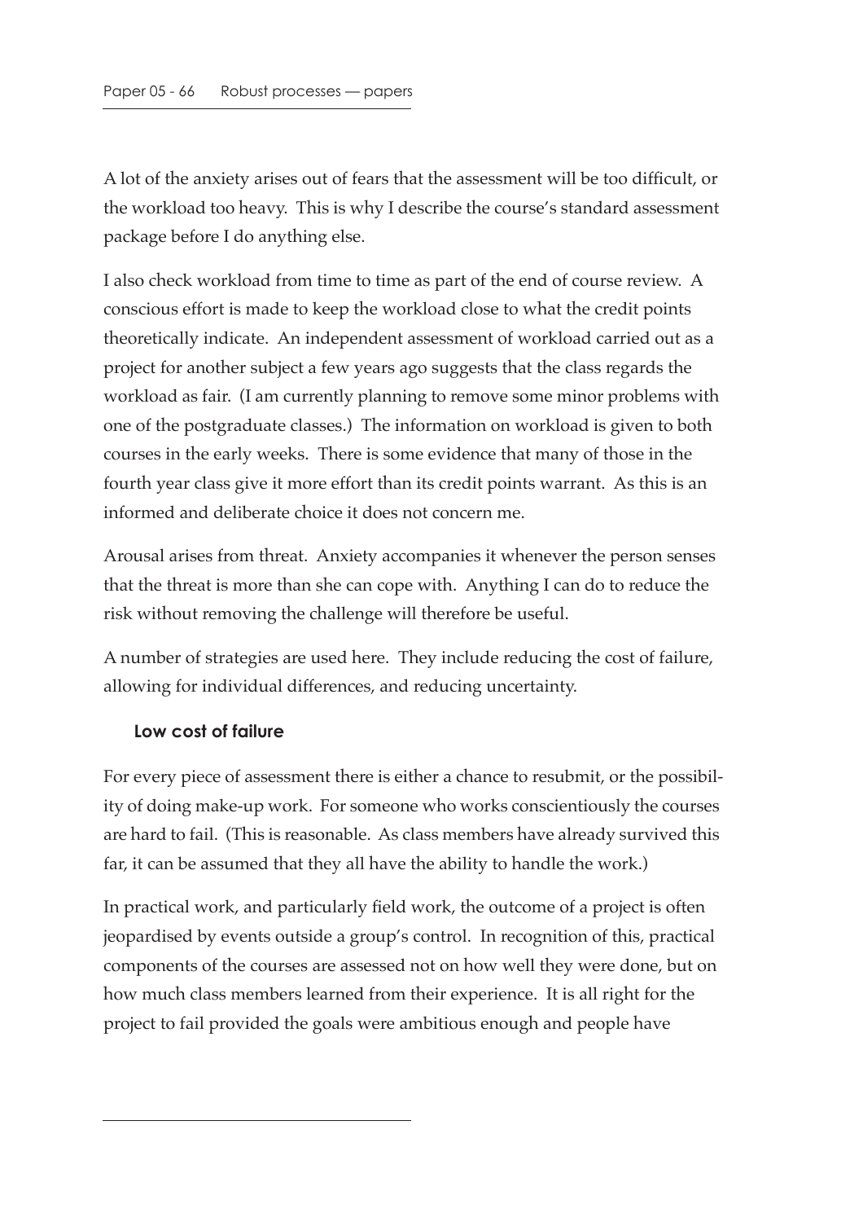A lot of the anxiety arises out of fears that the assessment will be too difficult, or the workload too heavy. This is why I describe the course's standard assessment package before I do anything else.

I also check workload from time to time as part of the end of course review. A conscious effort is made to keep the workload close to what the credit points theoretically indicate. An independent assessment of workload carried out as a project for another subject a few years ago suggests that the class regards the workload as fair. (I am currently planning to remove some minor problems with one of the postgraduate classes.) The information on workload is given to both courses in the early weeks. There is some evidence that many of those in the fourth year class give it more effort than its credit points warrant. As this is an informed and deliberate choice it does not concern me.

Arousal arises from threat. Anxiety accompanies it whenever the person senses that the threat is more than she can cope with. Anything I can do to reduce the risk without removing the challenge will therefore be useful.

A number of strategies are used here. They include reducing the cost of failure, allowing for individual differences, and reducing uncertainty.

### Low cost of failure

For every piece of assessment there is either a chance to resubmit, or the possibility of doing make-up work. For someone who works conscientiously the courses are hard to fail. (This is reasonable. As class members have already survived this far, it can be assumed that they all have the ability to handle the work.)

In practical work, and particularly field work, the outcome of a project is often jeopardised by events outside a group's control. In recognition of this, practical components of the courses are assessed not on how well they were done, but on how much class members learned from their experience. It is all right for the project to fail provided the goals were ambitious enough and people have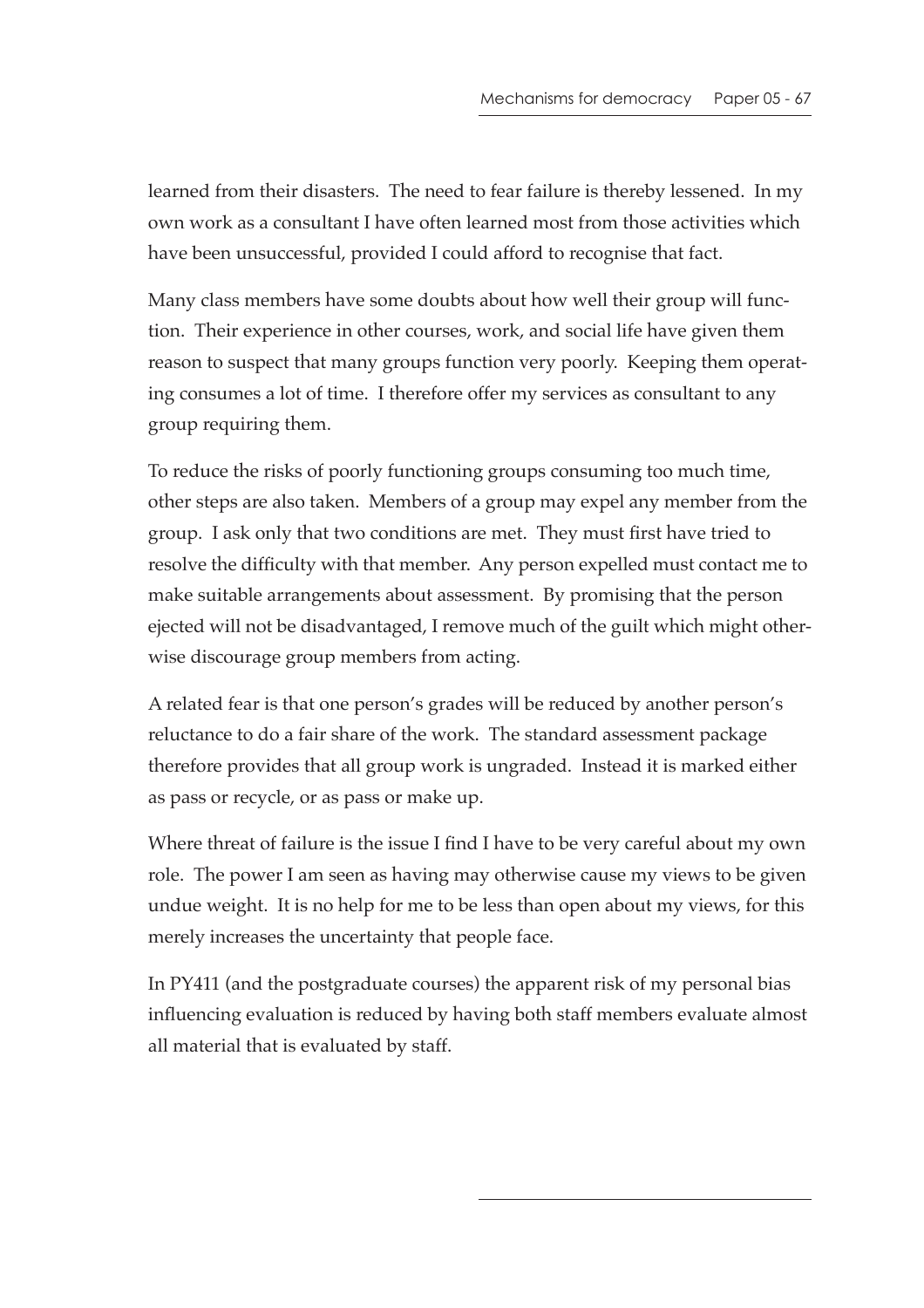learned from their disasters. The need to fear failure is thereby lessened. In my own work as a consultant I have often learned most from those activities which have been unsuccessful, provided I could afford to recognise that fact.

Many class members have some doubts about how well their group will function. Their experience in other courses, work, and social life have given them reason to suspect that many groups function very poorly. Keeping them operating consumes a lot of time. I therefore offer my services as consultant to any group requiring them.

To reduce the risks of poorly functioning groups consuming too much time, other steps are also taken. Members of a group may expel any member from the group. I ask only that two conditions are met. They must first have tried to resolve the difficulty with that member. Any person expelled must contact me to make suitable arrangements about assessment. By promising that the person ejected will not be disadvantaged, I remove much of the guilt which might otherwise discourage group members from acting.

A related fear is that one person's grades will be reduced by another person's reluctance to do a fair share of the work. The standard assessment package therefore provides that all group work is ungraded. Instead it is marked either as pass or recycle, or as pass or make up.

Where threat of failure is the issue I find I have to be very careful about my own role. The power I am seen as having may otherwise cause my views to be given undue weight. It is no help for me to be less than open about my views, for this merely increases the uncertainty that people face.

In PY411 (and the postgraduate courses) the apparent risk of my personal bias influencing evaluation is reduced by having both staff members evaluate almost all material that is evaluated by staff.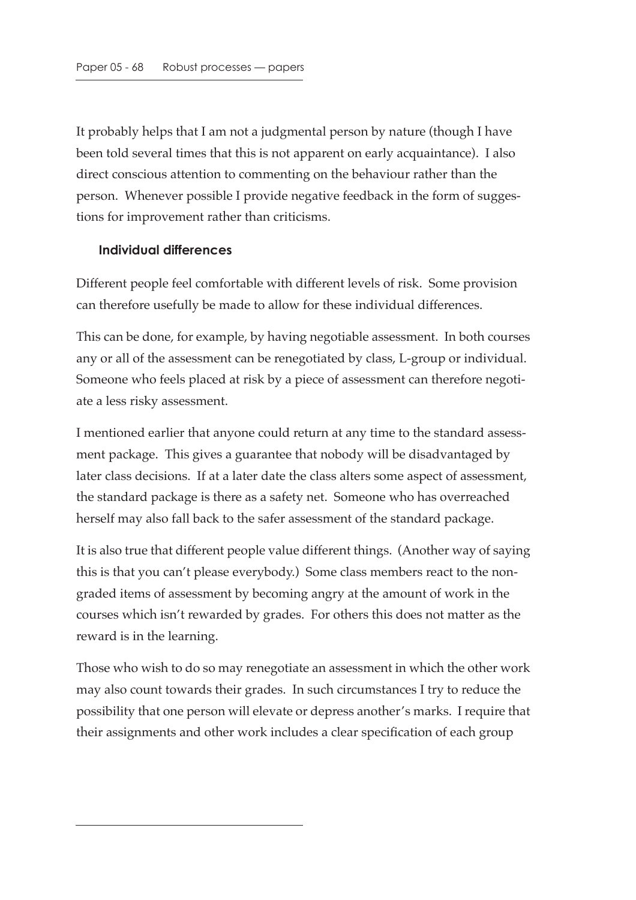It probably helps that I am not a judgmental person by nature (though I have been told several times that this is not apparent on early acquaintance). I also direct conscious attention to commenting on the behaviour rather than the person. Whenever possible I provide negative feedback in the form of suggestions for improvement rather than criticisms.

### Individual differences

Different people feel comfortable with different levels of risk. Some provision can therefore usefully be made to allow for these individual differences.

This can be done, for example, by having negotiable assessment. In both courses any or all of the assessment can be renegotiated by class, L-group or individual. Someone who feels placed at risk by a piece of assessment can therefore negotiate a less risky assessment.

I mentioned earlier that anyone could return at any time to the standard assessment package. This gives a guarantee that nobody will be disadvantaged by later class decisions. If at a later date the class alters some aspect of assessment, the standard package is there as a safety net. Someone who has overreached herself may also fall back to the safer assessment of the standard package.

It is also true that different people value different things. (Another way of saying this is that you can't please everybody.) Some class members react to the non-graded items of assessment by becoming angry at the amount of work in the courses which isn't rewarded by grades. For others this does not matter as the reward is in the learning.

Those who wish to do so may renegotiate an assessment in which the other work may also count towards their grades. In such circumstances I try to reduce the possibility that one person will elevate or depress another's marks. I require that their assignments and other work includes a clear specification of each group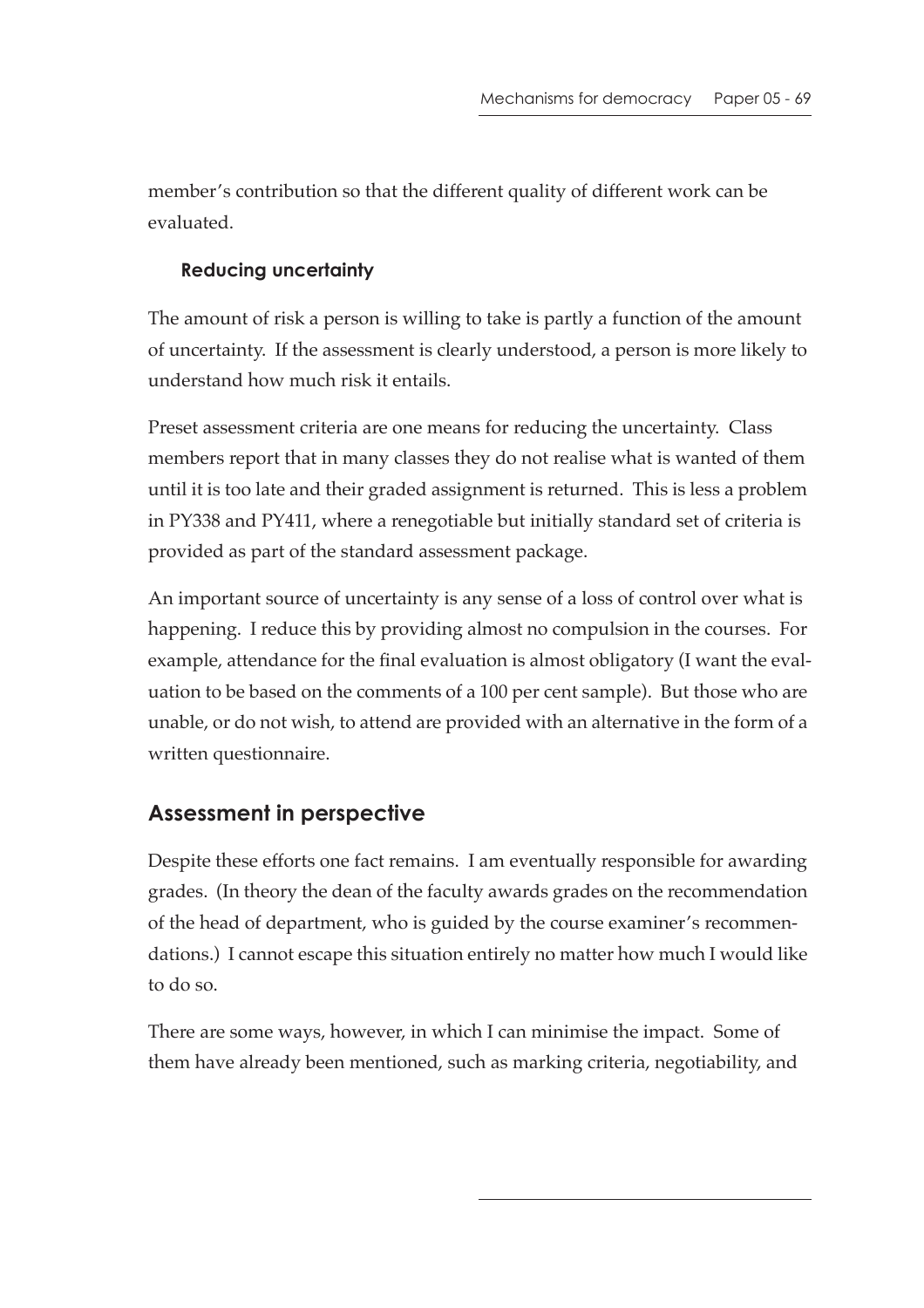member's contribution so that the different quality of different work can be evaluated.

### Reducing uncertainty

The amount of risk a person is willing to take is partly a function of the amount of uncertainty. If the assessment is clearly understood, a person is more likely to understand how much risk it entails.

Preset assessment criteria are one means for reducing the uncertainty. Class members report that in many classes they do not realise what is wanted of them until it is too late and their graded assignment is returned. This is less a problem in PY338 and PY411, where a renegotiable but initially standard set of criteria is provided as part of the standard assessment package.

An important source of uncertainty is any sense of a loss of control over what is happening. I reduce this by providing almost no compulsion in the courses. For example, attendance for the final evaluation is almost obligatory (I want the evaluation to be based on the comments of a 100 per cent sample). But those who are unable, or do not wish, to attend are provided with an alternative in the form of a written questionnaire.

## Assessment in perspective

Despite these efforts one fact remains. I am eventually responsible for awarding grades. (In theory the dean of the faculty awards grades on the recommendation of the head of department, who is guided by the course examiner's recommendations.) I cannot escape this situation entirely no matter how much I would like to do so.

There are some ways, however, in which I can minimise the impact. Some of them have already been mentioned, such as marking criteria, negotiability, and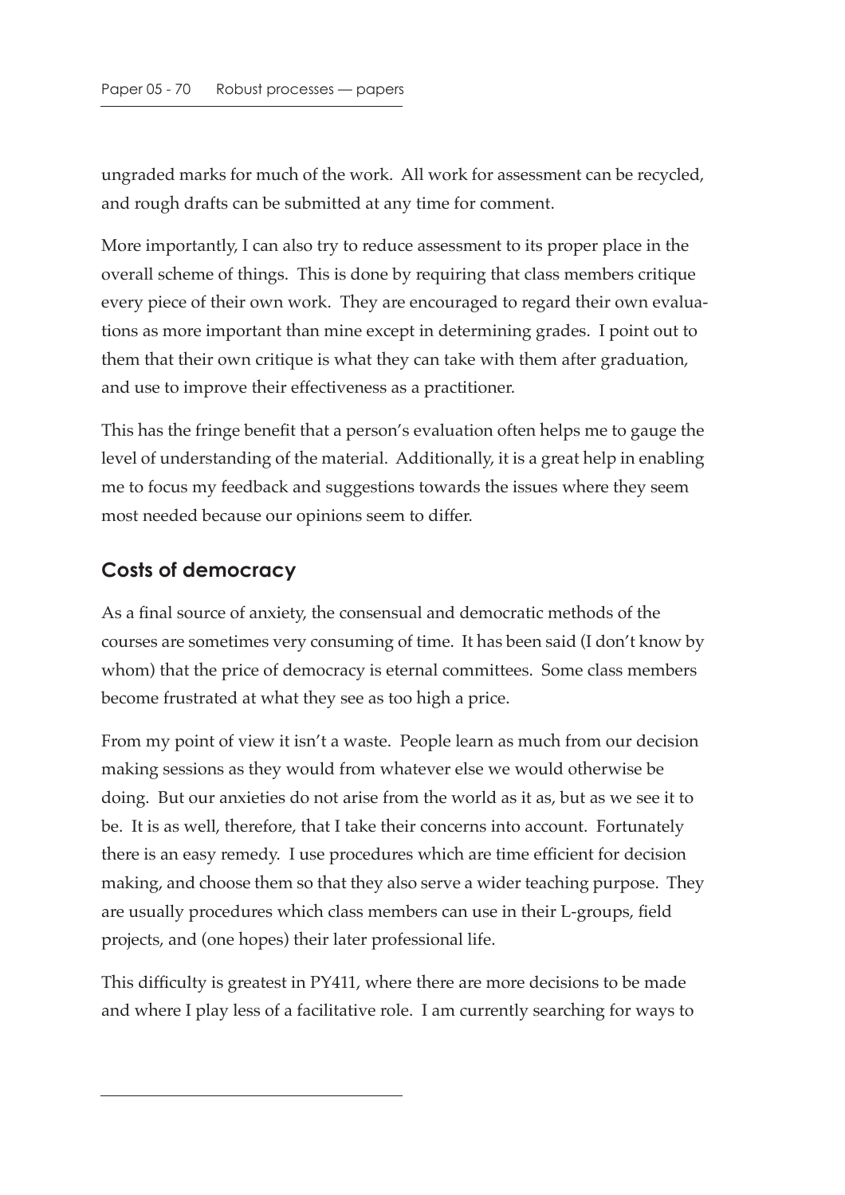ungraded marks for much of the work. All work for assessment can be recycled, and rough drafts can be submitted at any time for comment.

More importantly, I can also try to reduce assessment to its proper place in the overall scheme of things. This is done by requiring that class members critique every piece of their own work. They are encouraged to regard their own evaluations as more important than mine except in determining grades. I point out to them that their own critique is what they can take with them after graduation, and use to improve their effectiveness as a practitioner.

This has the fringe benefit that a person's evaluation often helps me to gauge the level of understanding of the material. Additionally, it is a great help in enabling me to focus my feedback and suggestions towards the issues where they seem most needed because our opinions seem to differ.

## Costs of democracy

As a final source of anxiety, the consensual and democratic methods of the courses are sometimes very consuming of time. It has been said (I don't know by whom) that the price of democracy is eternal committees. Some class members become frustrated at what they see as too high a price.

From my point of view it isn't a waste. People learn as much from our decision making sessions as they would from whatever else we would otherwise be doing. But our anxieties do not arise from the world as it as, but as we see it to be. It is as well, therefore, that I take their concerns into account. Fortunately there is an easy remedy. I use procedures which are time efficient for decision making, and choose them so that they also serve a wider teaching purpose. They are usually procedures which class members can use in their L-groups, field projects, and (one hopes) their later professional life.

This difficulty is greatest in PY411, where there are more decisions to be made and where I play less of a facilitative role. I am currently searching for ways to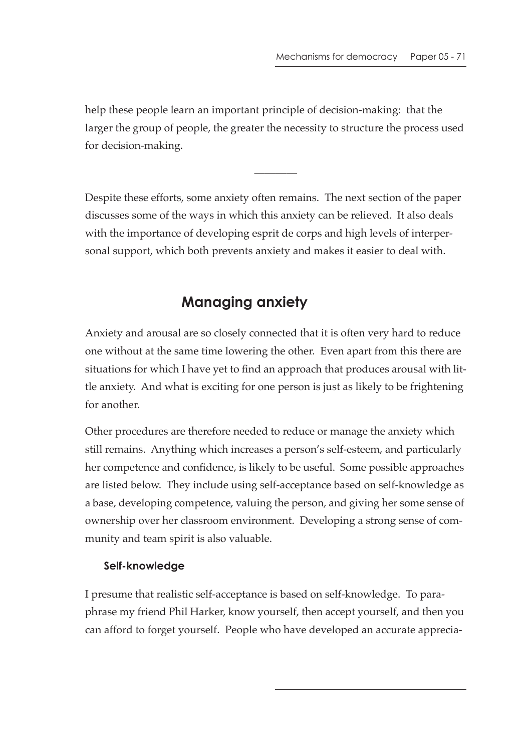help these people learn an important principle of decision-making: that the larger the group of people, the greater the necessity to structure the process used for decision-making.

---

Despite these efforts, some anxiety often remains. The next section of the paper discusses some of the ways in which this anxiety can be relieved. It also deals with the importance of developing esprit de corps and high levels of interpersonal support, which both prevents anxiety and makes it easier to deal with.

## Managing anxiety

Anxiety and arousal are so closely connected that it is often very hard to reduce one without at the same time lowering the other. Even apart from this there are situations for which I have yet to find an approach that produces arousal with little anxiety. And what is exciting for one person is just as likely to be frightening for another.

Other procedures are therefore needed to reduce or manage the anxiety which still remains. Anything which increases a person's self-esteem, and particularly her competence and confidence, is likely to be useful. Some possible approaches are listed below. They include using self-acceptance based on self-knowledge as a base, developing competence, valuing the person, and giving her some sense of ownership over her classroom environment. Developing a strong sense of community and team spirit is also valuable.

### Self-knowledge

I presume that realistic self-acceptance is based on self-knowledge. To paraphrase my friend Phil Harker, know yourself, then accept yourself, and then you can afford to forget yourself. People who have developed an accurate apprecia-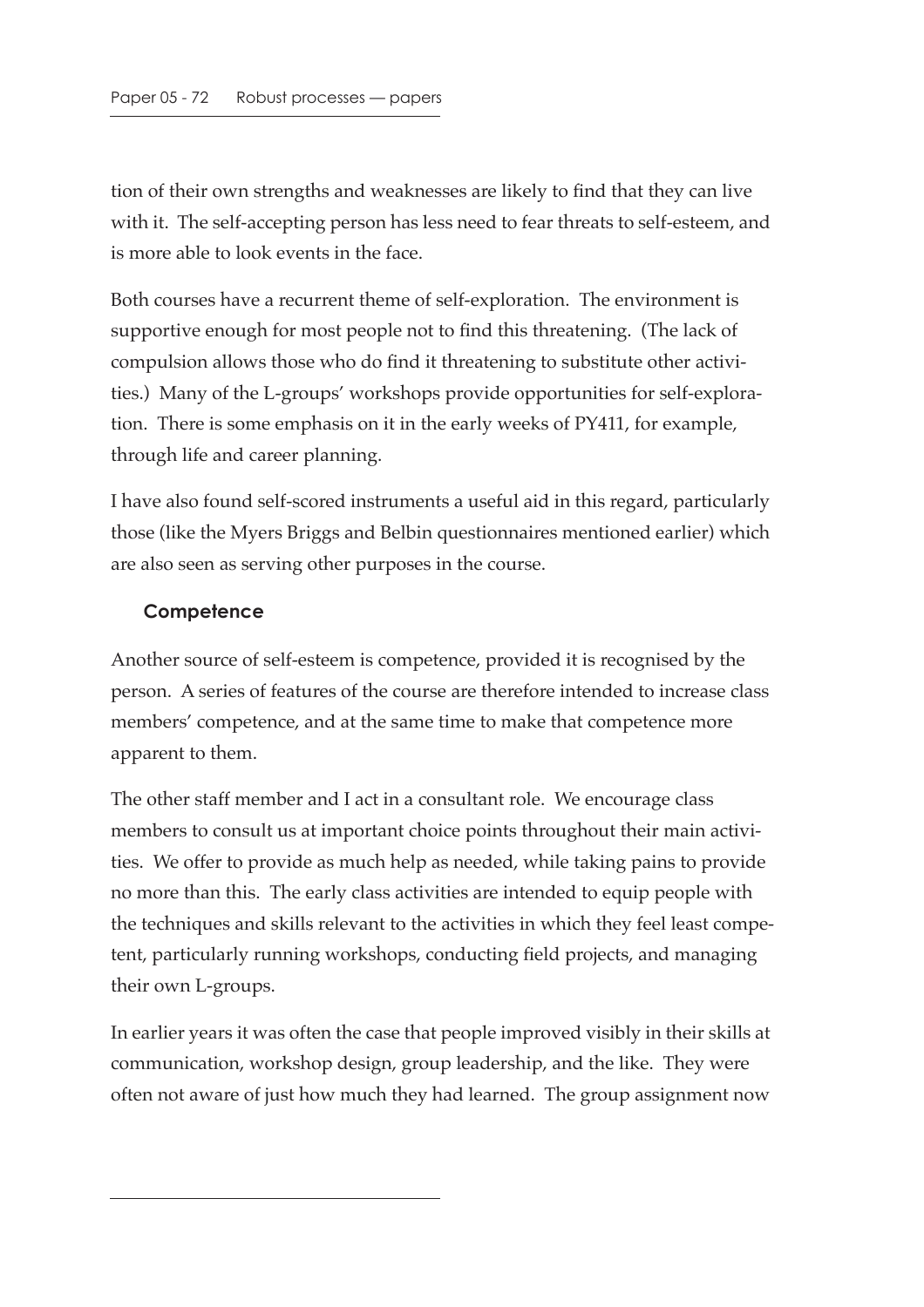tion of their own strengths and weaknesses are likely to find that they can live with it. The self-accepting person has less need to fear threats to self-esteem, and is more able to look events in the face.

Both courses have a recurrent theme of self-exploration. The environment is supportive enough for most people not to find this threatening. (The lack of compulsion allows those who do find it threatening to substitute other activities.) Many of the L-groups' workshops provide opportunities for self-exploration. There is some emphasis on it in the early weeks of PY411, for example, through life and career planning.

I have also found self-scored instruments a useful aid in this regard, particularly those (like the Myers Briggs and Belbin questionnaires mentioned earlier) which are also seen as serving other purposes in the course.

### Competence

Another source of self-esteem is competence, provided it is recognised by the person. A series of features of the course are therefore intended to increase class members' competence, and at the same time to make that competence more apparent to them.

The other staff member and I act in a consultant role. We encourage class members to consult us at important choice points throughout their main activities. We offer to provide as much help as needed, while taking pains to provide no more than this. The early class activities are intended to equip people with the techniques and skills relevant to the activities in which they feel least competent, particularly running workshops, conducting field projects, and managing their own L-groups.

In earlier years it was often the case that people improved visibly in their skills at communication, workshop design, group leadership, and the like. They were often not aware of just how much they had learned. The group assignment now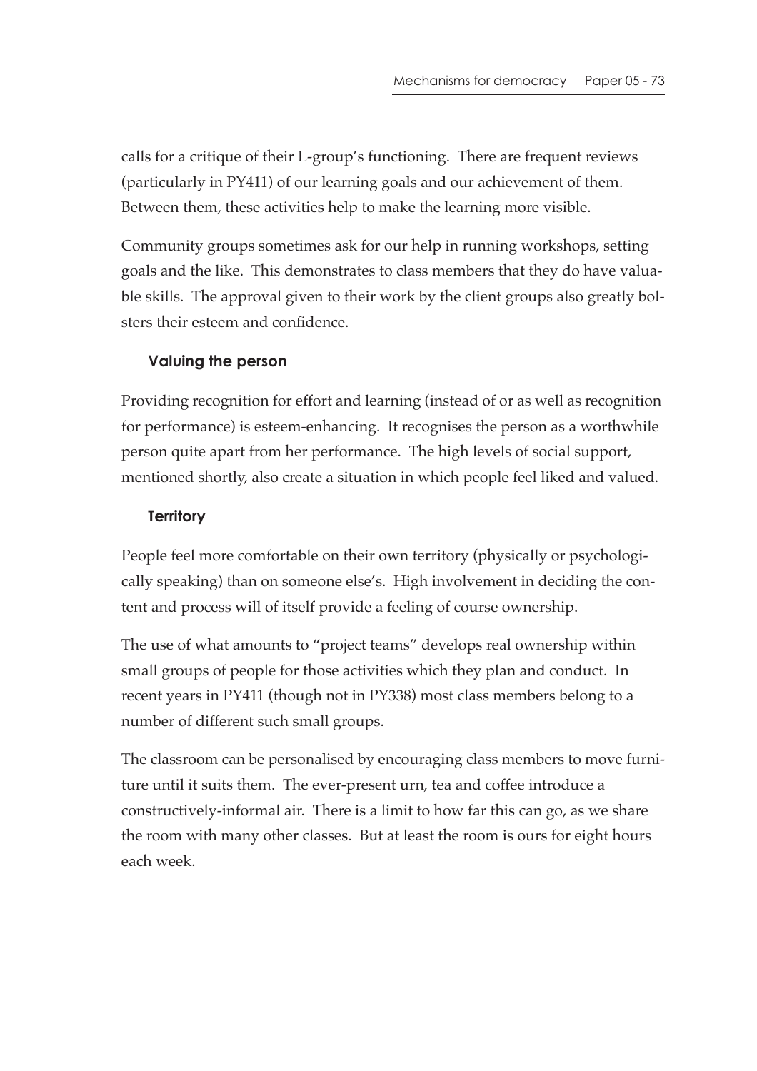calls for a critique of their L-group's functioning. There are frequent reviews (particularly in PY411) of our learning goals and our achievement of them. Between them, these activities help to make the learning more visible.

Community groups sometimes ask for our help in running workshops, setting goals and the like. This demonstrates to class members that they do have valuable skills. The approval given to their work by the client groups also greatly bolsters their esteem and confidence.

### Valuing the person

Providing recognition for effort and learning (instead of or as well as recognition for performance) is esteem-enhancing. It recognises the person as a worthwhile person quite apart from her performance. The high levels of social support, mentioned shortly, also create a situation in which people feel liked and valued.

### Territory

People feel more comfortable on their own territory (physically or psychologically speaking) than on someone else's. High involvement in deciding the content and process will of itself provide a feeling of course ownership.

The use of what amounts to "project teams" develops real ownership within small groups of people for those activities which they plan and conduct. In recent years in PY411 (though not in PY338) most class members belong to a number of different such small groups.

The classroom can be personalised by encouraging class members to move furniture until it suits them. The ever-present urn, tea and coffee introduce a constructively-informal air. There is a limit to how far this can go, as we share the room with many other classes. But at least the room is ours for eight hours each week.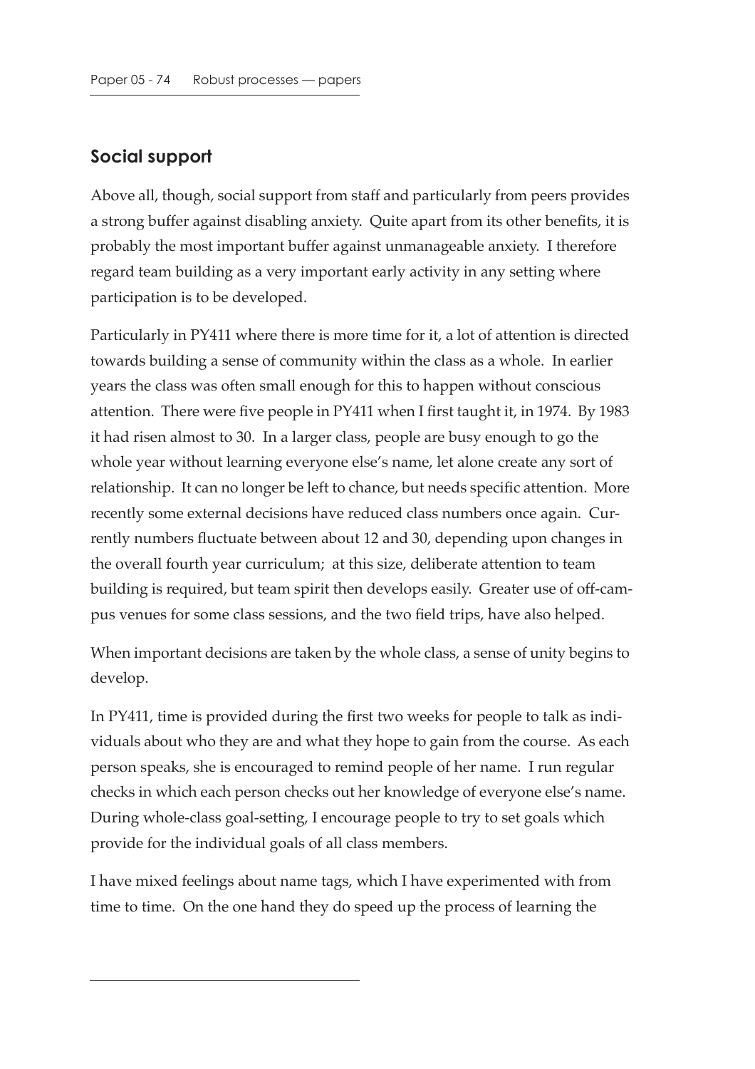## Social support

Above all, though, social support from staff and particularly from peers provides a strong buffer against disabling anxiety. Quite apart from its other benefits, it is probably the most important buffer against unmanageable anxiety. I therefore regard team building as a very important early activity in any setting where participation is to be developed.

Particularly in PY411 where there is more time for it, a lot of attention is directed towards building a sense of community within the class as a whole. In earlier years the class was often small enough for this to happen without conscious attention. There were five people in PY411 when I first taught it, in 1974. By 1983 it had risen almost to 30. In a larger class, people are busy enough to go the whole year without learning everyone else's name, let alone create any sort of relationship. It can no longer be left to chance, but needs specific attention. More recently some external decisions have reduced class numbers once again. Currently numbers fluctuate between about 12 and 30, depending upon changes in the overall fourth year curriculum; at this size, deliberate attention to team building is required, but team spirit then develops easily. Greater use of off-campus venues for some class sessions, and the two field trips, have also helped.

When important decisions are taken by the whole class, a sense of unity begins to develop.

In PY411, time is provided during the first two weeks for people to talk as individuals about who they are and what they hope to gain from the course. As each person speaks, she is encouraged to remind people of her name. I run regular checks in which each person checks out her knowledge of everyone else's name. During whole-class goal-setting, I encourage people to try to set goals which provide for the individual goals of all class members.

I have mixed feelings about name tags, which I have experimented with from time to time. On the one hand they do speed up the process of learning the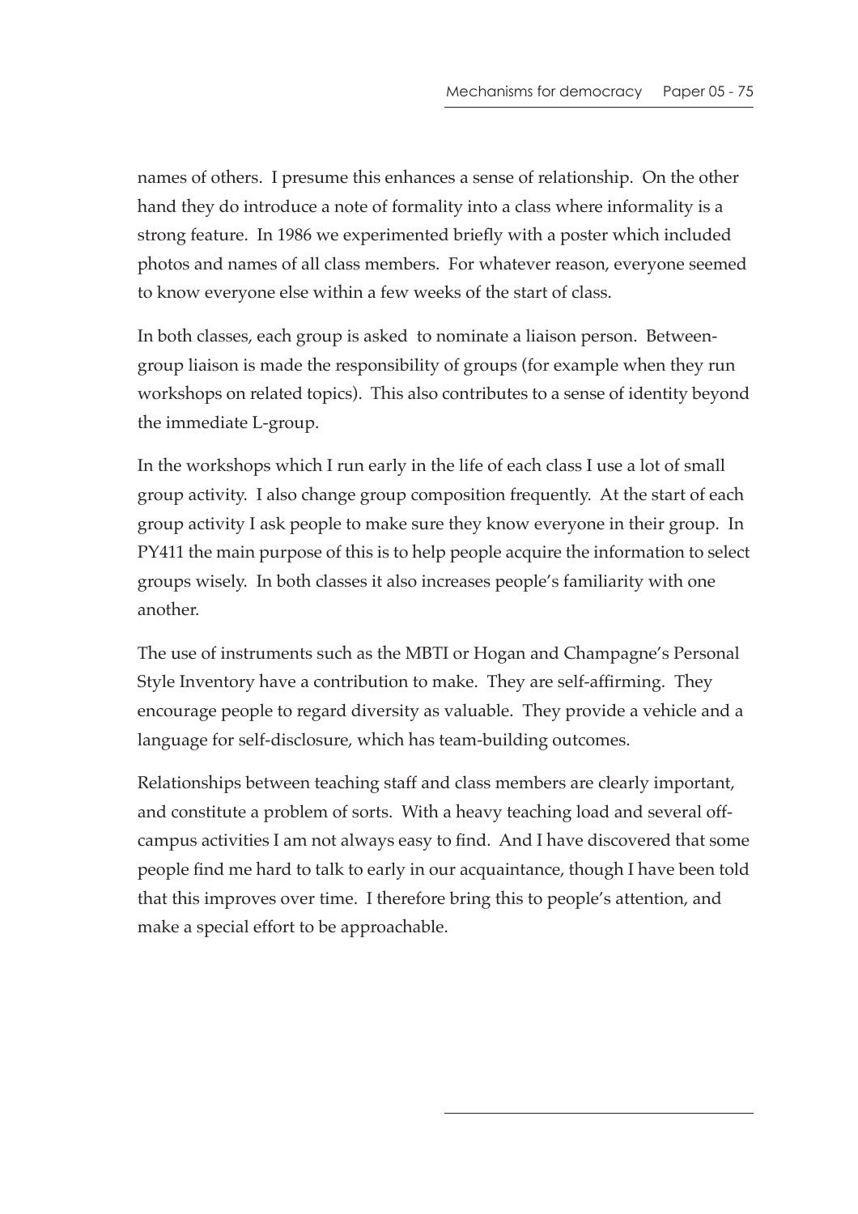names of others. I presume this enhances a sense of relationship. On the other hand they do introduce a note of formality into a class where informality is a strong feature. In 1986 we experimented briefly with a poster which included photos and names of all class members. For whatever reason, everyone seemed to know everyone else within a few weeks of the start of class.

In both classes, each group is asked to nominate a liaison person. Between-group liaison is made the responsibility of groups (for example when they run workshops on related topics). This also contributes to a sense of identity beyond the immediate L-group.

In the workshops which I run early in the life of each class I use a lot of small group activity. I also change group composition frequently. At the start of each group activity I ask people to make sure they know everyone in their group. In PY411 the main purpose of this is to help people acquire the information to select groups wisely. In both classes it also increases people's familiarity with one another.

The use of instruments such as the MBTI or Hogan and Champagne's Personal Style Inventory have a contribution to make. They are self-affirming. They encourage people to regard diversity as valuable. They provide a vehicle and a language for self-disclosure, which has team-building outcomes.

Relationships between teaching staff and class members are clearly important, and constitute a problem of sorts. With a heavy teaching load and several off-campus activities I am not always easy to find. And I have discovered that some people find me hard to talk to early in our acquaintance, though I have been told that this improves over time. I therefore bring this to people's attention, and make a special effort to be approachable.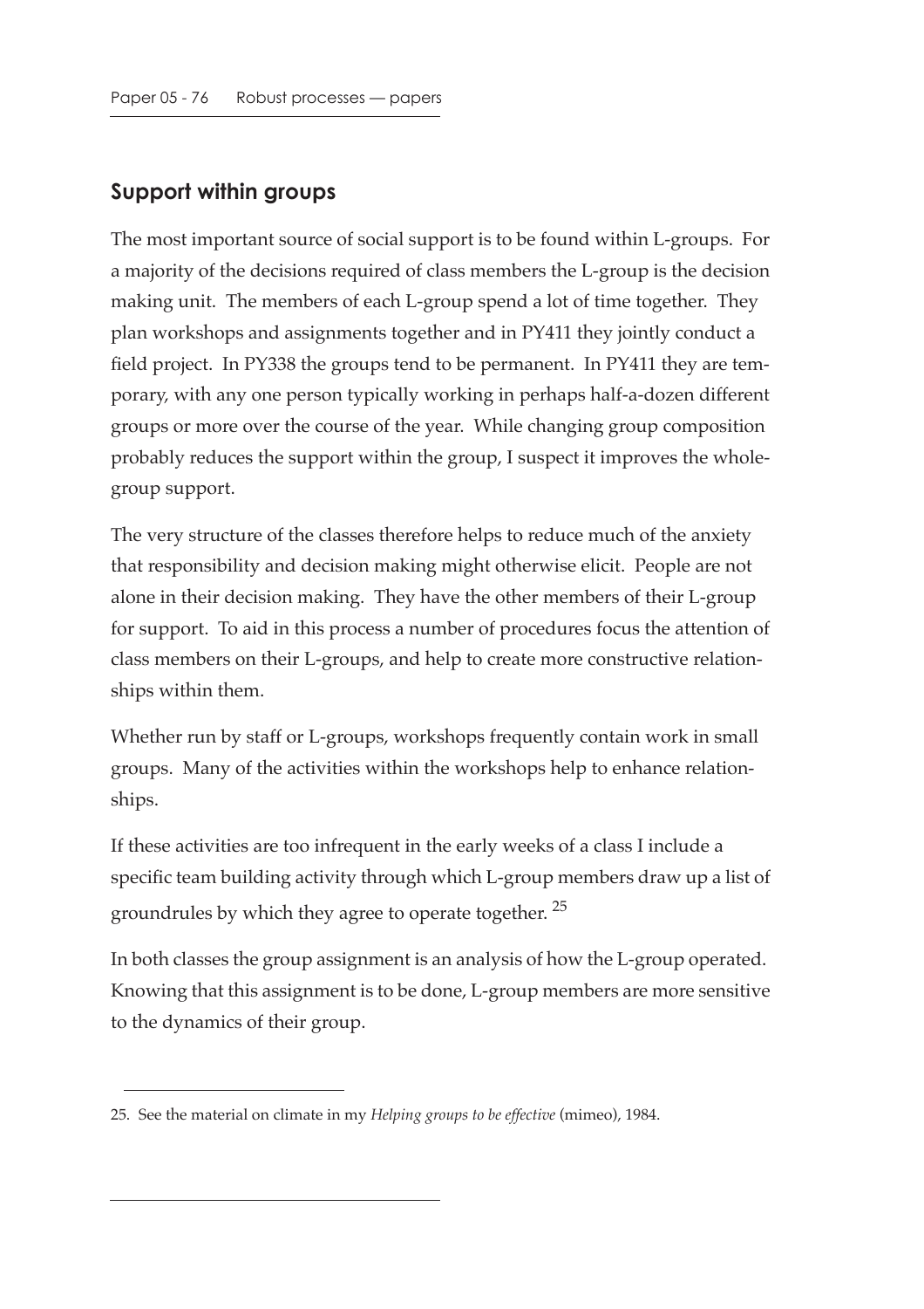## Support within groups

The most important source of social support is to be found within L-groups. For a majority of the decisions required of class members the L-group is the decision making unit. The members of each L-group spend a lot of time together. They plan workshops and assignments together and in PY411 they jointly conduct a field project. In PY338 the groups tend to be permanent. In PY411 they are temporary, with any one person typically working in perhaps half-a-dozen different groups or more over the course of the year. While changing group composition probably reduces the support within the group, I suspect it improves the whole-group support.

The very structure of the classes therefore helps to reduce much of the anxiety that responsibility and decision making might otherwise elicit. People are not alone in their decision making. They have the other members of their L-group for support. To aid in this process a number of procedures focus the attention of class members on their L-groups, and help to create more constructive relationships within them.

Whether run by staff or L-groups, workshops frequently contain work in small groups. Many of the activities within the workshops help to enhance relationships.

If these activities are too infrequent in the early weeks of a class I include a specific team building activity through which L-group members draw up a list of groundrules by which they agree to operate together. [25]

In both classes the group assignment is an analysis of how the L-group operated. Knowing that this assignment is to be done, L-group members are more sensitive to the dynamics of their group.

---

25. See the material on climate in my *Helping groups to be effective* (mimeo), 1984.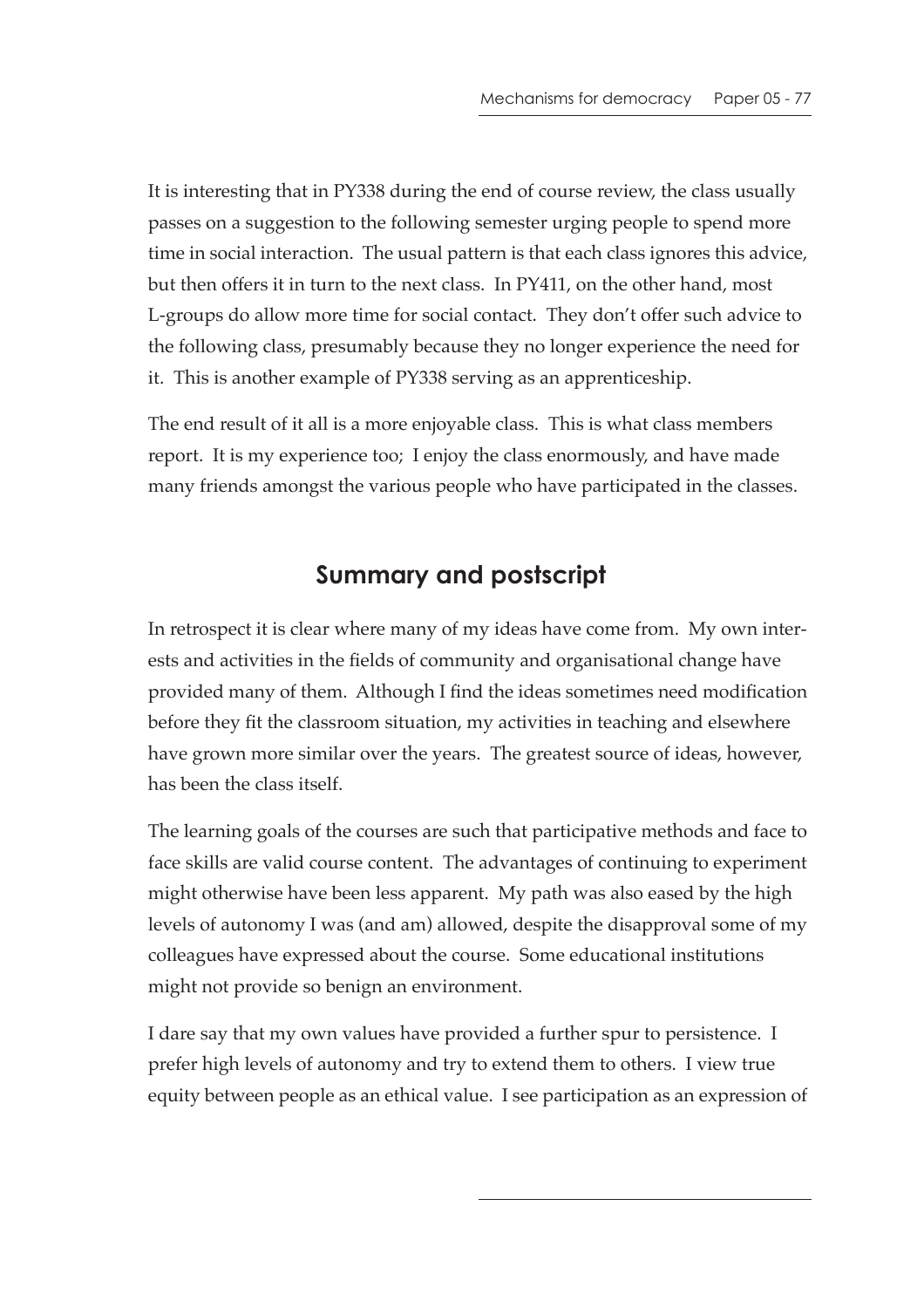It is interesting that in PY338 during the end of course review, the class usually passes on a suggestion to the following semester urging people to spend more time in social interaction. The usual pattern is that each class ignores this advice, but then offers it in turn to the next class. In PY411, on the other hand, most L-groups do allow more time for social contact. They don't offer such advice to the following class, presumably because they no longer experience the need for it. This is another example of PY338 serving as an apprenticeship.

The end result of it all is a more enjoyable class. This is what class members report. It is my experience too; I enjoy the class enormously, and have made many friends amongst the various people who have participated in the classes.

## Summary and postscript

In retrospect it is clear where many of my ideas have come from. My own interests and activities in the fields of community and organisational change have provided many of them. Although I find the ideas sometimes need modification before they fit the classroom situation, my activities in teaching and elsewhere have grown more similar over the years. The greatest source of ideas, however, has been the class itself.

The learning goals of the courses are such that participative methods and face to face skills are valid course content. The advantages of continuing to experiment might otherwise have been less apparent. My path was also eased by the high levels of autonomy I was (and am) allowed, despite the disapproval some of my colleagues have expressed about the course. Some educational institutions might not provide so benign an environment.

I dare say that my own values have provided a further spur to persistence. I prefer high levels of autonomy and try to extend them to others. I view true equity between people as an ethical value. I see participation as an expression of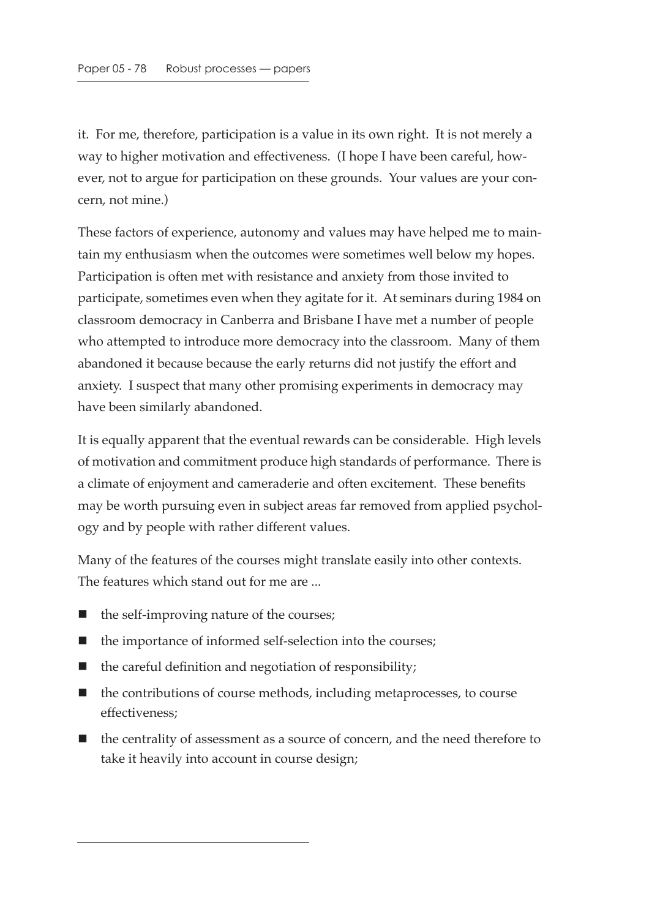it. For me, therefore, participation is a value in its own right. It is not merely a way to higher motivation and effectiveness. (I hope I have been careful, however, not to argue for participation on these grounds. Your values are your concern, not mine.)

These factors of experience, autonomy and values may have helped me to maintain my enthusiasm when the outcomes were sometimes well below my hopes. Participation is often met with resistance and anxiety from those invited to participate, sometimes even when they agitate for it. At seminars during 1984 on classroom democracy in Canberra and Brisbane I have met a number of people who attempted to introduce more democracy into the classroom. Many of them abandoned it because because the early returns did not justify the effort and anxiety. I suspect that many other promising experiments in democracy may have been similarly abandoned.

It is equally apparent that the eventual rewards can be considerable. High levels of motivation and commitment produce high standards of performance. There is a climate of enjoyment and cameraderie and often excitement. These benefits may be worth pursuing even in subject areas far removed from applied psychology and by people with rather different values.

Many of the features of the courses might translate easily into other contexts. The features which stand out for me are ...

- the self-improving nature of the courses;
- the importance of informed self-selection into the courses;
- the careful definition and negotiation of responsibility;
- the contributions of course methods, including metaprocesses, to course effectiveness;
- the centrality of assessment as a source of concern, and the need therefore to take it heavily into account in course design;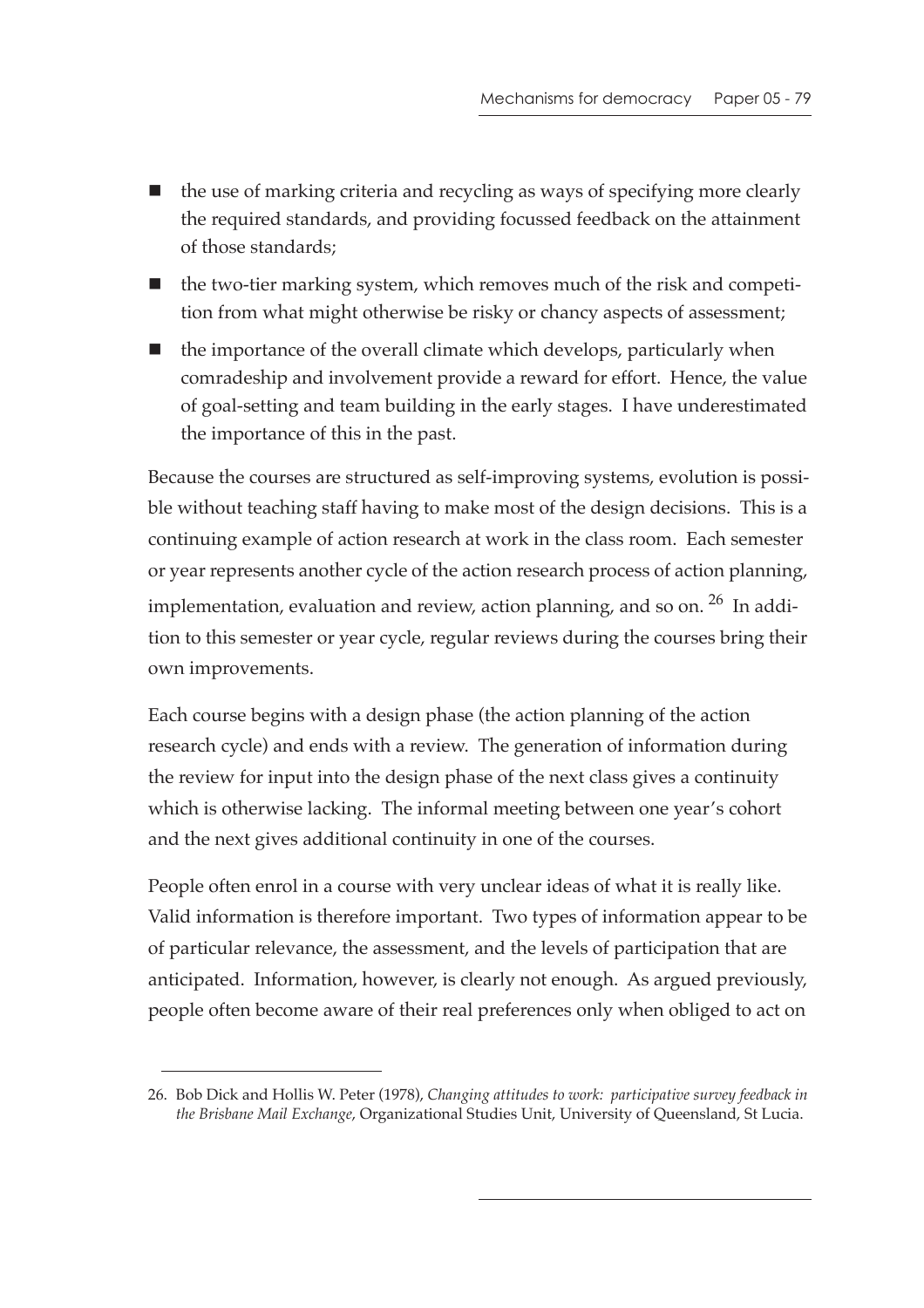- the use of marking criteria and recycling as ways of specifying more clearly the required standards, and providing focussed feedback on the attainment of those standards;
- the two-tier marking system, which removes much of the risk and competition from what might otherwise be risky or chancy aspects of assessment;
- the importance of the overall climate which develops, particularly when comradeship and involvement provide a reward for effort. Hence, the value of goal-setting and team building in the early stages. I have underestimated the importance of this in the past.

Because the courses are structured as self-improving systems, evolution is possible without teaching staff having to make most of the design decisions. This is a continuing example of action research at work in the class room. Each semester or year represents another cycle of the action research process of action planning, implementation, evaluation and review, action planning, and so on. [26] In addition to this semester or year cycle, regular reviews during the courses bring their own improvements.

Each course begins with a design phase (the action planning of the action research cycle) and ends with a review. The generation of information during the review for input into the design phase of the next class gives a continuity which is otherwise lacking. The informal meeting between one year's cohort and the next gives additional continuity in one of the courses.

People often enrol in a course with very unclear ideas of what it is really like. Valid information is therefore important. Two types of information appear to be of particular relevance, the assessment, and the levels of participation that are anticipated. Information, however, is clearly not enough. As argued previously, people often become aware of their real preferences only when obliged to act on

---

26. Bob Dick and Hollis W. Peter (1978), *Changing attitudes to work: participative survey feedback in the Brisbane Mail Exchange*, Organizational Studies Unit, University of Queensland, St Lucia.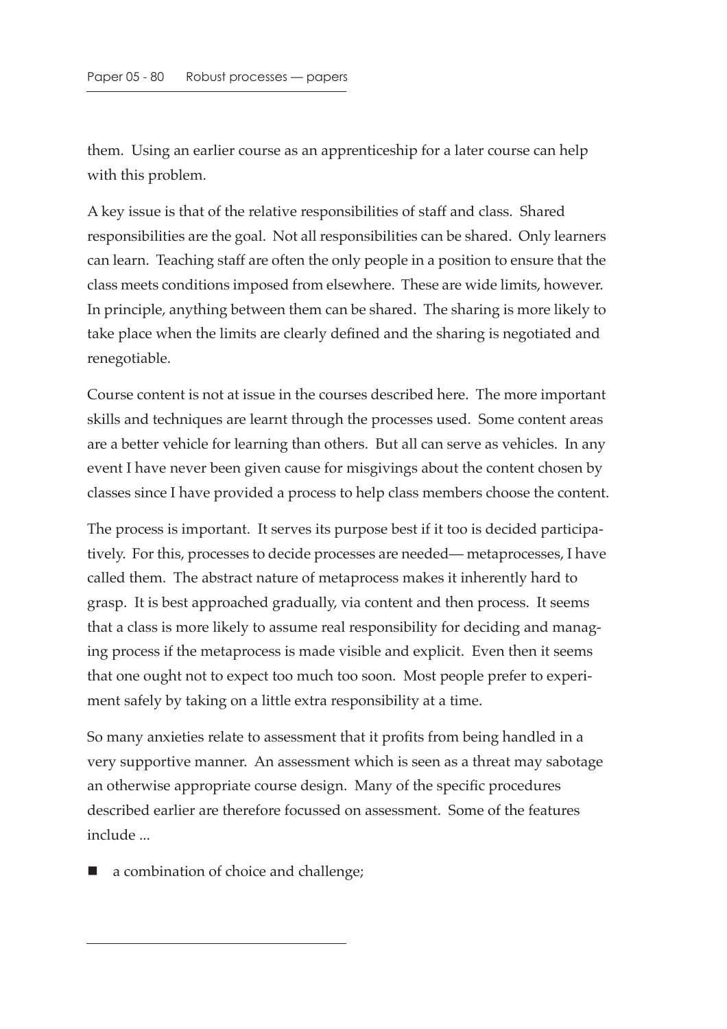them. Using an earlier course as an apprenticeship for a later course can help with this problem.

A key issue is that of the relative responsibilities of staff and class. Shared responsibilities are the goal. Not all responsibilities can be shared. Only learners can learn. Teaching staff are often the only people in a position to ensure that the class meets conditions imposed from elsewhere. These are wide limits, however. In principle, anything between them can be shared. The sharing is more likely to take place when the limits are clearly defined and the sharing is negotiated and renegotiable.

Course content is not at issue in the courses described here. The more important skills and techniques are learnt through the processes used. Some content areas are a better vehicle for learning than others. But all can serve as vehicles. In any event I have never been given cause for misgivings about the content chosen by classes since I have provided a process to help class members choose the content.

The process is important. It serves its purpose best if it too is decided participatively. For this, processes to decide processes are needed— metaprocesses, I have called them. The abstract nature of metaprocess makes it inherently hard to grasp. It is best approached gradually, via content and then process. It seems that a class is more likely to assume real responsibility for deciding and managing process if the metaprocess is made visible and explicit. Even then it seems that one ought not to expect too much too soon. Most people prefer to experiment safely by taking on a little extra responsibility at a time.

So many anxieties relate to assessment that it profits from being handled in a very supportive manner. An assessment which is seen as a threat may sabotage an otherwise appropriate course design. Many of the specific procedures described earlier are therefore focussed on assessment. Some of the features include ...

- a combination of choice and challenge;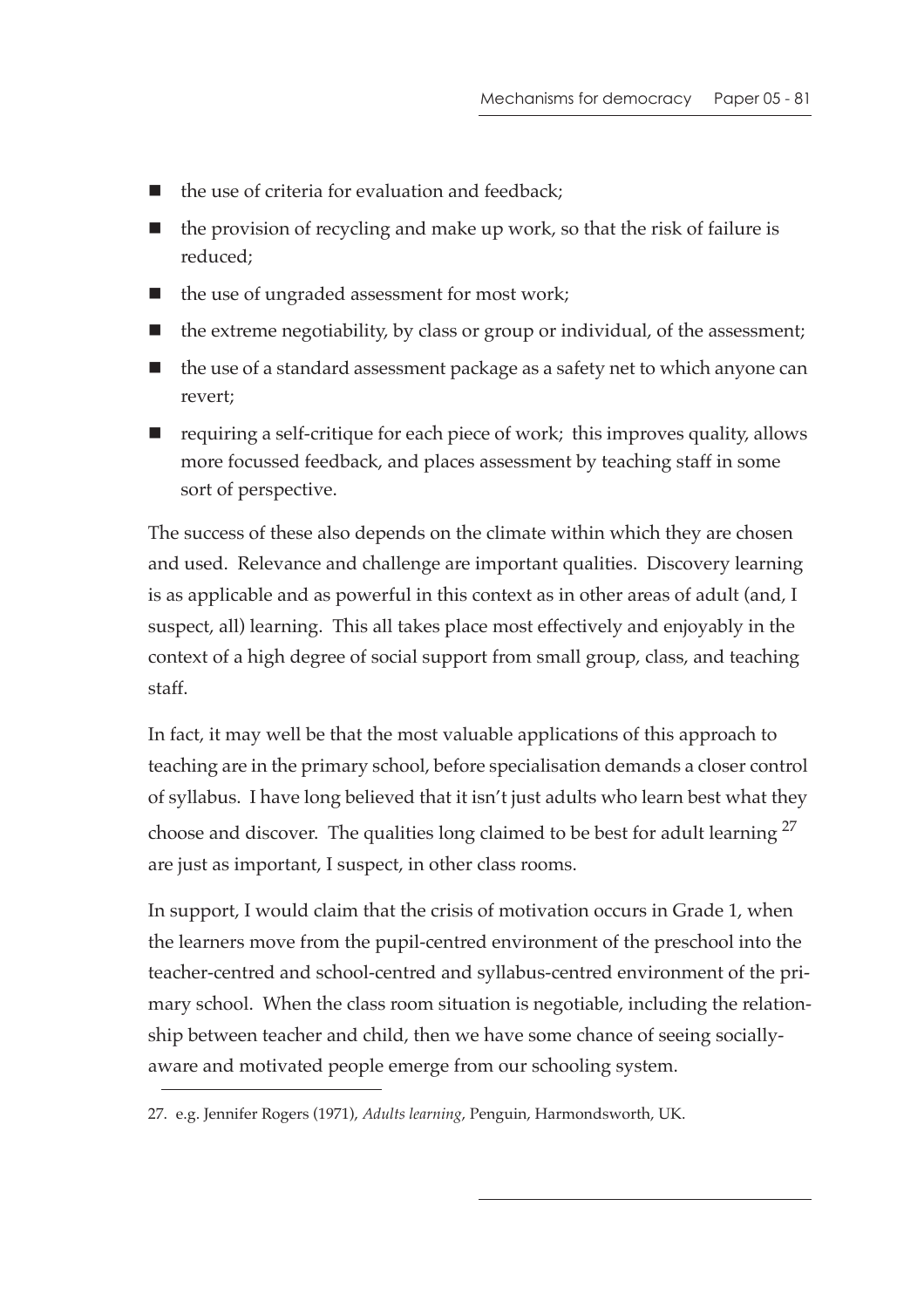- the use of criteria for evaluation and feedback;
- the provision of recycling and make up work, so that the risk of failure is reduced;
- the use of ungraded assessment for most work;
- the extreme negotiability, by class or group or individual, of the assessment;
- the use of a standard assessment package as a safety net to which anyone can revert;
- requiring a self-critique for each piece of work; this improves quality, allows more focussed feedback, and places assessment by teaching staff in some sort of perspective.

The success of these also depends on the climate within which they are chosen and used. Relevance and challenge are important qualities. Discovery learning is as applicable and as powerful in this context as in other areas of adult (and, I suspect, all) learning. This all takes place most effectively and enjoyably in the context of a high degree of social support from small group, class, and teaching staff.

In fact, it may well be that the most valuable applications of this approach to teaching are in the primary school, before specialisation demands a closer control of syllabus. I have long believed that it isn't just adults who learn best what they choose and discover. The qualities long claimed to be best for adult learning [27] are just as important, I suspect, in other class rooms.

In support, I would claim that the crisis of motivation occurs in Grade 1, when the learners move from the pupil-centred environment of the preschool into the teacher-centred and school-centred and syllabus-centred environment of the primary school. When the class room situation is negotiable, including the relationship between teacher and child, then we have some chance of seeing socially-aware and motivated people emerge from our schooling system.

27. e.g. Jennifer Rogers (1971), *Adults learning*, Penguin, Harmondsworth, UK.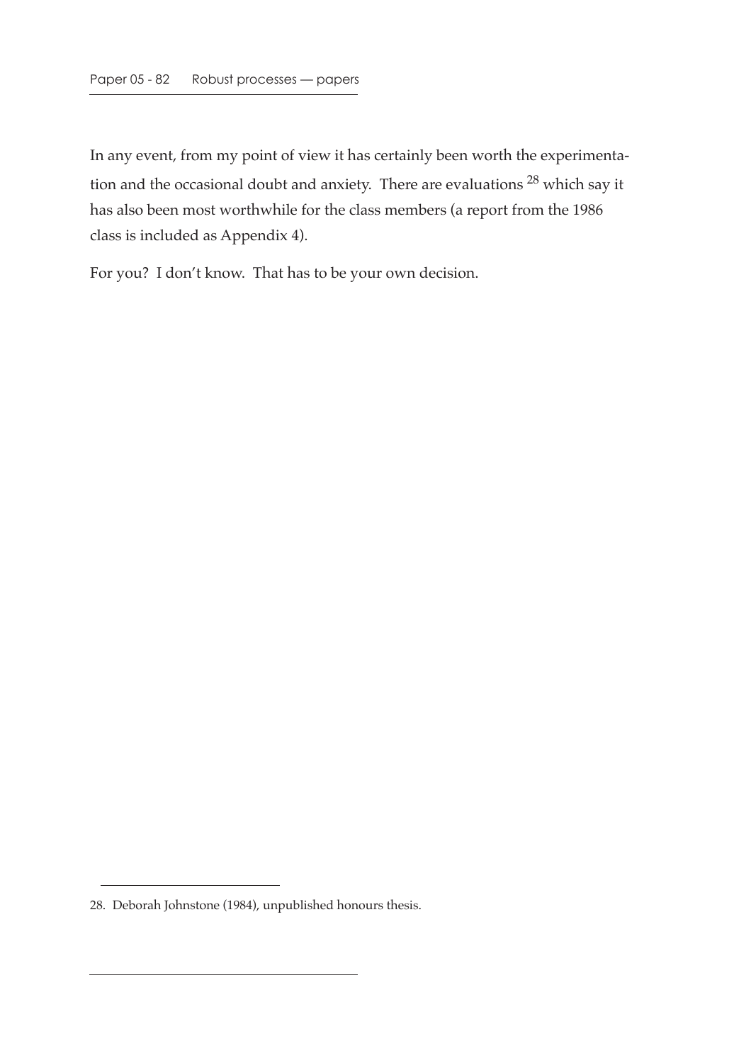In any event, from my point of view it has certainly been worth the experimentation and the occasional doubt and anxiety. There are evaluations [28] which say it has also been most worthwhile for the class members (a report from the 1986 class is included as Appendix 4).

For you? I don't know. That has to be your own decision.

28. Deborah Johnstone (1984), unpublished honours thesis.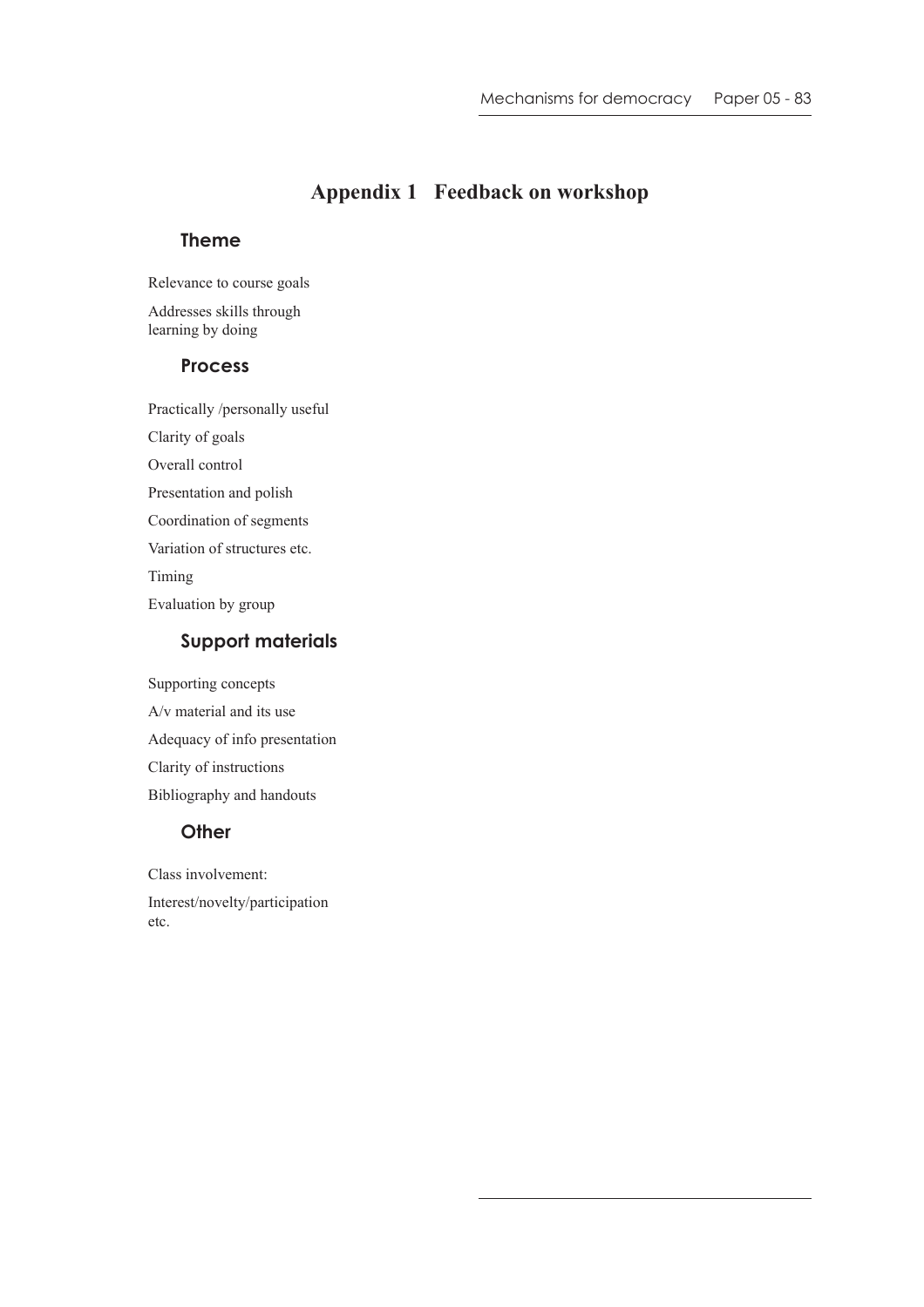# Appendix 1 Feedback on workshop

## Theme

Relevance to course goals

Addresses skills through learning by doing

## Process

Practically /personally useful

Clarity of goals

Overall control

Presentation and polish

Coordination of segments

Variation of structures etc.

Timing

Evaluation by group

## Support materials

Supporting concepts

A/v material and its use

Adequacy of info presentation

Clarity of instructions

Bibliography and handouts

## Other

Class involvement:

Interest/novelty/participation etc.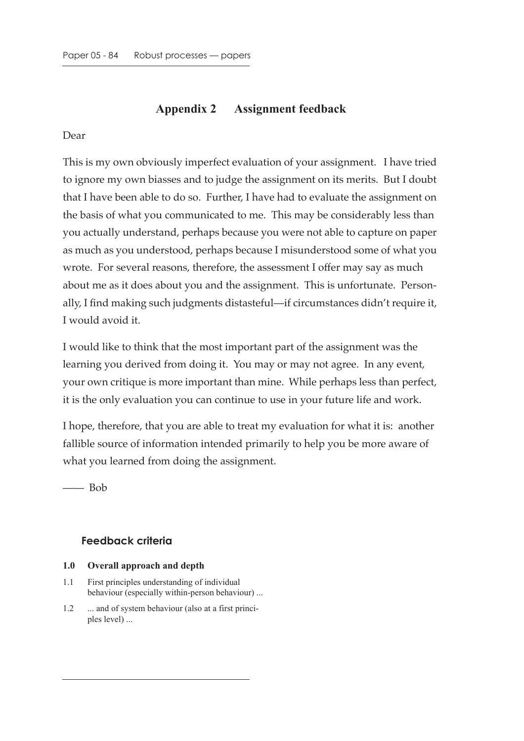## Appendix 2 Assignment feedback

Dear

This is my own obviously imperfect evaluation of your assignment. I have tried to ignore my own biasses and to judge the assignment on its merits. But I doubt that I have been able to do so. Further, I have had to evaluate the assignment on the basis of what you communicated to me. This may be considerably less than you actually understand, perhaps because you were not able to capture on paper as much as you understood, perhaps because I misunderstood some of what you wrote. For several reasons, therefore, the assessment I offer may say as much about me as it does about you and the assignment. This is unfortunate. Personally, I find making such judgments distasteful—if circumstances didn't require it, I would avoid it.

I would like to think that the most important part of the assignment was the learning you derived from doing it. You may or may not agree. In any event, your own critique is more important than mine. While perhaps less than perfect, it is the only evaluation you can continue to use in your future life and work.

I hope, therefore, that you are able to treat my evaluation for what it is: another fallible source of information intended primarily to help you be more aware of what you learned from doing the assignment.

—— Bob

### Feedback criteria

**1.0 Overall approach and depth**

1.1 First principles understanding of individual behaviour (especially within-person behaviour) ...

1.2 ... and of system behaviour (also at a first principles level) ...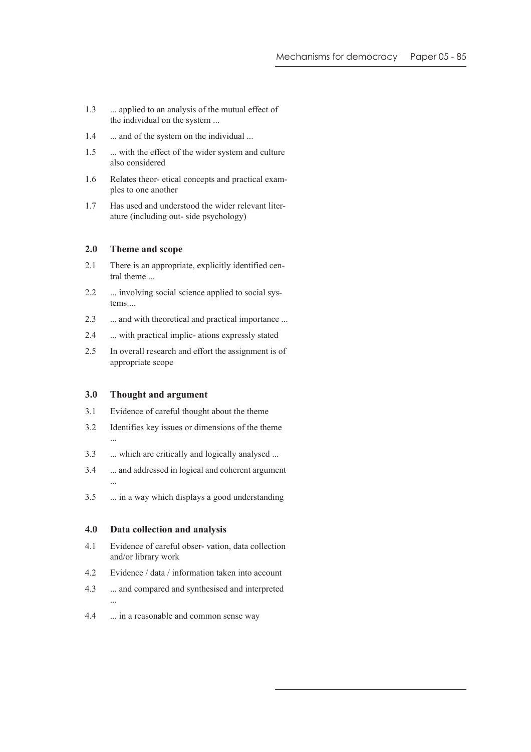1.3 ... applied to an analysis of the mutual effect of the individual on the system ...

1.4 ... and of the system on the individual ...

1.5 ... with the effect of the wider system and culture also considered

1.6 Relates theor- etical concepts and practical examples to one another

1.7 Has used and understood the wider relevant literature (including out- side psychology)

### 2.0 Theme and scope

2.1 There is an appropriate, explicitly identified central theme ...

2.2 ... involving social science applied to social systems ...

2.3 ... and with theoretical and practical importance ...

2.4 ... with practical implic- ations expressly stated

2.5 In overall research and effort the assignment is of appropriate scope

### 3.0 Thought and argument

3.1 Evidence of careful thought about the theme

3.2 Identifies key issues or dimensions of the theme ...

3.3 ... which are critically and logically analysed ...

3.4 ... and addressed in logical and coherent argument ...

3.5 ... in a way which displays a good understanding

### 4.0 Data collection and analysis

4.1 Evidence of careful obser- vation, data collection and/or library work

4.2 Evidence / data / information taken into account

4.3 ... and compared and synthesised and interpreted ...

4.4 ... in a reasonable and common sense way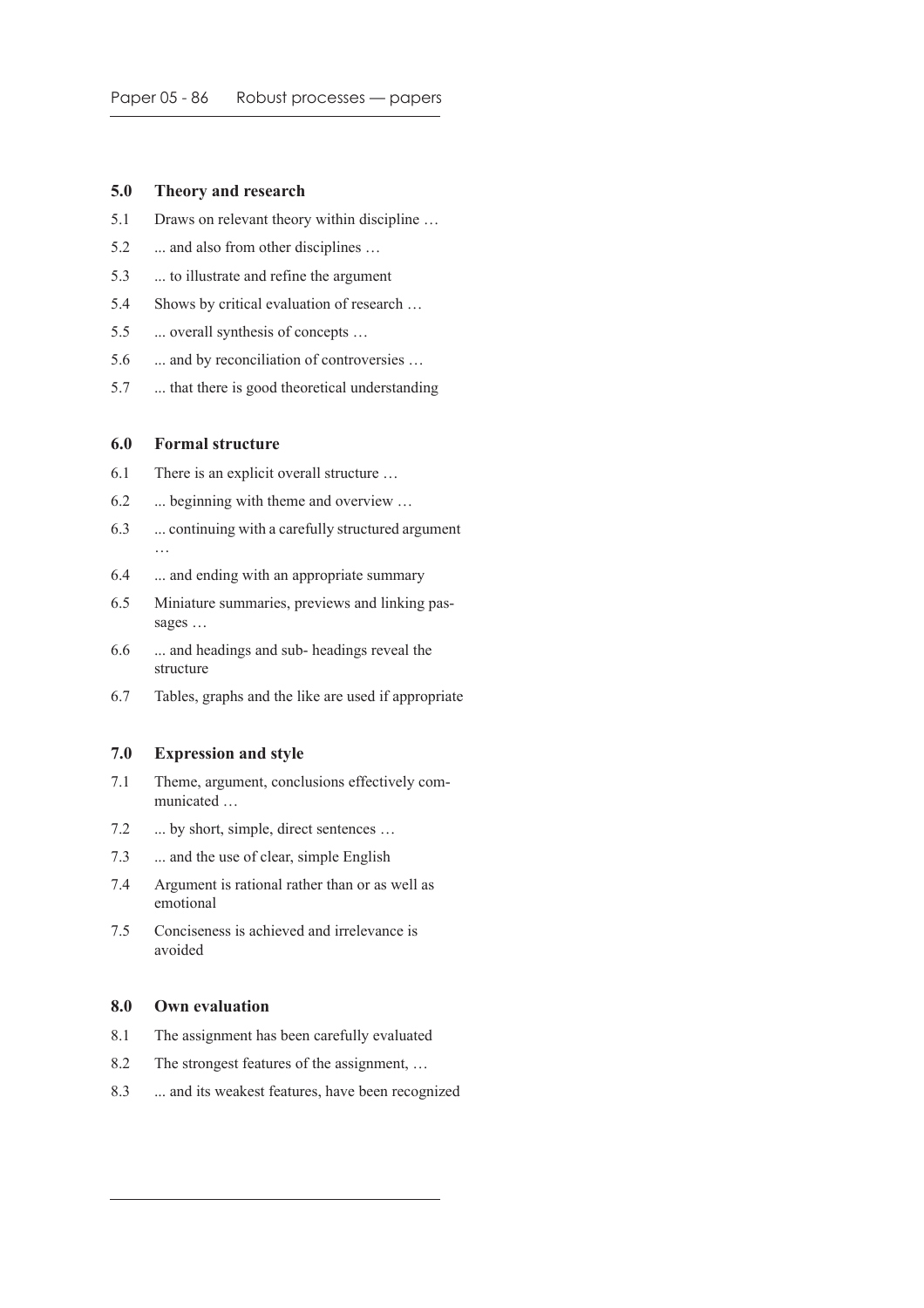## 5.0 Theory and research

5.1 Draws on relevant theory within discipline …

5.2 ... and also from other disciplines …

5.3 ... to illustrate and refine the argument

5.4 Shows by critical evaluation of research …

5.5 ... overall synthesis of concepts …

5.6 ... and by reconciliation of controversies …

5.7 ... that there is good theoretical understanding

## 6.0 Formal structure

6.1 There is an explicit overall structure …

6.2 ... beginning with theme and overview …

6.3 ... continuing with a carefully structured argument …

6.4 ... and ending with an appropriate summary

6.5 Miniature summaries, previews and linking passages …

6.6 ... and headings and sub- headings reveal the structure

6.7 Tables, graphs and the like are used if appropriate

## 7.0 Expression and style

7.1 Theme, argument, conclusions effectively communicated …

7.2 ... by short, simple, direct sentences …

7.3 ... and the use of clear, simple English

7.4 Argument is rational rather than or as well as emotional

7.5 Conciseness is achieved and irrelevance is avoided

## 8.0 Own evaluation

8.1 The assignment has been carefully evaluated

8.2 The strongest features of the assignment, …

8.3 ... and its weakest features, have been recognized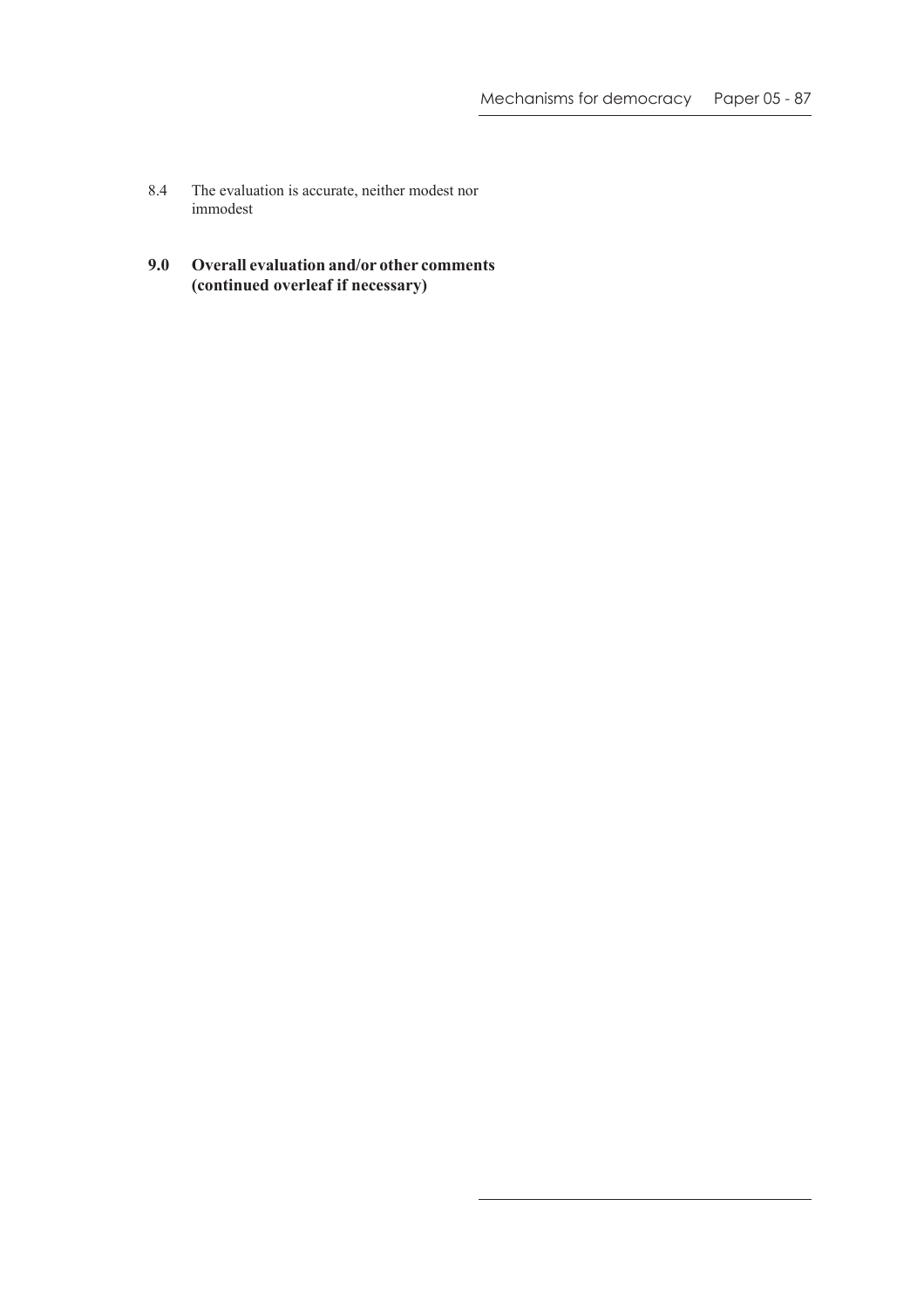8.4 The evaluation is accurate, neither modest nor immodest

**9.0 Overall evaluation and/or other comments (continued overleaf if necessary)**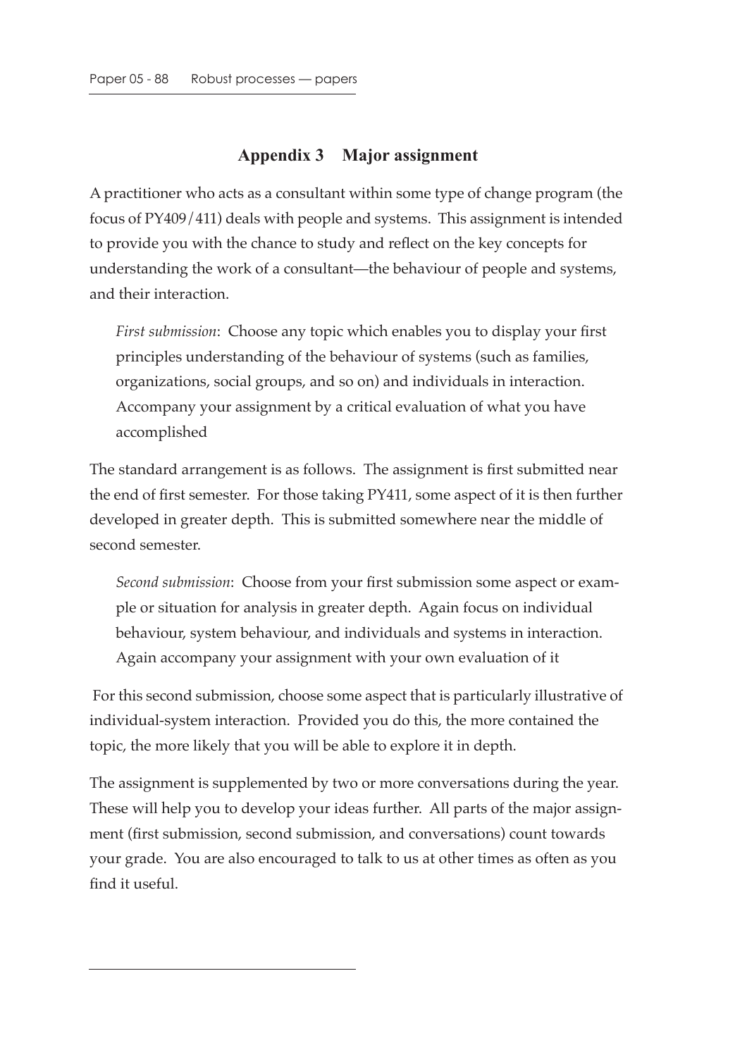## Appendix 3 Major assignment

A practitioner who acts as a consultant within some type of change program (the focus of PY409/411) deals with people and systems. This assignment is intended to provide you with the chance to study and reflect on the key concepts for understanding the work of a consultant—the behaviour of people and systems, and their interaction.

> *First submission*: Choose any topic which enables you to display your first principles understanding of the behaviour of systems (such as families, organizations, social groups, and so on) and individuals in interaction. Accompany your assignment by a critical evaluation of what you have accomplished

The standard arrangement is as follows. The assignment is first submitted near the end of first semester. For those taking PY411, some aspect of it is then further developed in greater depth. This is submitted somewhere near the middle of second semester.

> *Second submission*: Choose from your first submission some aspect or example or situation for analysis in greater depth. Again focus on individual behaviour, system behaviour, and individuals and systems in interaction. Again accompany your assignment with your own evaluation of it

For this second submission, choose some aspect that is particularly illustrative of individual-system interaction. Provided you do this, the more contained the topic, the more likely that you will be able to explore it in depth.

The assignment is supplemented by two or more conversations during the year. These will help you to develop your ideas further. All parts of the major assignment (first submission, second submission, and conversations) count towards your grade. You are also encouraged to talk to us at other times as often as you find it useful.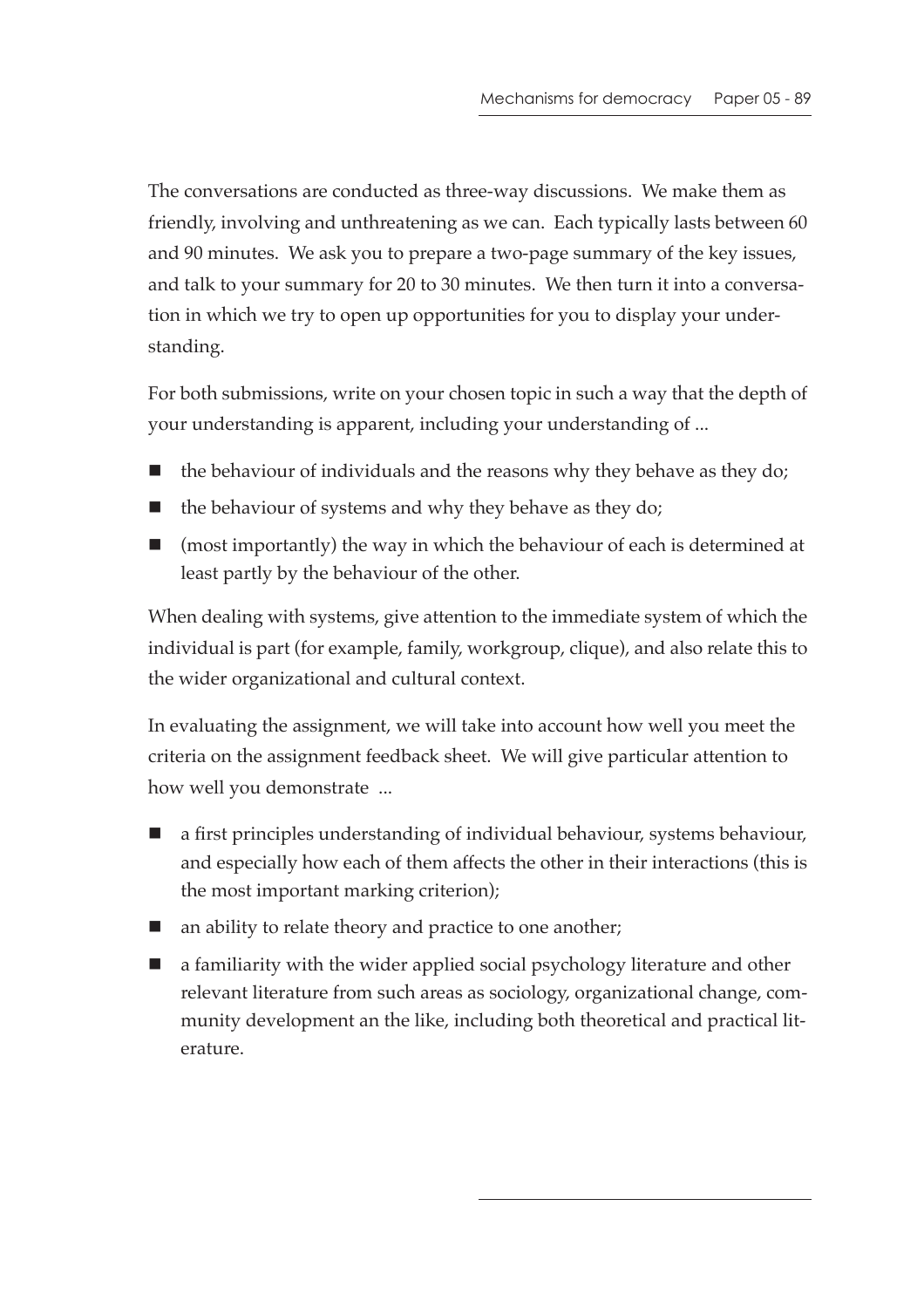The conversations are conducted as three-way discussions. We make them as friendly, involving and unthreatening as we can. Each typically lasts between 60 and 90 minutes. We ask you to prepare a two-page summary of the key issues, and talk to your summary for 20 to 30 minutes. We then turn it into a conversation in which we try to open up opportunities for you to display your understanding.

For both submissions, write on your chosen topic in such a way that the depth of your understanding is apparent, including your understanding of ...

- the behaviour of individuals and the reasons why they behave as they do;
- the behaviour of systems and why they behave as they do;
- (most importantly) the way in which the behaviour of each is determined at least partly by the behaviour of the other.

When dealing with systems, give attention to the immediate system of which the individual is part (for example, family, workgroup, clique), and also relate this to the wider organizational and cultural context.

In evaluating the assignment, we will take into account how well you meet the criteria on the assignment feedback sheet. We will give particular attention to how well you demonstrate ...

- a first principles understanding of individual behaviour, systems behaviour, and especially how each of them affects the other in their interactions (this is the most important marking criterion);
- an ability to relate theory and practice to one another;
- a familiarity with the wider applied social psychology literature and other relevant literature from such areas as sociology, organizational change, community development an the like, including both theoretical and practical literature.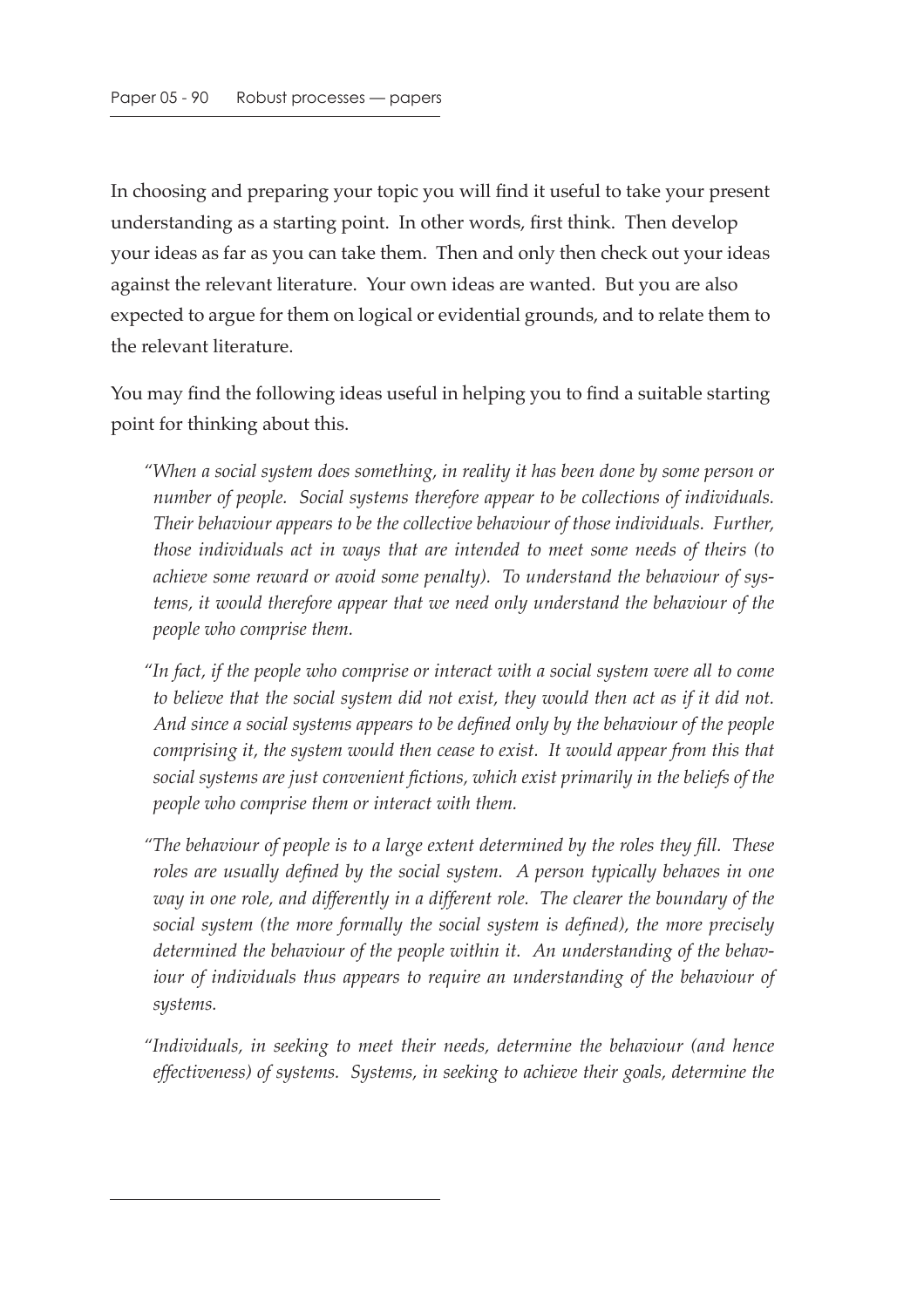In choosing and preparing your topic you will find it useful to take your present understanding as a starting point. In other words, first think. Then develop your ideas as far as you can take them. Then and only then check out your ideas against the relevant literature. Your own ideas are wanted. But you are also expected to argue for them on logical or evidential grounds, and to relate them to the relevant literature.

You may find the following ideas useful in helping you to find a suitable starting point for thinking about this.

> *"When a social system does something, in reality it has been done by some person or number of people. Social systems therefore appear to be collections of individuals. Their behaviour appears to be the collective behaviour of those individuals. Further, those individuals act in ways that are intended to meet some needs of theirs (to achieve some reward or avoid some penalty). To understand the behaviour of systems, it would therefore appear that we need only understand the behaviour of the people who comprise them.*
>
> *"In fact, if the people who comprise or interact with a social system were all to come to believe that the social system did not exist, they would then act as if it did not. And since a social systems appears to be defined only by the behaviour of the people comprising it, the system would then cease to exist. It would appear from this that social systems are just convenient fictions, which exist primarily in the beliefs of the people who comprise them or interact with them.*
>
> *"The behaviour of people is to a large extent determined by the roles they fill. These roles are usually defined by the social system. A person typically behaves in one way in one role, and differently in a different role. The clearer the boundary of the social system (the more formally the social system is defined), the more precisely determined the behaviour of the people within it. An understanding of the behaviour of individuals thus appears to require an understanding of the behaviour of systems.*
>
> *"Individuals, in seeking to meet their needs, determine the behaviour (and hence effectiveness) of systems. Systems, in seeking to achieve their goals, determine the*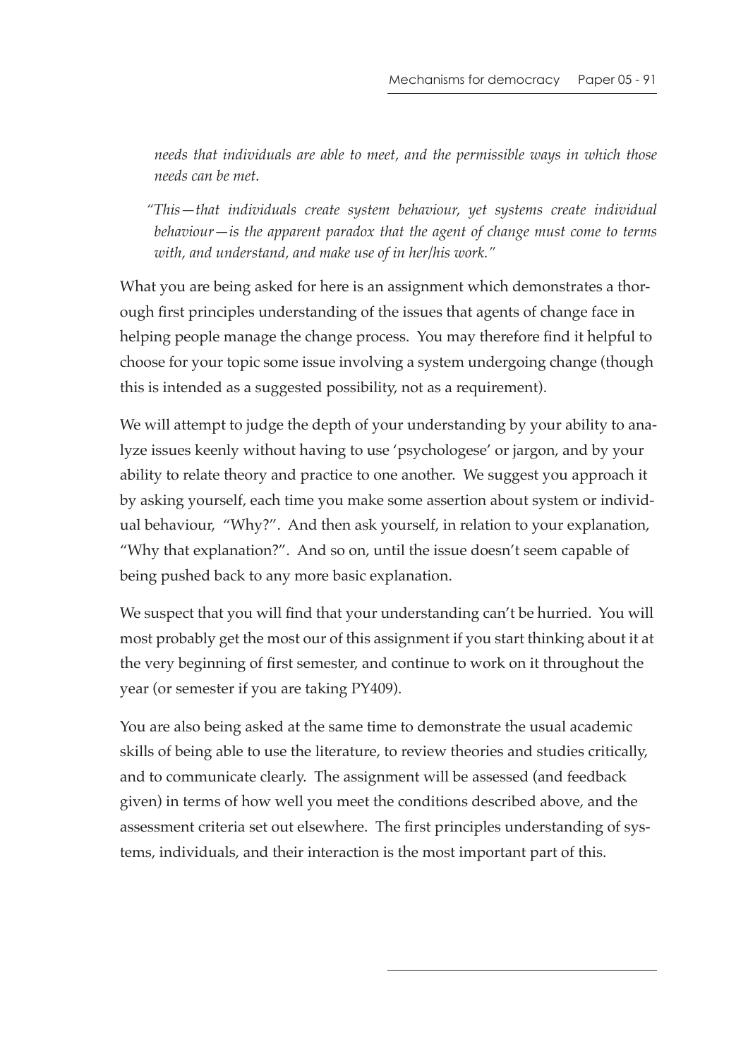*needs that individuals are able to meet, and the permissible ways in which those needs can be met.*

*"This—that individuals create system behaviour, yet systems create individual behaviour—is the apparent paradox that the agent of change must come to terms with, and understand, and make use of in her/his work."*

What you are being asked for here is an assignment which demonstrates a thorough first principles understanding of the issues that agents of change face in helping people manage the change process. You may therefore find it helpful to choose for your topic some issue involving a system undergoing change (though this is intended as a suggested possibility, not as a requirement).

We will attempt to judge the depth of your understanding by your ability to analyze issues keenly without having to use 'psychologese' or jargon, and by your ability to relate theory and practice to one another. We suggest you approach it by asking yourself, each time you make some assertion about system or individual behaviour, "Why?". And then ask yourself, in relation to your explanation, "Why that explanation?". And so on, until the issue doesn't seem capable of being pushed back to any more basic explanation.

We suspect that you will find that your understanding can't be hurried. You will most probably get the most our of this assignment if you start thinking about it at the very beginning of first semester, and continue to work on it throughout the year (or semester if you are taking PY409).

You are also being asked at the same time to demonstrate the usual academic skills of being able to use the literature, to review theories and studies critically, and to communicate clearly. The assignment will be assessed (and feedback given) in terms of how well you meet the conditions described above, and the assessment criteria set out elsewhere. The first principles understanding of systems, individuals, and their interaction is the most important part of this.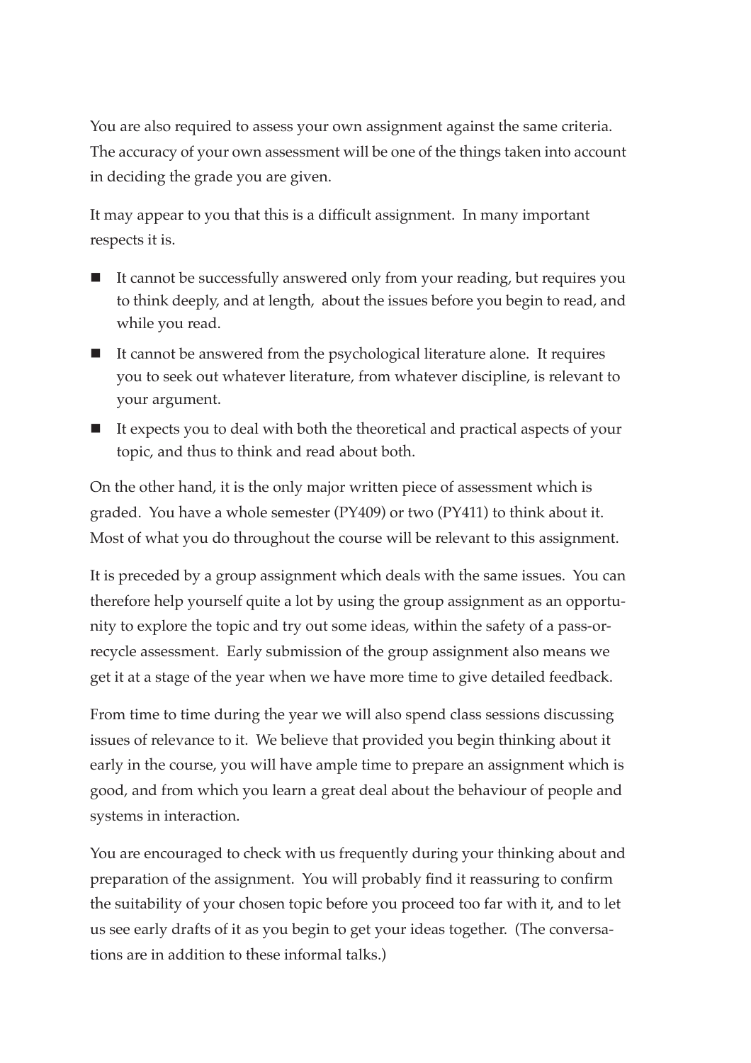You are also required to assess your own assignment against the same criteria. The accuracy of your own assessment will be one of the things taken into account in deciding the grade you are given.

It may appear to you that this is a difficult assignment. In many important respects it is.

- It cannot be successfully answered only from your reading, but requires you to think deeply, and at length, about the issues before you begin to read, and while you read.
- It cannot be answered from the psychological literature alone. It requires you to seek out whatever literature, from whatever discipline, is relevant to your argument.
- It expects you to deal with both the theoretical and practical aspects of your topic, and thus to think and read about both.

On the other hand, it is the only major written piece of assessment which is graded. You have a whole semester (PY409) or two (PY411) to think about it. Most of what you do throughout the course will be relevant to this assignment.

It is preceded by a group assignment which deals with the same issues. You can therefore help yourself quite a lot by using the group assignment as an opportunity to explore the topic and try out some ideas, within the safety of a pass-or-recycle assessment. Early submission of the group assignment also means we get it at a stage of the year when we have more time to give detailed feedback.

From time to time during the year we will also spend class sessions discussing issues of relevance to it. We believe that provided you begin thinking about it early in the course, you will have ample time to prepare an assignment which is good, and from which you learn a great deal about the behaviour of people and systems in interaction.

You are encouraged to check with us frequently during your thinking about and preparation of the assignment. You will probably find it reassuring to confirm the suitability of your chosen topic before you proceed too far with it, and to let us see early drafts of it as you begin to get your ideas together. (The conversations are in addition to these informal talks.)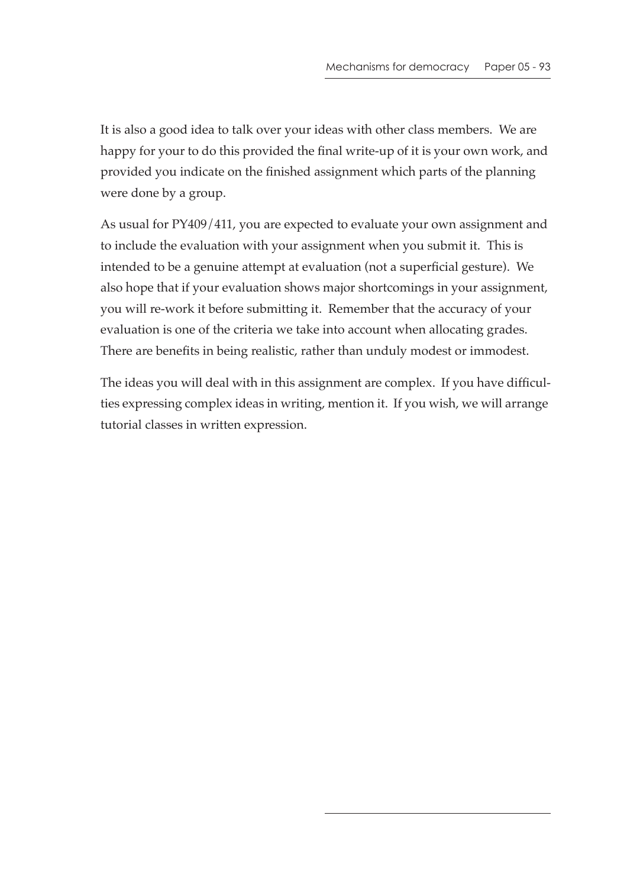It is also a good idea to talk over your ideas with other class members. We are happy for your to do this provided the final write-up of it is your own work, and provided you indicate on the finished assignment which parts of the planning were done by a group.

As usual for PY409/411, you are expected to evaluate your own assignment and to include the evaluation with your assignment when you submit it. This is intended to be a genuine attempt at evaluation (not a superficial gesture). We also hope that if your evaluation shows major shortcomings in your assignment, you will re-work it before submitting it. Remember that the accuracy of your evaluation is one of the criteria we take into account when allocating grades. There are benefits in being realistic, rather than unduly modest or immodest.

The ideas you will deal with in this assignment are complex. If you have difficulties expressing complex ideas in writing, mention it. If you wish, we will arrange tutorial classes in written expression.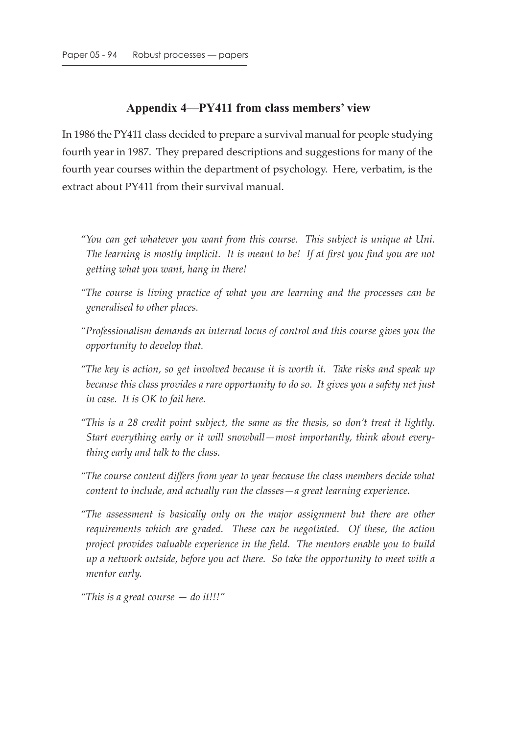## Appendix 4—PY411 from class members' view

In 1986 the PY411 class decided to prepare a survival manual for people studying fourth year in 1987. They prepared descriptions and suggestions for many of the fourth year courses within the department of psychology. Here, verbatim, is the extract about PY411 from their survival manual.

*"You can get whatever you want from this course. This subject is unique at Uni. The learning is mostly implicit. It is meant to be! If at first you find you are not getting what you want, hang in there!*

*"The course is living practice of what you are learning and the processes can be generalised to other places.*

*"Professionalism demands an internal locus of control and this course gives you the opportunity to develop that.*

*"The key is action, so get involved because it is worth it. Take risks and speak up because this class provides a rare opportunity to do so. It gives you a safety net just in case. It is OK to fail here.*

*"This is a 28 credit point subject, the same as the thesis, so don't treat it lightly. Start everything early or it will snowball—most importantly, think about everything early and talk to the class.*

*"The course content differs from year to year because the class members decide what content to include, and actually run the classes—a great learning experience.*

*"The assessment is basically only on the major assignment but there are other requirements which are graded. These can be negotiated. Of these, the action project provides valuable experience in the field. The mentors enable you to build up a network outside, before you act there. So take the opportunity to meet with a mentor early.*

*"This is a great course — do it!!!"*